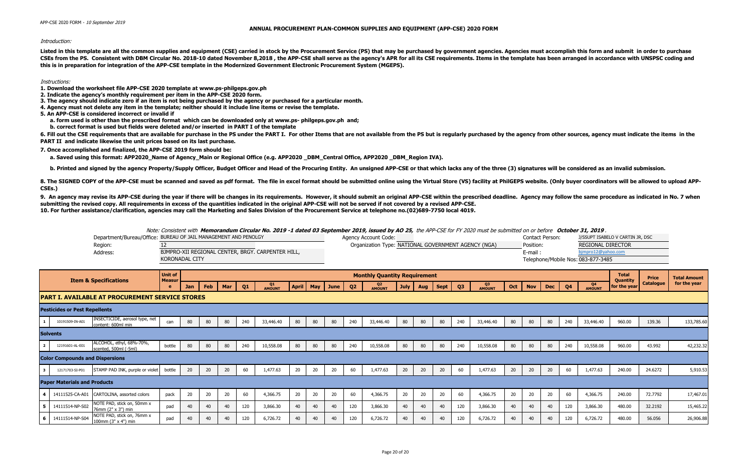APP-CSE 2020 FORM - *10 September 2019*

# ANNUAL PROCUREMENT PLAN-COMMON SUPPLIES AND EQUIPMENT (APP-CSE) 2020 FORM

*Introduction:*

**Listed in this template are all the common supplies and equipment (CSE) carried in stock by the Procurement Service (PS) that may be purchased by government agencies. Agencies must accomplish this form and submit in order to purchase CSEs from the PS. Consistent with DBM Circular No. 2018-10 dated November 8,2018 , the APP-CSE shall serve as the agency's APR for all its CSE requirements. Items in the template has been arranged in accordance with UNSPSC coding and this is in preparation for integration of the APP-CSE template in the Modernized Government Electronic Procurement System (MGEPS).**

*Instructions:*

**1. Download the worksheet file APP-CSE 2020 template at www.ps-philgeps.gov.ph**

**2. Indicate the agency's monthly requirement per item in the APP-CSE 2020 form.**

**3. The agency should indicate zero if an item is not being purchased by the agency or purchased for a particular month.**

**4. Agency must not delete any item in the template; neither should it include line items or revise the template.**

**5. An APP-CSE is considered incorrect or invalid if**

**a. form used is other than the prescribed format which can be downloaded only at www.ps- philgeps.gov.ph and;**

**b. correct format is used but fields were deleted and/or inserted in PART I of the template**

**6. Fill out the CSE requirements that are available for purchase in the PS under the PART I. For other Items that are not available from the PS but is regularly purchased by the agency from other sources, agency must indicate the items in the PART II and indicate likewise the unit prices based on its last purchase.**

**7. Once accomplished and finalized, the APP-CSE 2019 form should be:**

**a. Saved using this format: APP2020_Name of Agency_Main or Regional Office (e.g. APP2020 _DBM_Central Office, APP2020 _DBM_Region IVA).**

**b. Printed and signed by the agency Property/Supply Officer, Budget Officer and Head of the Procuring Entity. An unsigned APP-CSE or that which lacks any of the three (3) signatures will be considered as an invalid submission.**

**8. The SIGNED COPY of the APP-CSE must be scanned and saved as pdf format. The file in excel format should be submitted online using the Virtual Store (VS) facility at PhilGEPS website. (Only buyer coordinators will be allowed to upload APP-CSEs.)**

**9. An agency may revise its APP-CSE during the year if there will be changes in its requirements. However, it should submit an original APP-CSE within the prescribed deadline. Agency may follow the same procedure as indicated in No. 7 when submitting the revised copy. All requirements in excess of the quantities indicated in the original APP-CSE will not be served if not covered by a revised APP-CSE.**

**10. For further assistance/clarification, agencies may call the Marketing and Sales Division of the Procurement Service at telephone no.(02)689-7750 local 4019.**

*Note: Consistent with* ***Memorandum Circular No. 2019 -1 dated 03 September 2019, issued by AO 25,*** *the APP-CSE for FY 2020 must be submitted on or before* ***October 31, 2019****.*

Department/Bureau/Office: BUREAU OF JAIL MANAGEMENT AND PENOLGY
Region: 12
Address: BJMPRO-XII REGIONAL CENTER, BRGY. CARPENTER HILL, KORONADAL CITY

Agency Account Code:
Organization Type: NATIONAL GOVERNMENT AGENCY (NGA)

Contact Person: J/SSUPT ISABELO V CARTIN JR, DSC
Position: REGIONAL DIRECTOR
E-mail : bjmpro12@yahoo.com
Telephone/Mobile Nos: 083-877-3485

| | Item & Specifications | | Unit of Measure | Monthly Quantity Requirement | | | | | | | | | | | | | | | | | | | | Total Quantity for the year | Price Catalogue | Total Amount for the year |
|---|---|---|---|---|---|---|---|---|---|---|---|---|---|---|---|---|---|---|---|---|---|---|---|---|---|---|
| | | | | Jan | Feb | Mar | Q1 | Q1 AMOUNT | April | May | June | Q2 | Q2 AMOUNT | July | Aug | Sept | Q3 | Q3 AMOUNT | Oct | Nov | Dec | Q4 | Q4 AMOUNT | | | |
| **PART I. AVAILABLE AT PROCUREMENT SERVICE STORES** | | | | | | | | | | | | | | | | | | | | | | | | | | |
| **Pesticides or Pest Repellents** | | | | | | | | | | | | | | | | | | | | | | | | | | |
| 1 | 10191509-IN-A01 | INSECTICIDE, aerosol type, net content: 600ml min | can | 80 | 80 | 80 | 240 | 33,446.40 | 80 | 80 | 80 | 240 | 33,446.40 | 80 | 80 | 80 | 240 | 33,446.40 | 80 | 80 | 80 | 240 | 33,446.40 | 960.00 | 139.36 | 133,785.60 |
| **Solvents** | | | | | | | | | | | | | | | | | | | | | | | | | | |
| 2 | 12191601-AL-E01 | ALCOHOL, ethyl, 68%-70%, scented, 500ml (-5ml) | bottle | 80 | 80 | 80 | 240 | 10,558.08 | 80 | 80 | 80 | 240 | 10,558.08 | 80 | 80 | 80 | 240 | 10,558.08 | 80 | 80 | 80 | 240 | 10,558.08 | 960.00 | 43.992 | 42,232.32 |
| **Color Compounds and Dispersions** | | | | | | | | | | | | | | | | | | | | | | | | | | |
| 3 | 12171703-SI-P01 | STAMP PAD INK, purple or violet | bottle | 20 | 20 | 20 | 60 | 1,477.63 | 20 | 20 | 20 | 60 | 1,477.63 | 20 | 20 | 20 | 60 | 1,477.63 | 20 | 20 | 20 | 60 | 1,477.63 | 240.00 | 24.6272 | 5,910.53 |
| **Paper Materials and Products** | | | | | | | | | | | | | | | | | | | | | | | | | | |
| 4 | 14111525-CA-A01 | CARTOLINA, assorted colors | pack | 20 | 20 | 20 | 60 | 4,366.75 | 20 | 20 | 20 | 60 | 4,366.75 | 20 | 20 | 20 | 60 | 4,366.75 | 20 | 20 | 20 | 60 | 4,366.75 | 240.00 | 72.7792 | 17,467.01 |
| 5 | 14111514-NP-S02 | NOTE PAD, stick on, 50mm x 76mm (2" x 3") min | pad | 40 | 40 | 40 | 120 | 3,866.30 | 40 | 40 | 40 | 120 | 3,866.30 | 40 | 40 | 40 | 120 | 3,866.30 | 40 | 40 | 40 | 120 | 3,866.30 | 480.00 | 32.2192 | 15,465.22 |
| 6 | 14111514-NP-S04 | NOTE PAD, stick on, 76mm x 100mm (3" x 4") min | pad | 40 | 40 | 40 | 120 | 6,726.72 | 40 | 40 | 40 | 120 | 6,726.72 | 40 | 40 | 40 | 120 | 6,726.72 | 40 | 40 | 40 | 120 | 6,726.72 | 480.00 | 56.056 | 26,906.88 |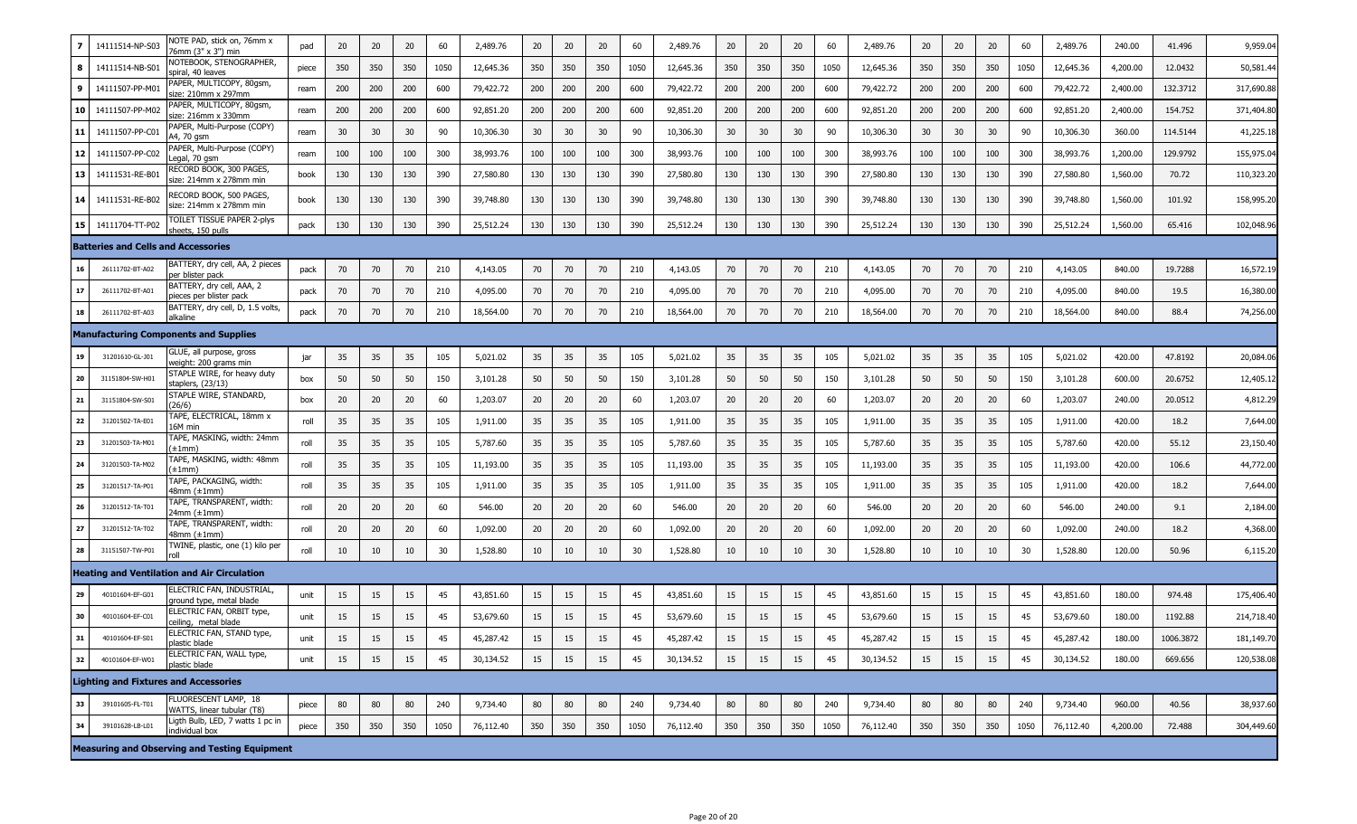| 7 | 14111514-NP-S03 | NOTE PAD, stick on, 76mm x 76mm (3" x 3") min | pad | 20 | 20 | 20 | 60 | 2,489.76 | 20 | 20 | 20 | 60 | 2,489.76 | 20 | 20 | 20 | 60 | 2,489.76 | 20 | 20 | 20 | 60 | 2,489.76 | 240.00 | 41.496 | 9,959.04 |
|---|---|---|---|---|---|---|---|---|---|---|---|---|---|---|---|---|---|---|---|---|---|---|---|---|---|---|
| 8 | 14111514-NB-S01 | NOTEBOOK, STENOGRAPHER, spiral, 40 leaves | piece | 350 | 350 | 350 | 1050 | 12,645.36 | 350 | 350 | 350 | 1050 | 12,645.36 | 350 | 350 | 350 | 1050 | 12,645.36 | 350 | 350 | 350 | 1050 | 12,645.36 | 4,200.00 | 12.0432 | 50,581.44 |
| 9 | 14111507-PP-M01 | PAPER, MULTICOPY, 80gsm, size: 210mm x 297mm | ream | 200 | 200 | 200 | 600 | 79,422.72 | 200 | 200 | 200 | 600 | 79,422.72 | 200 | 200 | 200 | 600 | 79,422.72 | 200 | 200 | 200 | 600 | 79,422.72 | 2,400.00 | 132.3712 | 317,690.88 |
| 10 | 14111507-PP-M02 | PAPER, MULTICOPY, 80gsm, size: 216mm x 330mm | ream | 200 | 200 | 200 | 600 | 92,851.20 | 200 | 200 | 200 | 600 | 92,851.20 | 200 | 200 | 200 | 600 | 92,851.20 | 200 | 200 | 200 | 600 | 92,851.20 | 2,400.00 | 154.752 | 371,404.80 |
| 11 | 14111507-PP-C01 | PAPER, Multi-Purpose (COPY) A4, 70 gsm | ream | 30 | 30 | 30 | 90 | 10,306.30 | 30 | 30 | 30 | 90 | 10,306.30 | 30 | 30 | 30 | 90 | 10,306.30 | 30 | 30 | 30 | 90 | 10,306.30 | 360.00 | 114.5144 | 41,225.18 |
| 12 | 14111507-PP-C02 | PAPER, Multi-Purpose (COPY) Legal, 70 gsm | ream | 100 | 100 | 100 | 300 | 38,993.76 | 100 | 100 | 100 | 300 | 38,993.76 | 100 | 100 | 100 | 300 | 38,993.76 | 100 | 100 | 100 | 300 | 38,993.76 | 1,200.00 | 129.9792 | 155,975.04 |
| 13 | 14111531-RE-B01 | RECORD BOOK, 300 PAGES, size: 214mm x 278mm min | book | 130 | 130 | 130 | 390 | 27,580.80 | 130 | 130 | 130 | 390 | 27,580.80 | 130 | 130 | 130 | 390 | 27,580.80 | 130 | 130 | 130 | 390 | 27,580.80 | 1,560.00 | 70.72 | 110,323.20 |
| 14 | 14111531-RE-B02 | RECORD BOOK, 500 PAGES, size: 214mm x 278mm min | book | 130 | 130 | 130 | 390 | 39,748.80 | 130 | 130 | 130 | 390 | 39,748.80 | 130 | 130 | 130 | 390 | 39,748.80 | 130 | 130 | 130 | 390 | 39,748.80 | 1,560.00 | 101.92 | 158,995.20 |
| 15 | 14111704-TT-P02 | TOILET TISSUE PAPER 2-plys sheets, 150 pulls | pack | 130 | 130 | 130 | 390 | 25,512.24 | 130 | 130 | 130 | 390 | 25,512.24 | 130 | 130 | 130 | 390 | 25,512.24 | 130 | 130 | 130 | 390 | 25,512.24 | 1,560.00 | 65.416 | 102,048.96 |
| **Batteries and Cells and Accessories** | | | | | | | | | | | | | | | | | | | | | | | | | | |
| 16 | 26111702-BT-A02 | BATTERY, dry cell, AA, 2 pieces per blister pack | pack | 70 | 70 | 70 | 210 | 4,143.05 | 70 | 70 | 70 | 210 | 4,143.05 | 70 | 70 | 70 | 210 | 4,143.05 | 70 | 70 | 70 | 210 | 4,143.05 | 840.00 | 19.7288 | 16,572.19 |
| 17 | 26111702-BT-A01 | BATTERY, dry cell, AAA, 2 pieces per blister pack | pack | 70 | 70 | 70 | 210 | 4,095.00 | 70 | 70 | 70 | 210 | 4,095.00 | 70 | 70 | 70 | 210 | 4,095.00 | 70 | 70 | 70 | 210 | 4,095.00 | 840.00 | 19.5 | 16,380.00 |
| 18 | 26111702-BT-A03 | BATTERY, dry cell, D, 1.5 volts, alkaline | pack | 70 | 70 | 70 | 210 | 18,564.00 | 70 | 70 | 70 | 210 | 18,564.00 | 70 | 70 | 70 | 210 | 18,564.00 | 70 | 70 | 70 | 210 | 18,564.00 | 840.00 | 88.4 | 74,256.00 |
| **Manufacturing Components and Supplies** | | | | | | | | | | | | | | | | | | | | | | | | | | |
| 19 | 31201610-GL-J01 | GLUE, all purpose, gross weight: 200 grams min | jar | 35 | 35 | 35 | 105 | 5,021.02 | 35 | 35 | 35 | 105 | 5,021.02 | 35 | 35 | 35 | 105 | 5,021.02 | 35 | 35 | 35 | 105 | 5,021.02 | 420.00 | 47.8192 | 20,084.06 |
| 20 | 31151804-SW-H01 | STAPLE WIRE, for heavy duty staplers, (23/13) | box | 50 | 50 | 50 | 150 | 3,101.28 | 50 | 50 | 50 | 150 | 3,101.28 | 50 | 50 | 50 | 150 | 3,101.28 | 50 | 50 | 50 | 150 | 3,101.28 | 600.00 | 20.6752 | 12,405.12 |
| 21 | 31151804-SW-S01 | STAPLE WIRE, STANDARD, (26/6) | box | 20 | 20 | 20 | 60 | 1,203.07 | 20 | 20 | 20 | 60 | 1,203.07 | 20 | 20 | 20 | 60 | 1,203.07 | 20 | 20 | 20 | 60 | 1,203.07 | 240.00 | 20.0512 | 4,812.29 |
| 22 | 31201502-TA-E01 | TAPE, ELECTRICAL, 18mm x 16M min | roll | 35 | 35 | 35 | 105 | 1,911.00 | 35 | 35 | 35 | 105 | 1,911.00 | 35 | 35 | 35 | 105 | 1,911.00 | 35 | 35 | 35 | 105 | 1,911.00 | 420.00 | 18.2 | 7,644.00 |
| 23 | 31201503-TA-M01 | TAPE, MASKING, width: 24mm (±1mm) | roll | 35 | 35 | 35 | 105 | 5,787.60 | 35 | 35 | 35 | 105 | 5,787.60 | 35 | 35 | 35 | 105 | 5,787.60 | 35 | 35 | 35 | 105 | 5,787.60 | 420.00 | 55.12 | 23,150.40 |
| 24 | 31201503-TA-M02 | TAPE, MASKING, width: 48mm (±1mm) | roll | 35 | 35 | 35 | 105 | 11,193.00 | 35 | 35 | 35 | 105 | 11,193.00 | 35 | 35 | 35 | 105 | 11,193.00 | 35 | 35 | 35 | 105 | 11,193.00 | 420.00 | 106.6 | 44,772.00 |
| 25 | 31201517-TA-P01 | TAPE, PACKAGING, width: 48mm (±1mm) | roll | 35 | 35 | 35 | 105 | 1,911.00 | 35 | 35 | 35 | 105 | 1,911.00 | 35 | 35 | 35 | 105 | 1,911.00 | 35 | 35 | 35 | 105 | 1,911.00 | 420.00 | 18.2 | 7,644.00 |
| 26 | 31201512-TA-T01 | TAPE, TRANSPARENT, width: 24mm (±1mm) | roll | 20 | 20 | 20 | 60 | 546.00 | 20 | 20 | 20 | 60 | 546.00 | 20 | 20 | 20 | 60 | 546.00 | 20 | 20 | 20 | 60 | 546.00 | 240.00 | 9.1 | 2,184.00 |
| 27 | 31201512-TA-T02 | TAPE, TRANSPARENT, width: 48mm (±1mm) | roll | 20 | 20 | 20 | 60 | 1,092.00 | 20 | 20 | 20 | 60 | 1,092.00 | 20 | 20 | 20 | 60 | 1,092.00 | 20 | 20 | 20 | 60 | 1,092.00 | 240.00 | 18.2 | 4,368.00 |
| 28 | 31151507-TW-P01 | TWINE, plastic, one (1) kilo per roll | roll | 10 | 10 | 10 | 30 | 1,528.80 | 10 | 10 | 10 | 30 | 1,528.80 | 10 | 10 | 10 | 30 | 1,528.80 | 10 | 10 | 10 | 30 | 1,528.80 | 120.00 | 50.96 | 6,115.20 |
| **Heating and Ventilation and Air Circulation** | | | | | | | | | | | | | | | | | | | | | | | | | | |
| 29 | 40101604-EF-G01 | ELECTRIC FAN, INDUSTRIAL, ground type, metal blade | unit | 15 | 15 | 15 | 45 | 43,851.60 | 15 | 15 | 15 | 45 | 43,851.60 | 15 | 15 | 15 | 45 | 43,851.60 | 15 | 15 | 15 | 45 | 43,851.60 | 180.00 | 974.48 | 175,406.40 |
| 30 | 40101604-EF-C01 | ELECTRIC FAN, ORBIT type, ceiling, metal blade | unit | 15 | 15 | 15 | 45 | 53,679.60 | 15 | 15 | 15 | 45 | 53,679.60 | 15 | 15 | 15 | 45 | 53,679.60 | 15 | 15 | 15 | 45 | 53,679.60 | 180.00 | 1192.88 | 214,718.40 |
| 31 | 40101604-EF-S01 | ELECTRIC FAN, STAND type, plastic blade | unit | 15 | 15 | 15 | 45 | 45,287.42 | 15 | 15 | 15 | 45 | 45,287.42 | 15 | 15 | 15 | 45 | 45,287.42 | 15 | 15 | 15 | 45 | 45,287.42 | 180.00 | 1006.3872 | 181,149.70 |
| 32 | 40101604-EF-W01 | ELECTRIC FAN, WALL type, plastic blade | unit | 15 | 15 | 15 | 45 | 30,134.52 | 15 | 15 | 15 | 45 | 30,134.52 | 15 | 15 | 15 | 45 | 30,134.52 | 15 | 15 | 15 | 45 | 30,134.52 | 180.00 | 669.656 | 120,538.08 |
| **Lighting and Fixtures and Accessories** | | | | | | | | | | | | | | | | | | | | | | | | | | |
| 33 | 39101605-FL-T01 | FLUORESCENT LAMP, 18 WATTS, linear tubular (T8) | piece | 80 | 80 | 80 | 240 | 9,734.40 | 80 | 80 | 80 | 240 | 9,734.40 | 80 | 80 | 80 | 240 | 9,734.40 | 80 | 80 | 80 | 240 | 9,734.40 | 960.00 | 40.56 | 38,937.60 |
| 34 | 39101628-LB-L01 | Ligth Bulb, LED, 7 watts 1 pc in individual box | piece | 350 | 350 | 350 | 1050 | 76,112.40 | 350 | 350 | 350 | 1050 | 76,112.40 | 350 | 350 | 350 | 1050 | 76,112.40 | 350 | 350 | 350 | 1050 | 76,112.40 | 4,200.00 | 72.488 | 304,449.60 |
| **Measuring and Observing and Testing Equipment** | | | | | | | | | | | | | | | | | | | | | | | | | | |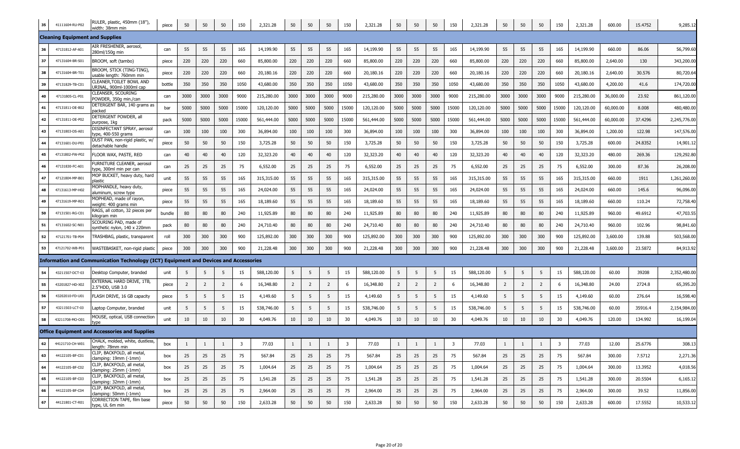| 35 | 41111604-RU-P02 | RULER, plastic, 450mm (18"), width: 38mm min | piece | 50 | 50 | 50 | 150 | 2,321.28 | 50 | 50 | 50 | 150 | 2,321.28 | 50 | 50 | 50 | 150 | 2,321.28 | 50 | 50 | 50 | 150 | 2,321.28 | 600.00 | 15.4752 | 9,285.12 |
|---|---|---|---|---|---|---|---|---|---|---|---|---|---|---|---|---|---|---|---|---|---|---|---|---|---|---|
| **Cleaning Equipment and Supplies** | | | | | | | | | | | | | | | | | | | | | | | | | | |
| 36 | 47131812-AF-A01 | AIR FRESHENER, aerosol, 280ml/150g min | can | 55 | 55 | 55 | 165 | 14,199.90 | 55 | 55 | 55 | 165 | 14,199.90 | 55 | 55 | 55 | 165 | 14,199.90 | 55 | 55 | 55 | 165 | 14,199.90 | 660.00 | 86.06 | 56,799.60 |
| 37 | 47131604-BR-S01 | BROOM, soft (tambo) | piece | 220 | 220 | 220 | 660 | 85,800.00 | 220 | 220 | 220 | 660 | 85,800.00 | 220 | 220 | 220 | 660 | 85,800.00 | 220 | 220 | 220 | 660 | 85,800.00 | 2,640.00 | 130 | 343,200.00 |
| 38 | 47131604-BR-T01 | BROOM, STICK (TING-TING), usable length: 760mm min | piece | 220 | 220 | 220 | 660 | 20,180.16 | 220 | 220 | 220 | 660 | 20,180.16 | 220 | 220 | 220 | 660 | 20,180.16 | 220 | 220 | 220 | 660 | 20,180.16 | 2,640.00 | 30.576 | 80,720.64 |
| 39 | 47131829-TB-C01 | CLEANER,TOILET BOWL AND URINAL, 900ml-1000ml cap | bottle | 350 | 350 | 350 | 1050 | 43,680.00 | 350 | 350 | 350 | 1050 | 43,680.00 | 350 | 350 | 350 | 1050 | 43,680.00 | 350 | 350 | 350 | 1050 | 43,680.00 | 4,200.00 | 41.6 | 174,720.00 |
| 40 | 47131805-CL-P01 | CLEANSER, SCOURING POWDER, 350g min./can | can | 3000 | 3000 | 3000 | 9000 | 215,280.00 | 3000 | 3000 | 3000 | 9000 | 215,280.00 | 3000 | 3000 | 3000 | 9000 | 215,280.00 | 3000 | 3000 | 3000 | 9000 | 215,280.00 | 36,000.00 | 23.92 | 861,120.00 |
| 41 | 47131811-DE-B02 | DETERGENT BAR, 140 grams as packed | bar | 5000 | 5000 | 5000 | 15000 | 120,120.00 | 5000 | 5000 | 5000 | 15000 | 120,120.00 | 5000 | 5000 | 5000 | 15000 | 120,120.00 | 5000 | 5000 | 5000 | 15000 | 120,120.00 | 60,000.00 | 8.008 | 480,480.00 |
| 42 | 47131811-DE-P02 | DETERGENT POWDER, all purpose, 1kg | pack | 5000 | 5000 | 5000 | 15000 | 561,444.00 | 5000 | 5000 | 5000 | 15000 | 561,444.00 | 5000 | 5000 | 5000 | 15000 | 561,444.00 | 5000 | 5000 | 5000 | 15000 | 561,444.00 | 60,000.00 | 37.4296 | 2,245,776.00 |
| 43 | 47131803-DS-A01 | DISINFECTANT SPRAY, aerosol type, 400-550 grams | can | 100 | 100 | 100 | 300 | 36,894.00 | 100 | 100 | 100 | 300 | 36,894.00 | 100 | 100 | 100 | 300 | 36,894.00 | 100 | 100 | 100 | 300 | 36,894.00 | 1,200.00 | 122.98 | 147,576.00 |
| 44 | 47131601-DU-P01 | DUST PAN, non-rigid plastic, w/ detachable handle | piece | 50 | 50 | 50 | 150 | 3,725.28 | 50 | 50 | 50 | 150 | 3,725.28 | 50 | 50 | 50 | 150 | 3,725.28 | 50 | 50 | 50 | 150 | 3,725.28 | 600.00 | 24.8352 | 14,901.12 |
| 45 | 47131802-FW-P02 | FLOOR WAX, PASTE, RED | can | 40 | 40 | 40 | 120 | 32,323.20 | 40 | 40 | 40 | 120 | 32,323.20 | 40 | 40 | 40 | 120 | 32,323.20 | 40 | 40 | 40 | 120 | 32,323.20 | 480.00 | 269.36 | 129,292.80 |
| 46 | 47131830-FC-A01 | FURNITURE CLEANER, aerosol type, 300ml min per can | can | 25 | 25 | 25 | 75 | 6,552.00 | 25 | 25 | 25 | 75 | 6,552.00 | 25 | 25 | 25 | 75 | 6,552.00 | 25 | 25 | 25 | 75 | 6,552.00 | 300.00 | 87.36 | 26,208.00 |
| 47 | 47121804-MP-B01 | MOP BUCKET, heavy duty, hard plastic | unit | 55 | 55 | 55 | 165 | 315,315.00 | 55 | 55 | 55 | 165 | 315,315.00 | 55 | 55 | 55 | 165 | 315,315.00 | 55 | 55 | 55 | 165 | 315,315.00 | 660.00 | 1911 | 1,261,260.00 |
| 48 | 47131613-MP-H02 | MOPHANDLE, heavy duty, aluminum, screw type | piece | 55 | 55 | 55 | 165 | 24,024.00 | 55 | 55 | 55 | 165 | 24,024.00 | 55 | 55 | 55 | 165 | 24,024.00 | 55 | 55 | 55 | 165 | 24,024.00 | 660.00 | 145.6 | 96,096.00 |
| 49 | 47131619-MP-R01 | MOPHEAD, made of rayon, weight: 400 grams min | piece | 55 | 55 | 55 | 165 | 18,189.60 | 55 | 55 | 55 | 165 | 18,189.60 | 55 | 55 | 55 | 165 | 18,189.60 | 55 | 55 | 55 | 165 | 18,189.60 | 660.00 | 110.24 | 72,758.40 |
| 50 | 47131501-RG-C01 | RAGS, all cotton, 32 pieces per kilogram min | bundle | 80 | 80 | 80 | 240 | 11,925.89 | 80 | 80 | 80 | 240 | 11,925.89 | 80 | 80 | 80 | 240 | 11,925.89 | 80 | 80 | 80 | 240 | 11,925.89 | 960.00 | 49.6912 | 47,703.55 |
| 51 | 47131602-SC-N01 | SCOURING PAD, made of synthetic nylon, 140 x 220mm | pack | 80 | 80 | 80 | 240 | 24,710.40 | 80 | 80 | 80 | 240 | 24,710.40 | 80 | 80 | 80 | 240 | 24,710.40 | 80 | 80 | 80 | 240 | 24,710.40 | 960.00 | 102.96 | 98,841.60 |
| 52 | 47121701-TB-P04 | TRASHBAG, plastic, transparent | roll | 300 | 300 | 300 | 900 | 125,892.00 | 300 | 300 | 300 | 900 | 125,892.00 | 300 | 300 | 300 | 900 | 125,892.00 | 300 | 300 | 300 | 900 | 125,892.00 | 3,600.00 | 139.88 | 503,568.00 |
| 53 | 47121702-WB-P01 | WASTEBASKET, non-rigid plastic | piece | 300 | 300 | 300 | 900 | 21,228.48 | 300 | 300 | 300 | 900 | 21,228.48 | 300 | 300 | 300 | 900 | 21,228.48 | 300 | 300 | 300 | 900 | 21,228.48 | 3,600.00 | 23.5872 | 84,913.92 |
| **Information and Communication Technology (ICT) Equipment and Devices and Accessories** | | | | | | | | | | | | | | | | | | | | | | | | | | |
| 54 | 43211507-DCT-03 | Desktop Computer, branded | unit | 5 | 5 | 5 | 15 | 588,120.00 | 5 | 5 | 5 | 15 | 588,120.00 | 5 | 5 | 5 | 15 | 588,120.00 | 5 | 5 | 5 | 15 | 588,120.00 | 60.00 | 39208 | 2,352,480.00 |
| 55 | 43201827-HD-X02 | EXTERNAL HARD DRIVE, 1TB, 2.5"HDD, USB 3.0 | piece | 2 | 2 | 2 | 6 | 16,348.80 | 2 | 2 | 2 | 6 | 16,348.80 | 2 | 2 | 2 | 6 | 16,348.80 | 2 | 2 | 2 | 6 | 16,348.80 | 24.00 | 2724.8 | 65,395.20 |
| 56 | 43202010-FD-U01 | FLASH DRIVE, 16 GB capacity | piece | 5 | 5 | 5 | 15 | 4,149.60 | 5 | 5 | 5 | 15 | 4,149.60 | 5 | 5 | 5 | 15 | 4,149.60 | 5 | 5 | 5 | 15 | 4,149.60 | 60.00 | 276.64 | 16,598.40 |
| 57 | 43211503-LCT-03 | Laptop Computer, branded | unit | 5 | 5 | 5 | 15 | 538,746.00 | 5 | 5 | 5 | 15 | 538,746.00 | 5 | 5 | 5 | 15 | 538,746.00 | 5 | 5 | 5 | 15 | 538,746.00 | 60.00 | 35916.4 | 2,154,984.00 |
| 58 | 43211708-MO-O01 | MOUSE, optical, USB connection type | unit | 10 | 10 | 10 | 30 | 4,049.76 | 10 | 10 | 10 | 30 | 4,049.76 | 10 | 10 | 10 | 30 | 4,049.76 | 10 | 10 | 10 | 30 | 4,049.76 | 120.00 | 134.992 | 16,199.04 |
| **Office Equipment and Accessories and Supplies** | | | | | | | | | | | | | | | | | | | | | | | | | | |
| 62 | 44121710-CH-W01 | CHALK, molded, white, dustless, length: 78mm min | box | 1 | 1 | 1 | 3 | 77.03 | 1 | 1 | 1 | 3 | 77.03 | 1 | 1 | 1 | 3 | 77.03 | 1 | 1 | 1 | 3 | 77.03 | 12.00 | 25.6776 | 308.13 |
| 63 | 44122105-BF-C01 | CLIP, BACKFOLD, all metal, clamping: 19mm (-1mm) | box | 25 | 25 | 25 | 75 | 567.84 | 25 | 25 | 25 | 75 | 567.84 | 25 | 25 | 25 | 75 | 567.84 | 25 | 25 | 25 | 75 | 567.84 | 300.00 | 7.5712 | 2,271.36 |
| 64 | 44122105-BF-C02 | CLIP, BACKFOLD, all metal, clamping: 25mm (-1mm) | box | 25 | 25 | 25 | 75 | 1,004.64 | 25 | 25 | 25 | 75 | 1,004.64 | 25 | 25 | 25 | 75 | 1,004.64 | 25 | 25 | 25 | 75 | 1,004.64 | 300.00 | 13.3952 | 4,018.56 |
| 65 | 44122105-BF-C03 | CLIP, BACKFOLD, all metal, clamping: 32mm (-1mm) | box | 25 | 25 | 25 | 75 | 1,541.28 | 25 | 25 | 25 | 75 | 1,541.28 | 25 | 25 | 25 | 75 | 1,541.28 | 25 | 25 | 25 | 75 | 1,541.28 | 300.00 | 20.5504 | 6,165.12 |
| 66 | 44122105-BF-C04 | CLIP, BACKFOLD, all metal, clamping: 50mm (-1mm) | box | 25 | 25 | 25 | 75 | 2,964.00 | 25 | 25 | 25 | 75 | 2,964.00 | 25 | 25 | 25 | 75 | 2,964.00 | 25 | 25 | 25 | 75 | 2,964.00 | 300.00 | 39.52 | 11,856.00 |
| 67 | 44121801-CT-R01 | CORRECTION TAPE, film base type, UL 6m min | piece | 50 | 50 | 50 | 150 | 2,633.28 | 50 | 50 | 50 | 150 | 2,633.28 | 50 | 50 | 50 | 150 | 2,633.28 | 50 | 50 | 50 | 150 | 2,633.28 | 600.00 | 17.5552 | 10,533.12 |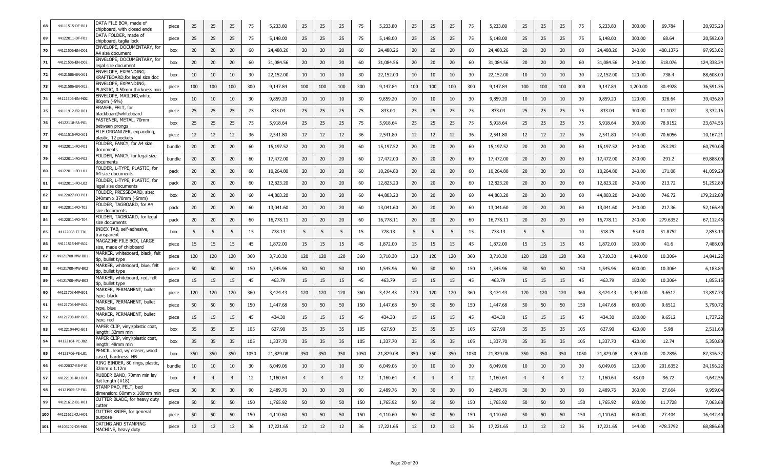| | | | | | | | | | | | | | | | | | | | | | | | | | | |
|---|---|---|---|---|---|---|---|---|---|---|---|---|---|---|---|---|---|---|---|---|---|---|---|---|---|---|
| 68 | 44111515-DF-B01 | DATA FILE BOX, made of chipboard, with closed ends | piece | 25 | 25 | 25 | 75 | 5,233.80 | 25 | 25 | 25 | 75 | 5,233.80 | 25 | 25 | 25 | 75 | 5,233.80 | 25 | 25 | 25 | 75 | 5,233.80 | 300.00 | 69.784 | 20,935.20 |
| 69 | 44122011-DF-F01 | DATA FOLDER, made of chipboard, taglia lock | piece | 25 | 25 | 25 | 75 | 5,148.00 | 25 | 25 | 25 | 75 | 5,148.00 | 25 | 25 | 25 | 75 | 5,148.00 | 25 | 25 | 25 | 75 | 5,148.00 | 300.00 | 68.64 | 20,592.00 |
| 70 | 44121506-EN-D01 | ENVELOPE, DOCUMENTARY, for A4 size document | box | 20 | 20 | 20 | 60 | 24,488.26 | 20 | 20 | 20 | 60 | 24,488.26 | 20 | 20 | 20 | 60 | 24,488.26 | 20 | 20 | 20 | 60 | 24,488.26 | 240.00 | 408.1376 | 97,953.02 |
| 71 | 44121506-EN-D02 | ENVELOPE, DOCUMENTARY, for legal size document | box | 20 | 20 | 20 | 60 | 31,084.56 | 20 | 20 | 20 | 60 | 31,084.56 | 20 | 20 | 20 | 60 | 31,084.56 | 20 | 20 | 20 | 60 | 31,084.56 | 240.00 | 518.076 | 124,338.24 |
| 72 | 44121506-EN-X01 | ENVELOPE, EXPANDING, KRAFTBOARD,for legal size doc | box | 10 | 10 | 10 | 30 | 22,152.00 | 10 | 10 | 10 | 30 | 22,152.00 | 10 | 10 | 10 | 30 | 22,152.00 | 10 | 10 | 10 | 30 | 22,152.00 | 120.00 | 738.4 | 88,608.00 |
| 73 | 44121506-EN-X02 | ENVELOPE, EXPANDING, PLASTIC, 0.50mm thickness min | piece | 100 | 100 | 100 | 300 | 9,147.84 | 100 | 100 | 100 | 300 | 9,147.84 | 100 | 100 | 100 | 300 | 9,147.84 | 100 | 100 | 100 | 300 | 9,147.84 | 1,200.00 | 30.4928 | 36,591.36 |
| 74 | 44121506-EN-M02 | ENVELOPE, MAILING,white, 80gsm (-5%) | box | 10 | 10 | 10 | 30 | 9,859.20 | 10 | 10 | 10 | 30 | 9,859.20 | 10 | 10 | 10 | 30 | 9,859.20 | 10 | 10 | 10 | 30 | 9,859.20 | 120.00 | 328.64 | 39,436.80 |
| 75 | 44111912-ER-B01 | ERASER, FELT, for blackboard/whiteboard | piece | 25 | 25 | 25 | 75 | 833.04 | 25 | 25 | 25 | 75 | 833.04 | 25 | 25 | 25 | 75 | 833.04 | 25 | 25 | 25 | 75 | 833.04 | 300.00 | 11.1072 | 3,332.16 |
| 76 | 44122118-FA-P01 | FASTENER, METAL, 70mm between prongs | box | 25 | 25 | 25 | 75 | 5,918.64 | 25 | 25 | 25 | 75 | 5,918.64 | 25 | 25 | 25 | 75 | 5,918.64 | 25 | 25 | 25 | 75 | 5,918.64 | 300.00 | 78.9152 | 23,674.56 |
| 77 | 44111515-FO-X01 | FILE ORGANIZER, expanding, plastic, 12 pockets | piece | 12 | 12 | 12 | 36 | 2,541.80 | 12 | 12 | 12 | 36 | 2,541.80 | 12 | 12 | 12 | 36 | 2,541.80 | 12 | 12 | 12 | 36 | 2,541.80 | 144.00 | 70.6056 | 10,167.21 |
| 78 | 44122011-FO-F01 | FOLDER, FANCY, for A4 size documents | bundle | 20 | 20 | 20 | 60 | 15,197.52 | 20 | 20 | 20 | 60 | 15,197.52 | 20 | 20 | 20 | 60 | 15,197.52 | 20 | 20 | 20 | 60 | 15,197.52 | 240.00 | 253.292 | 60,790.08 |
| 79 | 44122011-FO-F02 | FOLDER, FANCY, for legal size documents | bundle | 20 | 20 | 20 | 60 | 17,472.00 | 20 | 20 | 20 | 60 | 17,472.00 | 20 | 20 | 20 | 60 | 17,472.00 | 20 | 20 | 20 | 60 | 17,472.00 | 240.00 | 291.2 | 69,888.00 |
| 80 | 44122011-FO-L01 | FOLDER, L-TYPE, PLASTIC, for A4 size documents | pack | 20 | 20 | 20 | 60 | 10,264.80 | 20 | 20 | 20 | 60 | 10,264.80 | 20 | 20 | 20 | 60 | 10,264.80 | 20 | 20 | 20 | 60 | 10,264.80 | 240.00 | 171.08 | 41,059.20 |
| 81 | 44122011-FO-L02 | FOLDER, L-TYPE, PLASTIC, for legal size documents | pack | 20 | 20 | 20 | 60 | 12,823.20 | 20 | 20 | 20 | 60 | 12,823.20 | 20 | 20 | 20 | 60 | 12,823.20 | 20 | 20 | 20 | 60 | 12,823.20 | 240.00 | 213.72 | 51,292.80 |
| 82 | 44122027-FO-P01 | FOLDER, PRESSBOARD, size: 240mm x 370mm (-5mm) | box | 20 | 20 | 20 | 60 | 44,803.20 | 20 | 20 | 20 | 60 | 44,803.20 | 20 | 20 | 20 | 60 | 44,803.20 | 20 | 20 | 20 | 60 | 44,803.20 | 240.00 | 746.72 | 179,212.80 |
| 83 | 44122011-FO-T03 | FOLDER, TAGBOARD, for A4 size documents | pack | 20 | 20 | 20 | 60 | 13,041.60 | 20 | 20 | 20 | 60 | 13,041.60 | 20 | 20 | 20 | 60 | 13,041.60 | 20 | 20 | 20 | 60 | 13,041.60 | 240.00 | 217.36 | 52,166.40 |
| 84 | 44122011-FO-T04 | FOLDER, TAGBOARD, for legal size documents | pack | 20 | 20 | 20 | 60 | 16,778.11 | 20 | 20 | 20 | 60 | 16,778.11 | 20 | 20 | 20 | 60 | 16,778.11 | 20 | 20 | 20 | 60 | 16,778.11 | 240.00 | 279.6352 | 67,112.45 |
| 85 | 44122008-IT-T01 | INDEX TAB, self-adhesive, transparent | box | 5 | 5 | 5 | 15 | 778.13 | 5 | 5 | 5 | 15 | 778.13 | 5 | 5 | 5 | 15 | 778.13 | 5 | 5 | | 10 | 518.75 | 55.00 | 51.8752 | 2,853.14 |
| 86 | 44111515-MF-B02 | MAGAZINE FILE BOX, LARGE size, made of chipboard | piece | 15 | 15 | 15 | 45 | 1,872.00 | 15 | 15 | 15 | 45 | 1,872.00 | 15 | 15 | 15 | 45 | 1,872.00 | 15 | 15 | 15 | 45 | 1,872.00 | 180.00 | 41.6 | 7,488.00 |
| 87 | 44121708-MW-B01 | MARKER, whiteboard, black, felt tip, bullet type | piece | 120 | 120 | 120 | 360 | 3,710.30 | 120 | 120 | 120 | 360 | 3,710.30 | 120 | 120 | 120 | 360 | 3,710.30 | 120 | 120 | 120 | 360 | 3,710.30 | 1,440.00 | 10.3064 | 14,841.22 |
| 88 | 44121708-MW-B02 | MARKER, whiteboard, blue, felt tip, bullet type | piece | 50 | 50 | 50 | 150 | 1,545.96 | 50 | 50 | 50 | 150 | 1,545.96 | 50 | 50 | 50 | 150 | 1,545.96 | 50 | 50 | 50 | 150 | 1,545.96 | 600.00 | 10.3064 | 6,183.84 |
| 89 | 44121708-MW-B03 | MARKER, whiteboard, red, felt tip, bullet type | piece | 15 | 15 | 15 | 45 | 463.79 | 15 | 15 | 15 | 45 | 463.79 | 15 | 15 | 15 | 45 | 463.79 | 15 | 15 | 15 | 45 | 463.79 | 180.00 | 10.3064 | 1,855.15 |
| 90 | 44121708-MP-B01 | MARKER, PERMANENT, bullet type, black | piece | 120 | 120 | 120 | 360 | 3,474.43 | 120 | 120 | 120 | 360 | 3,474.43 | 120 | 120 | 120 | 360 | 3,474.43 | 120 | 120 | 120 | 360 | 3,474.43 | 1,440.00 | 9.6512 | 13,897.73 |
| 91 | 44121708-MP-B02 | MARKER, PERMANENT, bullet type, blue | piece | 50 | 50 | 50 | 150 | 1,447.68 | 50 | 50 | 50 | 150 | 1,447.68 | 50 | 50 | 50 | 150 | 1,447.68 | 50 | 50 | 50 | 150 | 1,447.68 | 600.00 | 9.6512 | 5,790.72 |
| 92 | 44121708-MP-B03 | MARKER, PERMANENT, bullet type, red | piece | 15 | 15 | 15 | 45 | 434.30 | 15 | 15 | 15 | 45 | 434.30 | 15 | 15 | 15 | 45 | 434.30 | 15 | 15 | 15 | 45 | 434.30 | 180.00 | 9.6512 | 1,737.22 |
| 93 | 44122104-PC-G01 | PAPER CLIP, vinyl/plastic coat, length: 32mm min | box | 35 | 35 | 35 | 105 | 627.90 | 35 | 35 | 35 | 105 | 627.90 | 35 | 35 | 35 | 105 | 627.90 | 35 | 35 | 35 | 105 | 627.90 | 420.00 | 5.98 | 2,511.60 |
| 94 | 44122104-PC-J02 | PAPER CLIP, vinyl/plastic coat, length: 48mm min | box | 35 | 35 | 35 | 105 | 1,337.70 | 35 | 35 | 35 | 105 | 1,337.70 | 35 | 35 | 35 | 105 | 1,337.70 | 35 | 35 | 35 | 105 | 1,337.70 | 420.00 | 12.74 | 5,350.80 |
| 95 | 44121706-PE-L01 | PENCIL, lead, w/ eraser, wood cased, hardness: HB | box | 350 | 350 | 350 | 1050 | 21,829.08 | 350 | 350 | 350 | 1050 | 21,829.08 | 350 | 350 | 350 | 1050 | 21,829.08 | 350 | 350 | 350 | 1050 | 21,829.08 | 4,200.00 | 20.7896 | 87,316.32 |
| 96 | 44122037-RB-P10 | RING BINDER, 80 rings, plastic, 32mm x 1.12m | bundle | 10 | 10 | 10 | 30 | 6,049.06 | 10 | 10 | 10 | 30 | 6,049.06 | 10 | 10 | 10 | 30 | 6,049.06 | 10 | 10 | 10 | 30 | 6,049.06 | 120.00 | 201.6352 | 24,196.22 |
| 97 | 44122101-RU-B01 | RUBBER BAND, 70mm min lay flat length (#18) | box | 4 | 4 | 4 | 12 | 1,160.64 | 4 | 4 | 4 | 12 | 1,160.64 | 4 | 4 | 4 | 12 | 1,160.64 | 4 | 4 | 4 | 12 | 1,160.64 | 48.00 | 96.72 | 4,642.56 |
| 98 | 44121905-SP-F01 | STAMP PAD, FELT, bed dimension: 60mm x 100mm min | piece | 30 | 30 | 30 | 90 | 2,489.76 | 30 | 30 | 30 | 90 | 2,489.76 | 30 | 30 | 30 | 90 | 2,489.76 | 30 | 30 | 30 | 90 | 2,489.76 | 360.00 | 27.664 | 9,959.04 |
| 99 | 44121612-BL-H01 | CUTTER BLADE, for heavy duty cutter | piece | 50 | 50 | 50 | 150 | 1,765.92 | 50 | 50 | 50 | 150 | 1,765.92 | 50 | 50 | 50 | 150 | 1,765.92 | 50 | 50 | 50 | 150 | 1,765.92 | 600.00 | 11.7728 | 7,063.68 |
| 100 | 44121612-CU-H01 | CUTTER KNIFE, for general purpose | piece | 50 | 50 | 50 | 150 | 4,110.60 | 50 | 50 | 50 | 150 | 4,110.60 | 50 | 50 | 50 | 150 | 4,110.60 | 50 | 50 | 50 | 150 | 4,110.60 | 600.00 | 27.404 | 16,442.40 |
| 101 | 44103202-DS-M01 | DATING AND STAMPING MACHINE, heavy duty | piece | 12 | 12 | 12 | 36 | 17,221.65 | 12 | 12 | 12 | 36 | 17,221.65 | 12 | 12 | 12 | 36 | 17,221.65 | 12 | 12 | 12 | 36 | 17,221.65 | 144.00 | 478.3792 | 68,886.60 |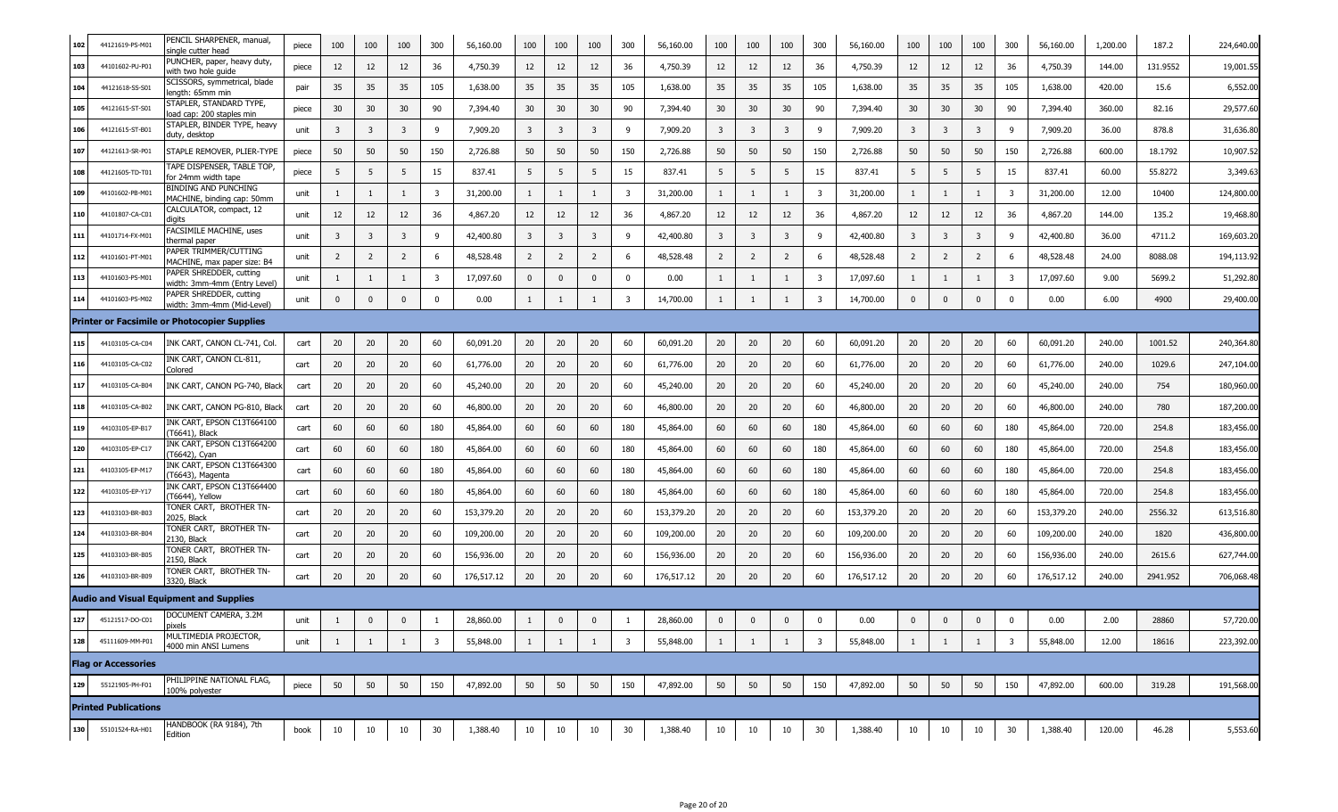| 102 | 44121619-PS-M01 | PENCIL SHARPENER, manual, single cutter head | piece | 100 | 100 | 100 | 300 | 56,160.00 | 100 | 100 | 100 | 300 | 56,160.00 | 100 | 100 | 100 | 300 | 56,160.00 | 100 | 100 | 100 | 300 | 56,160.00 | 1,200.00 | 187.2 | 224,640.00 |
|---|---|---|---|---|---|---|---|---|---|---|---|---|---|---|---|---|---|---|---|---|---|---|---|---|---|---|
| 103 | 44101602-PU-P01 | PUNCHER, paper, heavy duty, with two hole guide | piece | 12 | 12 | 12 | 36 | 4,750.39 | 12 | 12 | 12 | 36 | 4,750.39 | 12 | 12 | 12 | 36 | 4,750.39 | 12 | 12 | 12 | 36 | 4,750.39 | 144.00 | 131.9552 | 19,001.55 |
| 104 | 44121618-SS-S01 | SCISSORS, symmetrical, blade length: 65mm min | pair | 35 | 35 | 35 | 105 | 1,638.00 | 35 | 35 | 35 | 105 | 1,638.00 | 35 | 35 | 35 | 105 | 1,638.00 | 35 | 35 | 35 | 105 | 1,638.00 | 420.00 | 15.6 | 6,552.00 |
| 105 | 44121615-ST-S01 | STAPLER, STANDARD TYPE, load cap: 200 staples min | piece | 30 | 30 | 30 | 90 | 7,394.40 | 30 | 30 | 30 | 90 | 7,394.40 | 30 | 30 | 30 | 90 | 7,394.40 | 30 | 30 | 30 | 90 | 7,394.40 | 360.00 | 82.16 | 29,577.60 |
| 106 | 44121615-ST-B01 | STAPLER, BINDER TYPE, heavy duty, desktop | unit | 3 | 3 | 3 | 9 | 7,909.20 | 3 | 3 | 3 | 9 | 7,909.20 | 3 | 3 | 3 | 9 | 7,909.20 | 3 | 3 | 3 | 9 | 7,909.20 | 36.00 | 878.8 | 31,636.80 |
| 107 | 44121613-SR-P01 | STAPLE REMOVER, PLIER-TYPE | piece | 50 | 50 | 50 | 150 | 2,726.88 | 50 | 50 | 50 | 150 | 2,726.88 | 50 | 50 | 50 | 150 | 2,726.88 | 50 | 50 | 50 | 150 | 2,726.88 | 600.00 | 18.1792 | 10,907.52 |
| 108 | 44121605-TD-T01 | TAPE DISPENSER, TABLE TOP, for 24mm width tape | piece | 5 | 5 | 5 | 15 | 837.41 | 5 | 5 | 5 | 15 | 837.41 | 5 | 5 | 5 | 15 | 837.41 | 5 | 5 | 5 | 15 | 837.41 | 60.00 | 55.8272 | 3,349.63 |
| 109 | 44101602-PB-M01 | BINDING AND PUNCHING MACHINE, binding cap: 50mm | unit | 1 | 1 | 1 | 3 | 31,200.00 | 1 | 1 | 1 | 3 | 31,200.00 | 1 | 1 | 1 | 3 | 31,200.00 | 1 | 1 | 1 | 3 | 31,200.00 | 12.00 | 10400 | 124,800.00 |
| 110 | 44101807-CA-C01 | CALCULATOR, compact, 12 digits | unit | 12 | 12 | 12 | 36 | 4,867.20 | 12 | 12 | 12 | 36 | 4,867.20 | 12 | 12 | 12 | 36 | 4,867.20 | 12 | 12 | 12 | 36 | 4,867.20 | 144.00 | 135.2 | 19,468.80 |
| 111 | 44101714-FX-M01 | FACSIMILE MACHINE, uses thermal paper | unit | 3 | 3 | 3 | 9 | 42,400.80 | 3 | 3 | 3 | 9 | 42,400.80 | 3 | 3 | 3 | 9 | 42,400.80 | 3 | 3 | 3 | 9 | 42,400.80 | 36.00 | 4711.2 | 169,603.20 |
| 112 | 44101601-PT-M01 | PAPER TRIMMER/CUTTING MACHINE, max paper size: B4 | unit | 2 | 2 | 2 | 6 | 48,528.48 | 2 | 2 | 2 | 6 | 48,528.48 | 2 | 2 | 2 | 6 | 48,528.48 | 2 | 2 | 2 | 6 | 48,528.48 | 24.00 | 8088.08 | 194,113.92 |
| 113 | 44101603-PS-M01 | PAPER SHREDDER, cutting width: 3mm-4mm (Entry Level) | unit | 1 | 1 | 1 | 3 | 17,097.60 | 0 | 0 | 0 | 0 | 0.00 | 1 | 1 | 1 | 3 | 17,097.60 | 1 | 1 | 1 | 3 | 17,097.60 | 9.00 | 5699.2 | 51,292.80 |
| 114 | 44101603-PS-M02 | PAPER SHREDDER, cutting width: 3mm-4mm (Mid-Level) | unit | 0 | 0 | 0 | 0 | 0.00 | 1 | 1 | 1 | 3 | 14,700.00 | 1 | 1 | 1 | 3 | 14,700.00 | 0 | 0 | 0 | 0 | 0.00 | 6.00 | 4900 | 29,400.00 |
| **Printer or Facsimile or Photocopier Supplies** | | | | | | | | | | | | | | | | | | | | | | | | | | |
| 115 | 44103105-CA-C04 | INK CART, CANON CL-741, Col. | cart | 20 | 20 | 20 | 60 | 60,091.20 | 20 | 20 | 20 | 60 | 60,091.20 | 20 | 20 | 20 | 60 | 60,091.20 | 20 | 20 | 20 | 60 | 60,091.20 | 240.00 | 1001.52 | 240,364.80 |
| 116 | 44103105-CA-C02 | INK CART, CANON CL-811, Colored | cart | 20 | 20 | 20 | 60 | 61,776.00 | 20 | 20 | 20 | 60 | 61,776.00 | 20 | 20 | 20 | 60 | 61,776.00 | 20 | 20 | 20 | 60 | 61,776.00 | 240.00 | 1029.6 | 247,104.00 |
| 117 | 44103105-CA-B04 | INK CART, CANON PG-740, Black | cart | 20 | 20 | 20 | 60 | 45,240.00 | 20 | 20 | 20 | 60 | 45,240.00 | 20 | 20 | 20 | 60 | 45,240.00 | 20 | 20 | 20 | 60 | 45,240.00 | 240.00 | 754 | 180,960.00 |
| 118 | 44103105-CA-B02 | INK CART, CANON PG-810, Black | cart | 20 | 20 | 20 | 60 | 46,800.00 | 20 | 20 | 20 | 60 | 46,800.00 | 20 | 20 | 20 | 60 | 46,800.00 | 20 | 20 | 20 | 60 | 46,800.00 | 240.00 | 780 | 187,200.00 |
| 119 | 44103105-EP-B17 | INK CART, EPSON C13T664100 (T6641), Black | cart | 60 | 60 | 60 | 180 | 45,864.00 | 60 | 60 | 60 | 180 | 45,864.00 | 60 | 60 | 60 | 180 | 45,864.00 | 60 | 60 | 60 | 180 | 45,864.00 | 720.00 | 254.8 | 183,456.00 |
| 120 | 44103105-EP-C17 | INK CART, EPSON C13T664200 (T6642), Cyan | cart | 60 | 60 | 60 | 180 | 45,864.00 | 60 | 60 | 60 | 180 | 45,864.00 | 60 | 60 | 60 | 180 | 45,864.00 | 60 | 60 | 60 | 180 | 45,864.00 | 720.00 | 254.8 | 183,456.00 |
| 121 | 44103105-EP-M17 | INK CART, EPSON C13T664300 (T6643), Magenta | cart | 60 | 60 | 60 | 180 | 45,864.00 | 60 | 60 | 60 | 180 | 45,864.00 | 60 | 60 | 60 | 180 | 45,864.00 | 60 | 60 | 60 | 180 | 45,864.00 | 720.00 | 254.8 | 183,456.00 |
| 122 | 44103105-EP-Y17 | INK CART, EPSON C13T664400 (T6644), Yellow | cart | 60 | 60 | 60 | 180 | 45,864.00 | 60 | 60 | 60 | 180 | 45,864.00 | 60 | 60 | 60 | 180 | 45,864.00 | 60 | 60 | 60 | 180 | 45,864.00 | 720.00 | 254.8 | 183,456.00 |
| 123 | 44103103-BR-B03 | TONER CART, BROTHER TN-2025, Black | cart | 20 | 20 | 20 | 60 | 153,379.20 | 20 | 20 | 20 | 60 | 153,379.20 | 20 | 20 | 20 | 60 | 153,379.20 | 20 | 20 | 20 | 60 | 153,379.20 | 240.00 | 2556.32 | 613,516.80 |
| 124 | 44103103-BR-B04 | TONER CART, BROTHER TN-2130, Black | cart | 20 | 20 | 20 | 60 | 109,200.00 | 20 | 20 | 20 | 60 | 109,200.00 | 20 | 20 | 20 | 60 | 109,200.00 | 20 | 20 | 20 | 60 | 109,200.00 | 240.00 | 1820 | 436,800.00 |
| 125 | 44103103-BR-B05 | TONER CART, BROTHER TN-2150, Black | cart | 20 | 20 | 20 | 60 | 156,936.00 | 20 | 20 | 20 | 60 | 156,936.00 | 20 | 20 | 20 | 60 | 156,936.00 | 20 | 20 | 20 | 60 | 156,936.00 | 240.00 | 2615.6 | 627,744.00 |
| 126 | 44103103-BR-B09 | TONER CART, BROTHER TN-3320, Black | cart | 20 | 20 | 20 | 60 | 176,517.12 | 20 | 20 | 20 | 60 | 176,517.12 | 20 | 20 | 20 | 60 | 176,517.12 | 20 | 20 | 20 | 60 | 176,517.12 | 240.00 | 2941.952 | 706,068.48 |
| **Audio and Visual Equipment and Supplies** | | | | | | | | | | | | | | | | | | | | | | | | | | |
| 127 | 45121517-DO-C01 | DOCUMENT CAMERA, 3.2M pixels | unit | 1 | 0 | 0 | 1 | 28,860.00 | 1 | 0 | 0 | 1 | 28,860.00 | 0 | 0 | 0 | 0 | 0.00 | 0 | 0 | 0 | 0 | 0.00 | 2.00 | 28860 | 57,720.00 |
| 128 | 45111609-MM-P01 | MULTIMEDIA PROJECTOR, 4000 min ANSI Lumens | unit | 1 | 1 | 1 | 3 | 55,848.00 | 1 | 1 | 1 | 3 | 55,848.00 | 1 | 1 | 1 | 3 | 55,848.00 | 1 | 1 | 1 | 3 | 55,848.00 | 12.00 | 18616 | 223,392.00 |
| **Flag or Accessories** | | | | | | | | | | | | | | | | | | | | | | | | | | |
| 129 | 55121905-PH-F01 | PHILIPPINE NATIONAL FLAG, 100% polyester | piece | 50 | 50 | 50 | 150 | 47,892.00 | 50 | 50 | 50 | 150 | 47,892.00 | 50 | 50 | 50 | 150 | 47,892.00 | 50 | 50 | 50 | 150 | 47,892.00 | 600.00 | 319.28 | 191,568.00 |
| **Printed Publications** | | | | | | | | | | | | | | | | | | | | | | | | | | |
| 130 | 55101524-RA-H01 | HANDBOOK (RA 9184), 7th Edition | book | 10 | 10 | 10 | 30 | 1,388.40 | 10 | 10 | 10 | 30 | 1,388.40 | 10 | 10 | 10 | 30 | 1,388.40 | 10 | 10 | 10 | 30 | 1,388.40 | 120.00 | 46.28 | 5,553.60 |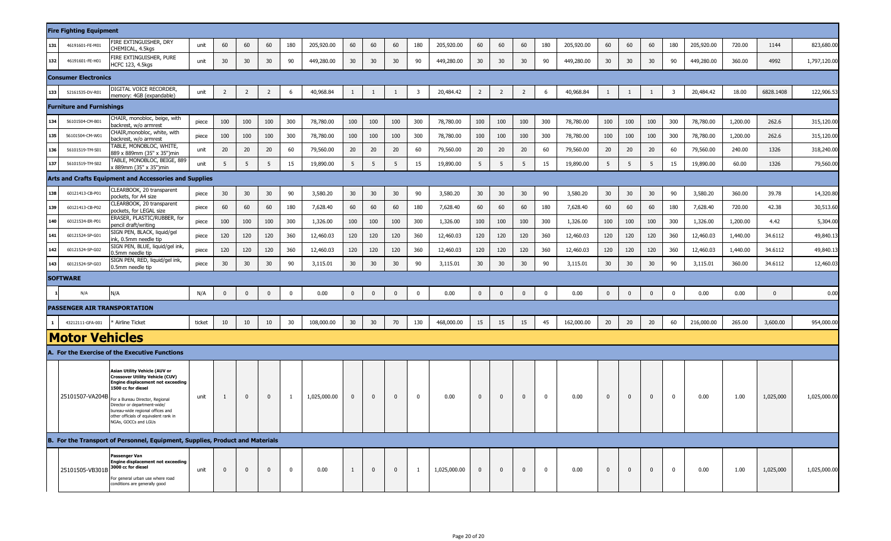| | | | | | | | | | | | | | | | | | | | | | | | | | | | |
|---|---|---|---|---|---|---|---|---|---|---|---|---|---|---|---|---|---|---|---|---|---|---|---|---|---|---|---|
| **Fire Fighting Equipment** | | | | | | | | | | | | | | | | | | | | | | | | | | | |
| 131 | 46191601-FE-M01 | FIRE EXTINGUISHER, DRY CHEMICAL, 4.5kgs | unit | 60 | 60 | 60 | 180 | 205,920.00 | 60 | 60 | 60 | 180 | 205,920.00 | 60 | 60 | 60 | 180 | 205,920.00 | 60 | 60 | 60 | 180 | 205,920.00 | 720.00 | 1144 | 823,680.00 |
| 132 | 46191601-FE-H01 | FIRE EXTINGUISHER, PURE HCFC 123, 4.5kgs | unit | 30 | 30 | 30 | 90 | 449,280.00 | 30 | 30 | 30 | 90 | 449,280.00 | 30 | 30 | 30 | 90 | 449,280.00 | 30 | 30 | 30 | 90 | 449,280.00 | 360.00 | 4992 | 1,797,120.00 |
| **Consumer Electronics** | | | | | | | | | | | | | | | | | | | | | | | | | | | |
| 133 | 52161535-DV-R01 | DIGITAL VOICE RECORDER, memory: 4GB (expandable) | unit | 2 | 2 | 2 | 6 | 40,968.84 | 1 | 1 | 1 | 3 | 20,484.42 | 2 | 2 | 2 | 6 | 40,968.84 | 1 | 1 | 1 | 3 | 20,484.42 | 18.00 | 6828.1408 | 122,906.53 |
| **Furniture and Furnishings** | | | | | | | | | | | | | | | | | | | | | | | | | | | |
| 134 | 56101504-CM-B01 | CHAIR, monobloc, beige, with backrest, w/o armrest | piece | 100 | 100 | 100 | 300 | 78,780.00 | 100 | 100 | 100 | 300 | 78,780.00 | 100 | 100 | 100 | 300 | 78,780.00 | 100 | 100 | 100 | 300 | 78,780.00 | 1,200.00 | 262.6 | 315,120.00 |
| 135 | 56101504-CM-W01 | CHAIR,monobloc, white, with backrest, w/o armrest | piece | 100 | 100 | 100 | 300 | 78,780.00 | 100 | 100 | 100 | 300 | 78,780.00 | 100 | 100 | 100 | 300 | 78,780.00 | 100 | 100 | 100 | 300 | 78,780.00 | 1,200.00 | 262.6 | 315,120.00 |
| 136 | 56101519-TM-S01 | TABLE, MONOBLOC, WHITE, 889 x 889mm (35" x 35")min | unit | 20 | 20 | 20 | 60 | 79,560.00 | 20 | 20 | 20 | 60 | 79,560.00 | 20 | 20 | 20 | 60 | 79,560.00 | 20 | 20 | 20 | 60 | 79,560.00 | 240.00 | 1326 | 318,240.00 |
| 137 | 56101519-TM-S02 | TABLE, MONOBLOC, BEIGE, 889 x 889mm (35" x 35")min | unit | 5 | 5 | 5 | 15 | 19,890.00 | 5 | 5 | 5 | 15 | 19,890.00 | 5 | 5 | 5 | 15 | 19,890.00 | 5 | 5 | 5 | 15 | 19,890.00 | 60.00 | 1326 | 79,560.00 |
| **Arts and Crafts Equipment and Accessories and Supplies** | | | | | | | | | | | | | | | | | | | | | | | | | | | |
| 138 | 60121413-CB-P01 | CLEARBOOK, 20 transparent pockets, for A4 size | piece | 30 | 30 | 30 | 90 | 3,580.20 | 30 | 30 | 30 | 90 | 3,580.20 | 30 | 30 | 30 | 90 | 3,580.20 | 30 | 30 | 30 | 90 | 3,580.20 | 360.00 | 39.78 | 14,320.80 |
| 139 | 60121413-CB-P02 | CLEARBOOK, 20 transparent pockets, for LEGAL size | piece | 60 | 60 | 60 | 180 | 7,628.40 | 60 | 60 | 60 | 180 | 7,628.40 | 60 | 60 | 60 | 180 | 7,628.40 | 60 | 60 | 60 | 180 | 7,628.40 | 720.00 | 42.38 | 30,513.60 |
| 140 | 60121534-ER-P01 | ERASER, PLASTIC/RUBBER, for pencil draft/writing | piece | 100 | 100 | 100 | 300 | 1,326.00 | 100 | 100 | 100 | 300 | 1,326.00 | 100 | 100 | 100 | 300 | 1,326.00 | 100 | 100 | 100 | 300 | 1,326.00 | 1,200.00 | 4.42 | 5,304.00 |
| 141 | 60121524-SP-G01 | SIGN PEN, BLACK, liquid/gel ink, 0.5mm needle tip | piece | 120 | 120 | 120 | 360 | 12,460.03 | 120 | 120 | 120 | 360 | 12,460.03 | 120 | 120 | 120 | 360 | 12,460.03 | 120 | 120 | 120 | 360 | 12,460.03 | 1,440.00 | 34.6112 | 49,840.13 |
| 142 | 60121524-SP-G02 | SIGN PEN, BLUE, liquid/gel ink, 0.5mm needle tip | piece | 120 | 120 | 120 | 360 | 12,460.03 | 120 | 120 | 120 | 360 | 12,460.03 | 120 | 120 | 120 | 360 | 12,460.03 | 120 | 120 | 120 | 360 | 12,460.03 | 1,440.00 | 34.6112 | 49,840.13 |
| 143 | 60121524-SP-G03 | SIGN PEN, RED, liquid/gel ink, 0.5mm needle tip | piece | 30 | 30 | 30 | 90 | 3,115.01 | 30 | 30 | 30 | 90 | 3,115.01 | 30 | 30 | 30 | 90 | 3,115.01 | 30 | 30 | 30 | 90 | 3,115.01 | 360.00 | 34.6112 | 12,460.03 |
| **SOFTWARE** | | | | | | | | | | | | | | | | | | | | | | | | | | | |
| 1 | N/A | N/A | N/A | 0 | 0 | 0 | 0 | 0.00 | 0 | 0 | 0 | 0 | 0.00 | 0 | 0 | 0 | 0 | 0.00 | 0 | 0 | 0 | 0 | 0.00 | 0.00 | 0 | 0.00 |
| **PASSENGER AIR TRANSPORTATION** | | | | | | | | | | | | | | | | | | | | | | | | | | | |
| 1 | 43212111-GFA-001 | * Airline Ticket | ticket | 10 | 10 | 10 | 30 | 108,000.00 | 30 | 30 | 70 | 130 | 468,000.00 | 15 | 15 | 15 | 45 | 162,000.00 | 20 | 20 | 20 | 60 | 216,000.00 | 265.00 | 3,600.00 | 954,000.00 |
| **Motor Vehicles** | | | | | | | | | | | | | | | | | | | | | | | | | | | |
| **A. For the Exercise of the Executive Functions** | | | | | | | | | | | | | | | | | | | | | | | | | | | |
| | 25101507-VA204B | **Asian Utility Vehicle (AUV or Crossover Utility Vehicle (CUV) Engine displacement not exceeding 1500 cc for diesel** For a Bureau Director, Regional Director or department-wide/ bureau-wide regional offices and other officials of equivalent rank in NGAs, GOCCs and LGUs | unit | 1 | 0 | 0 | 1 | 1,025,000.00 | 0 | 0 | 0 | 0 | 0.00 | 0 | 0 | 0 | 0 | 0.00 | 0 | 0 | 0 | 0 | 0.00 | 1.00 | 1,025,000 | 1,025,000.00 |
| **B. For the Transport of Personnel, Equipment, Supplies, Product and Materials** | | | | | | | | | | | | | | | | | | | | | | | | | | | |
| | 25101505-VB301B | **Passenger Van Engine displacement not exceeding 3000 cc for diesel** For general urban use where road conditions are generally good | unit | 0 | 0 | 0 | 0 | 0.00 | 1 | 0 | 0 | 1 | 1,025,000.00 | 0 | 0 | 0 | 0 | 0.00 | 0 | 0 | 0 | 0 | 0.00 | 1.00 | 1,025,000 | 1,025,000.00 |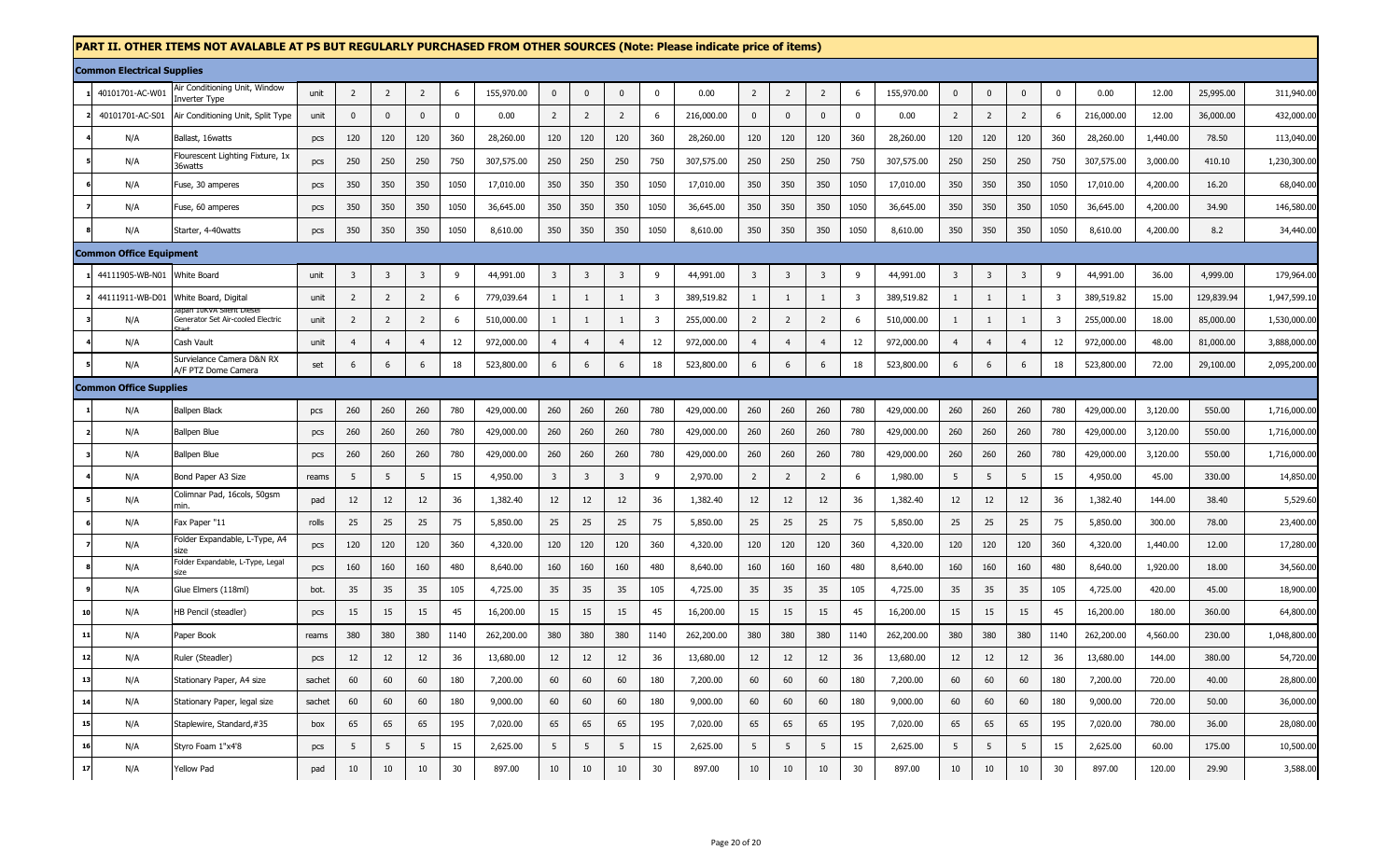## PART II. OTHER ITEMS NOT AVALABLE AT PS BUT REGULARLY PURCHASED FROM OTHER SOURCES (Note: Please indicate price of items)

| # | Code | Item | Unit | | | | | | | | | | | | | | | | | | | | | | | | |
|---|---|---|---|---|---|---|---|---|---|---|---|---|---|---|---|---|---|---|---|---|---|---|---|---|---|---|---|
| **Common Electrical Supplies** | | | | | | | | | | | | | | | | | | | | | | | | | | | |
| 1 | 40101701-AC-W01 | Air Conditioning Unit, Window Inverter Type | unit | 2 | 2 | 2 | 6 | 155,970.00 | 0 | 0 | 0 | 0 | 0.00 | 2 | 2 | 2 | 6 | 155,970.00 | 0 | 0 | 0 | 0 | 0.00 | 12.00 | 25,995.00 | 311,940.00 |
| 2 | 40101701-AC-S01 | Air Conditioning Unit, Split Type | unit | 0 | 0 | 0 | 0 | 0.00 | 2 | 2 | 2 | 6 | 216,000.00 | 0 | 0 | 0 | 0 | 0.00 | 2 | 2 | 2 | 6 | 216,000.00 | 12.00 | 36,000.00 | 432,000.00 |
| 4 | N/A | Ballast, 16watts | pcs | 120 | 120 | 120 | 360 | 28,260.00 | 120 | 120 | 120 | 360 | 28,260.00 | 120 | 120 | 120 | 360 | 28,260.00 | 120 | 120 | 120 | 360 | 28,260.00 | 1,440.00 | 78.50 | 113,040.00 |
| 5 | N/A | Flourescent Lighting Fixture, 1x 36watts | pcs | 250 | 250 | 250 | 750 | 307,575.00 | 250 | 250 | 250 | 750 | 307,575.00 | 250 | 250 | 250 | 750 | 307,575.00 | 250 | 250 | 250 | 750 | 307,575.00 | 3,000.00 | 410.10 | 1,230,300.00 |
| 6 | N/A | Fuse, 30 amperes | pcs | 350 | 350 | 350 | 1050 | 17,010.00 | 350 | 350 | 350 | 1050 | 17,010.00 | 350 | 350 | 350 | 1050 | 17,010.00 | 350 | 350 | 350 | 1050 | 17,010.00 | 4,200.00 | 16.20 | 68,040.00 |
| 7 | N/A | Fuse, 60 amperes | pcs | 350 | 350 | 350 | 1050 | 36,645.00 | 350 | 350 | 350 | 1050 | 36,645.00 | 350 | 350 | 350 | 1050 | 36,645.00 | 350 | 350 | 350 | 1050 | 36,645.00 | 4,200.00 | 34.90 | 146,580.00 |
| 8 | N/A | Starter, 4-40watts | pcs | 350 | 350 | 350 | 1050 | 8,610.00 | 350 | 350 | 350 | 1050 | 8,610.00 | 350 | 350 | 350 | 1050 | 8,610.00 | 350 | 350 | 350 | 1050 | 8,610.00 | 4,200.00 | 8.2 | 34,440.00 |
| **Common Office Equipment** | | | | | | | | | | | | | | | | | | | | | | | | | | | |
| 1 | 44111905-WB-N01 | White Board | unit | 3 | 3 | 3 | 9 | 44,991.00 | 3 | 3 | 3 | 9 | 44,991.00 | 3 | 3 | 3 | 9 | 44,991.00 | 3 | 3 | 3 | 9 | 44,991.00 | 36.00 | 4,999.00 | 179,964.00 |
| 2 | 44111911-WB-D01 | White Board, Digital | unit | 2 | 2 | 2 | 6 | 779,039.64 | 1 | 1 | 1 | 3 | 389,519.82 | 1 | 1 | 1 | 3 | 389,519.82 | 1 | 1 | 1 | 3 | 389,519.82 | 15.00 | 129,839.94 | 1,947,599.10 |
| 3 | N/A | Japan 10kVA Silent Diesel Generator Set Air-cooled Electric Start | unit | 2 | 2 | 2 | 6 | 510,000.00 | 1 | 1 | 1 | 3 | 255,000.00 | 2 | 2 | 2 | 6 | 510,000.00 | 1 | 1 | 1 | 3 | 255,000.00 | 18.00 | 85,000.00 | 1,530,000.00 |
| 4 | N/A | Cash Vault | unit | 4 | 4 | 4 | 12 | 972,000.00 | 4 | 4 | 4 | 12 | 972,000.00 | 4 | 4 | 4 | 12 | 972,000.00 | 4 | 4 | 4 | 12 | 972,000.00 | 48.00 | 81,000.00 | 3,888,000.00 |
| 5 | N/A | Survielance Camera D&N RX A/F PTZ Dome Camera | set | 6 | 6 | 6 | 18 | 523,800.00 | 6 | 6 | 6 | 18 | 523,800.00 | 6 | 6 | 6 | 18 | 523,800.00 | 6 | 6 | 6 | 18 | 523,800.00 | 72.00 | 29,100.00 | 2,095,200.00 |
| **Common Office Supplies** | | | | | | | | | | | | | | | | | | | | | | | | | | | |
| 1 | N/A | Ballpen Black | pcs | 260 | 260 | 260 | 780 | 429,000.00 | 260 | 260 | 260 | 780 | 429,000.00 | 260 | 260 | 260 | 780 | 429,000.00 | 260 | 260 | 260 | 780 | 429,000.00 | 3,120.00 | 550.00 | 1,716,000.00 |
| 2 | N/A | Ballpen Blue | pcs | 260 | 260 | 260 | 780 | 429,000.00 | 260 | 260 | 260 | 780 | 429,000.00 | 260 | 260 | 260 | 780 | 429,000.00 | 260 | 260 | 260 | 780 | 429,000.00 | 3,120.00 | 550.00 | 1,716,000.00 |
| 3 | N/A | Ballpen Blue | pcs | 260 | 260 | 260 | 780 | 429,000.00 | 260 | 260 | 260 | 780 | 429,000.00 | 260 | 260 | 260 | 780 | 429,000.00 | 260 | 260 | 260 | 780 | 429,000.00 | 3,120.00 | 550.00 | 1,716,000.00 |
| 4 | N/A | Bond Paper A3 Size | reams | 5 | 5 | 5 | 15 | 4,950.00 | 3 | 3 | 3 | 9 | 2,970.00 | 2 | 2 | 2 | 6 | 1,980.00 | 5 | 5 | 5 | 15 | 4,950.00 | 45.00 | 330.00 | 14,850.00 |
| 5 | N/A | Colimnar Pad, 16cols, 50gsm min. | pad | 12 | 12 | 12 | 36 | 1,382.40 | 12 | 12 | 12 | 36 | 1,382.40 | 12 | 12 | 12 | 36 | 1,382.40 | 12 | 12 | 12 | 36 | 1,382.40 | 144.00 | 38.40 | 5,529.60 |
| 6 | N/A | Fax Paper "11 | rolls | 25 | 25 | 25 | 75 | 5,850.00 | 25 | 25 | 25 | 75 | 5,850.00 | 25 | 25 | 25 | 75 | 5,850.00 | 25 | 25 | 25 | 75 | 5,850.00 | 300.00 | 78.00 | 23,400.00 |
| 7 | N/A | Folder Expandable, L-Type, A4 size | pcs | 120 | 120 | 120 | 360 | 4,320.00 | 120 | 120 | 120 | 360 | 4,320.00 | 120 | 120 | 120 | 360 | 4,320.00 | 120 | 120 | 120 | 360 | 4,320.00 | 1,440.00 | 12.00 | 17,280.00 |
| 8 | N/A | Folder Expandable, L-Type, Legal size | pcs | 160 | 160 | 160 | 480 | 8,640.00 | 160 | 160 | 160 | 480 | 8,640.00 | 160 | 160 | 160 | 480 | 8,640.00 | 160 | 160 | 160 | 480 | 8,640.00 | 1,920.00 | 18.00 | 34,560.00 |
| 9 | N/A | Glue Elmers (118ml) | bot. | 35 | 35 | 35 | 105 | 4,725.00 | 35 | 35 | 35 | 105 | 4,725.00 | 35 | 35 | 35 | 105 | 4,725.00 | 35 | 35 | 35 | 105 | 4,725.00 | 420.00 | 45.00 | 18,900.00 |
| 10 | N/A | HB Pencil (steadler) | pcs | 15 | 15 | 15 | 45 | 16,200.00 | 15 | 15 | 15 | 45 | 16,200.00 | 15 | 15 | 15 | 45 | 16,200.00 | 15 | 15 | 15 | 45 | 16,200.00 | 180.00 | 360.00 | 64,800.00 |
| 11 | N/A | Paper Book | reams | 380 | 380 | 380 | 1140 | 262,200.00 | 380 | 380 | 380 | 1140 | 262,200.00 | 380 | 380 | 380 | 1140 | 262,200.00 | 380 | 380 | 380 | 1140 | 262,200.00 | 4,560.00 | 230.00 | 1,048,800.00 |
| 12 | N/A | Ruler (Steadler) | pcs | 12 | 12 | 12 | 36 | 13,680.00 | 12 | 12 | 12 | 36 | 13,680.00 | 12 | 12 | 12 | 36 | 13,680.00 | 12 | 12 | 12 | 36 | 13,680.00 | 144.00 | 380.00 | 54,720.00 |
| 13 | N/A | Stationary Paper, A4 size | sachet | 60 | 60 | 60 | 180 | 7,200.00 | 60 | 60 | 60 | 180 | 7,200.00 | 60 | 60 | 60 | 180 | 7,200.00 | 60 | 60 | 60 | 180 | 7,200.00 | 720.00 | 40.00 | 28,800.00 |
| 14 | N/A | Stationary Paper, legal size | sachet | 60 | 60 | 60 | 180 | 9,000.00 | 60 | 60 | 60 | 180 | 9,000.00 | 60 | 60 | 60 | 180 | 9,000.00 | 60 | 60 | 60 | 180 | 9,000.00 | 720.00 | 50.00 | 36,000.00 |
| 15 | N/A | Staplewire, Standard,#35 | box | 65 | 65 | 65 | 195 | 7,020.00 | 65 | 65 | 65 | 195 | 7,020.00 | 65 | 65 | 65 | 195 | 7,020.00 | 65 | 65 | 65 | 195 | 7,020.00 | 780.00 | 36.00 | 28,080.00 |
| 16 | N/A | Styro Foam 1"x4'8 | pcs | 5 | 5 | 5 | 15 | 2,625.00 | 5 | 5 | 5 | 15 | 2,625.00 | 5 | 5 | 5 | 15 | 2,625.00 | 5 | 5 | 5 | 15 | 2,625.00 | 60.00 | 175.00 | 10,500.00 |
| 17 | N/A | Yellow Pad | pad | 10 | 10 | 10 | 30 | 897.00 | 10 | 10 | 10 | 30 | 897.00 | 10 | 10 | 10 | 30 | 897.00 | 10 | 10 | 10 | 30 | 897.00 | 120.00 | 29.90 | 3,588.00 |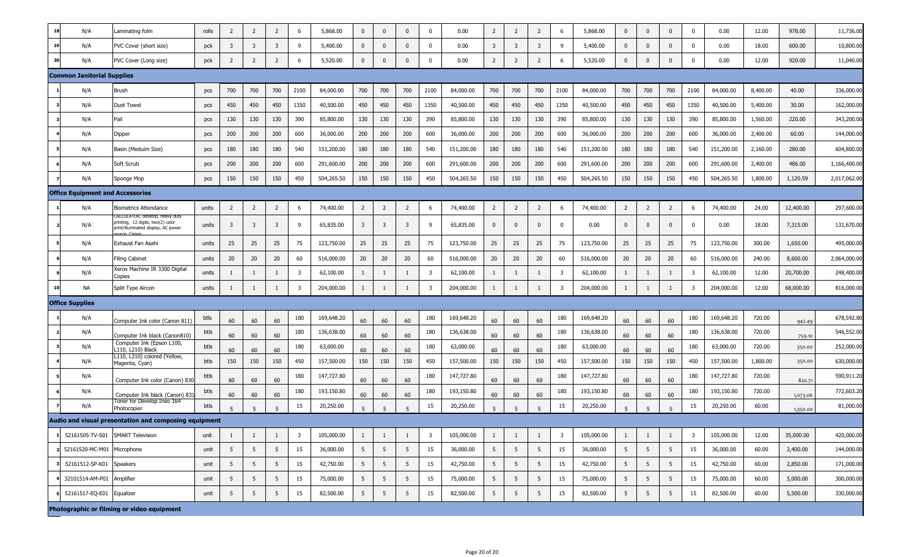| 18 | N/A | Laminating folm | rolls | 2 | 2 | 2 | 6 | 5,868.00 | 0 | 0 | 0 | 0 | 0.00 | 2 | 2 | 2 | 6 | 5,868.00 | 0 | 0 | 0 | 0 | 0.00 | 12.00 | 978.00 | 11,736.00 |
|---|---|---|---|---|---|---|---|---|---|---|---|---|---|---|---|---|---|---|---|---|---|---|---|---|---|---|
| 19 | N/A | PVC Cover (short size) | pck | 3 | 3 | 3 | 9 | 5,400.00 | 0 | 0 | 0 | 0 | 0.00 | 3 | 3 | 3 | 9 | 5,400.00 | 0 | 0 | 0 | 0 | 0.00 | 18.00 | 600.00 | 10,800.00 |
| 20 | N/A | PVC Cover (Long size) | pck | 2 | 2 | 2 | 6 | 5,520.00 | 0 | 0 | 0 | 0 | 0.00 | 2 | 2 | 2 | 6 | 5,520.00 | 0 | 0 | 0 | 0 | 0.00 | 12.00 | 920.00 | 11,040.00 |
| **Common Janitorial Supplies** | | | | | | | | | | | | | | | | | | | | | | | | | | |
| 1 | N/A | Brush | pcs | 700 | 700 | 700 | 2100 | 84,000.00 | 700 | 700 | 700 | 2100 | 84,000.00 | 700 | 700 | 700 | 2100 | 84,000.00 | 700 | 700 | 700 | 2100 | 84,000.00 | 8,400.00 | 40.00 | 336,000.00 |
| 2 | N/A | Dust Towel | pcs | 450 | 450 | 450 | 1350 | 40,500.00 | 450 | 450 | 450 | 1350 | 40,500.00 | 450 | 450 | 450 | 1350 | 40,500.00 | 450 | 450 | 450 | 1350 | 40,500.00 | 5,400.00 | 30.00 | 162,000.00 |
| 3 | N/A | Pail | pcs | 130 | 130 | 130 | 390 | 85,800.00 | 130 | 130 | 130 | 390 | 85,800.00 | 130 | 130 | 130 | 390 | 85,800.00 | 130 | 130 | 130 | 390 | 85,800.00 | 1,560.00 | 220.00 | 343,200.00 |
| 4 | N/A | Dipper | pcs | 200 | 200 | 200 | 600 | 36,000.00 | 200 | 200 | 200 | 600 | 36,000.00 | 200 | 200 | 200 | 600 | 36,000.00 | 200 | 200 | 200 | 600 | 36,000.00 | 2,400.00 | 60.00 | 144,000.00 |
| 5 | N/A | Basin (Meduim Size) | pcs | 180 | 180 | 180 | 540 | 151,200.00 | 180 | 180 | 180 | 540 | 151,200.00 | 180 | 180 | 180 | 540 | 151,200.00 | 180 | 180 | 180 | 540 | 151,200.00 | 2,160.00 | 280.00 | 604,800.00 |
| 6 | N/A | Soft Scrub | pcs | 200 | 200 | 200 | 600 | 291,600.00 | 200 | 200 | 200 | 600 | 291,600.00 | 200 | 200 | 200 | 600 | 291,600.00 | 200 | 200 | 200 | 600 | 291,600.00 | 2,400.00 | 486.00 | 1,166,400.00 |
| 7 | N/A | Sponge Mop | pcs | 150 | 150 | 150 | 450 | 504,265.50 | 150 | 150 | 150 | 450 | 504,265.50 | 150 | 150 | 150 | 450 | 504,265.50 | 150 | 150 | 150 | 450 | 504,265.50 | 1,800.00 | 1,120.59 | 2,017,062.00 |
| **Office Equipment and Accessories** | | | | | | | | | | | | | | | | | | | | | | | | | | |
| 1 | N/A | Biometrics Attendance | units | 2 | 2 | 2 | 6 | 74,400.00 | 2 | 2 | 2 | 6 | 74,400.00 | 2 | 2 | 2 | 6 | 74,400.00 | 2 | 2 | 2 | 6 | 74,400.00 | 24.00 | 12,400.00 | 297,600.00 |
| 2 | N/A | CALCULATOR, desktop, heavy duty printing, 12 digits, two(2) color print/illuminated display, AC power source, Canon | units | 3 | 3 | 3 | 9 | 65,835.00 | 3 | 3 | 3 | 9 | 65,835.00 | 0 | 0 | 0 | 0 | 0.00 | 0 | 0 | 0 | 0 | 0.00 | 18.00 | 7,315.00 | 131,670.00 |
| 5 | N/A | Exhaust Fan Asahi | units | 25 | 25 | 25 | 75 | 123,750.00 | 25 | 25 | 25 | 75 | 123,750.00 | 25 | 25 | 25 | 75 | 123,750.00 | 25 | 25 | 25 | 75 | 123,750.00 | 300.00 | 1,650.00 | 495,000.00 |
| 6 | N/A | Filing Cabinet | units | 20 | 20 | 20 | 60 | 516,000.00 | 20 | 20 | 20 | 60 | 516,000.00 | 20 | 20 | 20 | 60 | 516,000.00 | 20 | 20 | 20 | 60 | 516,000.00 | 240.00 | 8,600.00 | 2,064,000.00 |
| 9 | N/A | Xerox Machine IR 3300 Digital Copies | units | 1 | 1 | 1 | 3 | 62,100.00 | 1 | 1 | 1 | 3 | 62,100.00 | 1 | 1 | 1 | 3 | 62,100.00 | 1 | 1 | 1 | 3 | 62,100.00 | 12.00 | 20,700.00 | 248,400.00 |
| 10 | NA | Split Type Aircon | units | 1 | 1 | 1 | 3 | 204,000.00 | 1 | 1 | 1 | 3 | 204,000.00 | 1 | 1 | 1 | 3 | 204,000.00 | 1 | 1 | 1 | 3 | 204,000.00 | 12.00 | 68,000.00 | 816,000.00 |
| **Office Supplies** | | | | | | | | | | | | | | | | | | | | | | | | | | |
| 1 | N/A | Computer Ink color (Canon 811) | btls | 60 | 60 | 60 | 180 | 169,648.20 | 60 | 60 | 60 | 180 | 169,648.20 | 60 | 60 | 60 | 180 | 169,648.20 | 60 | 60 | 60 | 180 | 169,648.20 | 720.00 | 942.49 | 678,592.80 |
| 2 | N/A | Computer Ink black (Canon810) | btls | 60 | 60 | 60 | 180 | 136,638.00 | 60 | 60 | 60 | 180 | 136,638.00 | 60 | 60 | 60 | 180 | 136,638.00 | 60 | 60 | 60 | 180 | 136,638.00 | 720.00 | 759.10 | 546,552.00 |
| 3 | N/A | Computer Ink (Epson L100, L110, L210) Black | btls | 60 | 60 | 60 | 180 | 63,000.00 | 60 | 60 | 60 | 180 | 63,000.00 | 60 | 60 | 60 | 180 | 63,000.00 | 60 | 60 | 60 | 180 | 63,000.00 | 720.00 | 350.00 | 252,000.00 |
| 4 | N/A | L110, L210) colored (Yellow, Magenta, Cyan) | btls | 150 | 150 | 150 | 450 | 157,500.00 | 150 | 150 | 150 | 450 | 157,500.00 | 150 | 150 | 150 | 450 | 157,500.00 | 150 | 150 | 150 | 450 | 157,500.00 | 1,800.00 | 350.00 | 630,000.00 |
| 5 | N/A | Computer Ink color (Canon) 830 | btls | 60 | 60 | 60 | 180 | 147,727.80 | 60 | 60 | 60 | 180 | 147,727.80 | 60 | 60 | 60 | 180 | 147,727.80 | 60 | 60 | 60 | 180 | 147,727.80 | 720.00 | 820.71 | 590,911.20 |
| 6 | N/A | Computer Ink black (Canon) 831 | btls | 60 | 60 | 60 | 180 | 193,150.80 | 60 | 60 | 60 | 180 | 193,150.80 | 60 | 60 | 60 | 180 | 193,150.80 | 60 | 60 | 60 | 180 | 193,150.80 | 720.00 | 1,073.06 | 772,603.20 |
| 7 | N/A | Toner for Develop Ineo 164 Photocopier | btls | 5 | 5 | 5 | 15 | 20,250.00 | 5 | 5 | 5 | 15 | 20,250.00 | 5 | 5 | 5 | 15 | 20,250.00 | 5 | 5 | 5 | 15 | 20,250.00 | 60.00 | 1,350.00 | 81,000.00 |
| **Audio and visual presentation and composing equipment** | | | | | | | | | | | | | | | | | | | | | | | | | | |
| 1 | 52161505-TV-S01 | SMART Television | unit | 1 | 1 | 1 | 3 | 105,000.00 | 1 | 1 | 1 | 3 | 105,000.00 | 1 | 1 | 1 | 3 | 105,000.00 | 1 | 1 | 1 | 3 | 105,000.00 | 12.00 | 35,000.00 | 420,000.00 |
| 2 | 52161520-MC-M01 | Microphone | unit | 5 | 5 | 5 | 15 | 36,000.00 | 5 | 5 | 5 | 15 | 36,000.00 | 5 | 5 | 5 | 15 | 36,000.00 | 5 | 5 | 5 | 15 | 36,000.00 | 60.00 | 2,400.00 | 144,000.00 |
| 3 | 52161512-SP-K01 | Speakers | unit | 5 | 5 | 5 | 15 | 42,750.00 | 5 | 5 | 5 | 15 | 42,750.00 | 5 | 5 | 5 | 15 | 42,750.00 | 5 | 5 | 5 | 15 | 42,750.00 | 60.00 | 2,850.00 | 171,000.00 |
| 4 | 32101514-AM-P01 | Amplifier | unit | 5 | 5 | 5 | 15 | 75,000.00 | 5 | 5 | 5 | 15 | 75,000.00 | 5 | 5 | 5 | 15 | 75,000.00 | 5 | 5 | 5 | 15 | 75,000.00 | 60.00 | 5,000.00 | 300,000.00 |
| 5 | 52161517-EQ-E01 | Equalizer | unit | 5 | 5 | 5 | 15 | 82,500.00 | 5 | 5 | 5 | 15 | 82,500.00 | 5 | 5 | 5 | 15 | 82,500.00 | 5 | 5 | 5 | 15 | 82,500.00 | 60.00 | 5,500.00 | 330,000.00 |
| **Photographic or filming or video equipment** | | | | | | | | | | | | | | | | | | | | | | | | | | |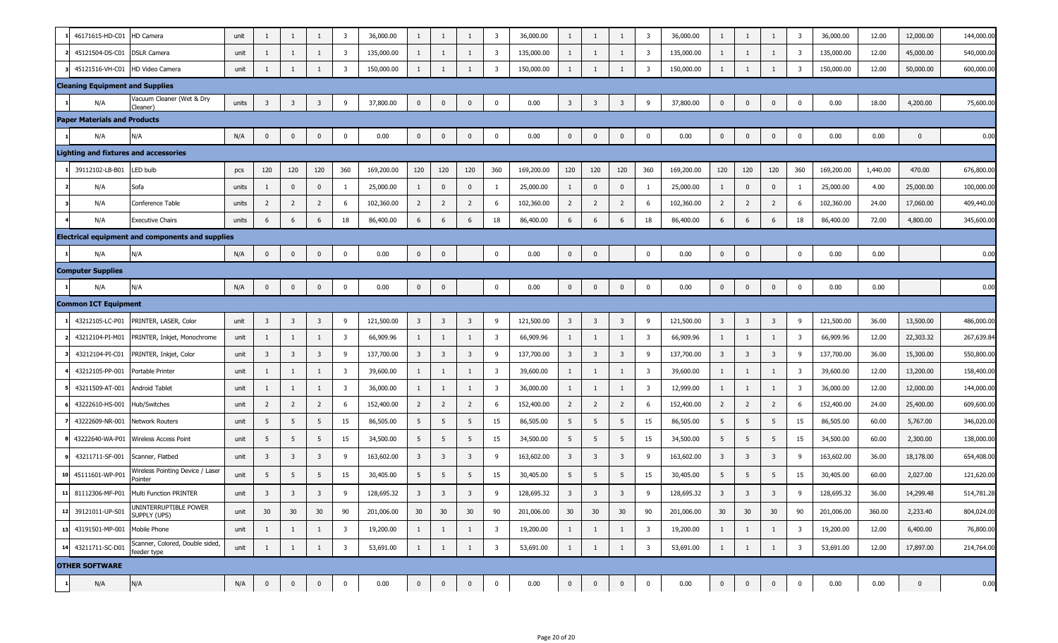| 1 | 46171615-HD-C01 | HD Camera | unit | 1 | 1 | 1 | 3 | 36,000.00 | 1 | 1 | 1 | 3 | 36,000.00 | 1 | 1 | 1 | 3 | 36,000.00 | 1 | 1 | 1 | 3 | 36,000.00 | 12.00 | 12,000.00 | 144,000.00 |
|---|---|---|---|---|---|---|---|---|---|---|---|---|---|---|---|---|---|---|---|---|---|---|---|---|---|---|
| 2 | 45121504-DS-C01 | DSLR Camera | unit | 1 | 1 | 1 | 3 | 135,000.00 | 1 | 1 | 1 | 3 | 135,000.00 | 1 | 1 | 1 | 3 | 135,000.00 | 1 | 1 | 1 | 3 | 135,000.00 | 12.00 | 45,000.00 | 540,000.00 |
| 3 | 45121516-VH-C01 | HD Video Camera | unit | 1 | 1 | 1 | 3 | 150,000.00 | 1 | 1 | 1 | 3 | 150,000.00 | 1 | 1 | 1 | 3 | 150,000.00 | 1 | 1 | 1 | 3 | 150,000.00 | 12.00 | 50,000.00 | 600,000.00 |
| **Cleaning Equipment and Supplies** | | | | | | | | | | | | | | | | | | | | | | | | | | |
| 1 | N/A | Vacuum Cleaner (Wet & Dry Cleaner) | units | 3 | 3 | 3 | 9 | 37,800.00 | 0 | 0 | 0 | 0 | 0.00 | 3 | 3 | 3 | 9 | 37,800.00 | 0 | 0 | 0 | 0 | 0.00 | 18.00 | 4,200.00 | 75,600.00 |
| **Paper Materials and Products** | | | | | | | | | | | | | | | | | | | | | | | | | | |
| 1 | N/A | N/A | N/A | 0 | 0 | 0 | 0 | 0.00 | 0 | 0 | 0 | 0 | 0.00 | 0 | 0 | 0 | 0 | 0.00 | 0 | 0 | 0 | 0 | 0.00 | 0.00 | 0 | 0.00 |
| **Lighting and fixtures and accessories** | | | | | | | | | | | | | | | | | | | | | | | | | | |
| 1 | 39112102-LB-B01 | LED bulb | pcs | 120 | 120 | 120 | 360 | 169,200.00 | 120 | 120 | 120 | 360 | 169,200.00 | 120 | 120 | 120 | 360 | 169,200.00 | 120 | 120 | 120 | 360 | 169,200.00 | 1,440.00 | 470.00 | 676,800.00 |
| 2 | N/A | Sofa | units | 1 | 0 | 0 | 1 | 25,000.00 | 1 | 0 | 0 | 1 | 25,000.00 | 1 | 0 | 0 | 1 | 25,000.00 | 1 | 0 | 0 | 1 | 25,000.00 | 4.00 | 25,000.00 | 100,000.00 |
| 3 | N/A | Conference Table | units | 2 | 2 | 2 | 6 | 102,360.00 | 2 | 2 | 2 | 6 | 102,360.00 | 2 | 2 | 2 | 6 | 102,360.00 | 2 | 2 | 2 | 6 | 102,360.00 | 24.00 | 17,060.00 | 409,440.00 |
| 4 | N/A | Executive Chairs | units | 6 | 6 | 6 | 18 | 86,400.00 | 6 | 6 | 6 | 18 | 86,400.00 | 6 | 6 | 6 | 18 | 86,400.00 | 6 | 6 | 6 | 18 | 86,400.00 | 72.00 | 4,800.00 | 345,600.00 |
| **Electrical equipment and components and supplies** | | | | | | | | | | | | | | | | | | | | | | | | | | |
| 1 | N/A | N/A | N/A | 0 | 0 | 0 | 0 | 0.00 | 0 | 0 | | 0 | 0.00 | 0 | 0 | | 0 | 0.00 | 0 | 0 | | 0 | 0.00 | 0.00 | | 0.00 |
| **Computer Supplies** | | | | | | | | | | | | | | | | | | | | | | | | | | |
| 1 | N/A | N/A | N/A | 0 | 0 | 0 | 0 | 0.00 | 0 | 0 | | 0 | 0.00 | 0 | 0 | 0 | 0 | 0.00 | 0 | 0 | 0 | 0 | 0.00 | 0.00 | | 0.00 |
| **Common ICT Equipment** | | | | | | | | | | | | | | | | | | | | | | | | | | |
| 1 | 43212105-LC-P01 | PRINTER, LASER, Color | unit | 3 | 3 | 3 | 9 | 121,500.00 | 3 | 3 | 3 | 9 | 121,500.00 | 3 | 3 | 3 | 9 | 121,500.00 | 3 | 3 | 3 | 9 | 121,500.00 | 36.00 | 13,500.00 | 486,000.00 |
| 2 | 43212104-PI-M01 | PRINTER, Inkjet, Monochrome | unit | 1 | 1 | 1 | 3 | 66,909.96 | 1 | 1 | 1 | 3 | 66,909.96 | 1 | 1 | 1 | 3 | 66,909.96 | 1 | 1 | 1 | 3 | 66,909.96 | 12.00 | 22,303.32 | 267,639.84 |
| 3 | 43212104-PI-C01 | PRINTER, Inkjet, Color | unit | 3 | 3 | 3 | 9 | 137,700.00 | 3 | 3 | 3 | 9 | 137,700.00 | 3 | 3 | 3 | 9 | 137,700.00 | 3 | 3 | 3 | 9 | 137,700.00 | 36.00 | 15,300.00 | 550,800.00 |
| 4 | 43212105-PP-001 | Portable Printer | unit | 1 | 1 | 1 | 3 | 39,600.00 | 1 | 1 | 1 | 3 | 39,600.00 | 1 | 1 | 1 | 3 | 39,600.00 | 1 | 1 | 1 | 3 | 39,600.00 | 12.00 | 13,200.00 | 158,400.00 |
| 5 | 43211509-AT-001 | Android Tablet | unit | 1 | 1 | 1 | 3 | 36,000.00 | 1 | 1 | 1 | 3 | 36,000.00 | 1 | 1 | 1 | 3 | 12,999.00 | 1 | 1 | 1 | 3 | 36,000.00 | 12.00 | 12,000.00 | 144,000.00 |
| 6 | 43222610-HS-001 | Hub/Switches | unit | 2 | 2 | 2 | 6 | 152,400.00 | 2 | 2 | 2 | 6 | 152,400.00 | 2 | 2 | 2 | 6 | 152,400.00 | 2 | 2 | 2 | 6 | 152,400.00 | 24.00 | 25,400.00 | 609,600.00 |
| 7 | 43222609-NR-001 | Network Routers | unit | 5 | 5 | 5 | 15 | 86,505.00 | 5 | 5 | 5 | 15 | 86,505.00 | 5 | 5 | 5 | 15 | 86,505.00 | 5 | 5 | 5 | 15 | 86,505.00 | 60.00 | 5,767.00 | 346,020.00 |
| 8 | 43222640-WA-P01 | Wireless Access Point | unit | 5 | 5 | 5 | 15 | 34,500.00 | 5 | 5 | 5 | 15 | 34,500.00 | 5 | 5 | 5 | 15 | 34,500.00 | 5 | 5 | 5 | 15 | 34,500.00 | 60.00 | 2,300.00 | 138,000.00 |
| 9 | 43211711-SF-001 | Scanner, Flatbed | unit | 3 | 3 | 3 | 9 | 163,602.00 | 3 | 3 | 3 | 9 | 163,602.00 | 3 | 3 | 3 | 9 | 163,602.00 | 3 | 3 | 3 | 9 | 163,602.00 | 36.00 | 18,178.00 | 654,408.00 |
| 10 | 45111601-WP-P01 | Wireless Pointing Device / Laser Pointer | unit | 5 | 5 | 5 | 15 | 30,405.00 | 5 | 5 | 5 | 15 | 30,405.00 | 5 | 5 | 5 | 15 | 30,405.00 | 5 | 5 | 5 | 15 | 30,405.00 | 60.00 | 2,027.00 | 121,620.00 |
| 11 | 81112306-MF-P01 | Multi Function PRINTER | unit | 3 | 3 | 3 | 9 | 128,695.32 | 3 | 3 | 3 | 9 | 128,695.32 | 3 | 3 | 3 | 9 | 128,695.32 | 3 | 3 | 3 | 9 | 128,695.32 | 36.00 | 14,299.48 | 514,781.28 |
| 12 | 39121011-UP-S01 | UNINTERRUPTIBLE POWER SUPPLY (UPS) | unit | 30 | 30 | 30 | 90 | 201,006.00 | 30 | 30 | 30 | 90 | 201,006.00 | 30 | 30 | 30 | 90 | 201,006.00 | 30 | 30 | 30 | 90 | 201,006.00 | 360.00 | 2,233.40 | 804,024.00 |
| 13 | 43191501-MP-001 | Mobile Phone | unit | 1 | 1 | 1 | 3 | 19,200.00 | 1 | 1 | 1 | 3 | 19,200.00 | 1 | 1 | 1 | 3 | 19,200.00 | 1 | 1 | 1 | 3 | 19,200.00 | 12.00 | 6,400.00 | 76,800.00 |
| 14 | 43211711-SC-D01 | Scanner, Colored, Double sided, feeder type | unit | 1 | 1 | 1 | 3 | 53,691.00 | 1 | 1 | 1 | 3 | 53,691.00 | 1 | 1 | 1 | 3 | 53,691.00 | 1 | 1 | 1 | 3 | 53,691.00 | 12.00 | 17,897.00 | 214,764.00 |
| **OTHER SOFTWARE** | | | | | | | | | | | | | | | | | | | | | | | | | | |
| 1 | N/A | N/A | N/A | 0 | 0 | 0 | 0 | 0.00 | 0 | 0 | 0 | 0 | 0.00 | 0 | 0 | 0 | 0 | 0.00 | 0 | 0 | 0 | 0 | 0.00 | 0.00 | 0 | 0.00 |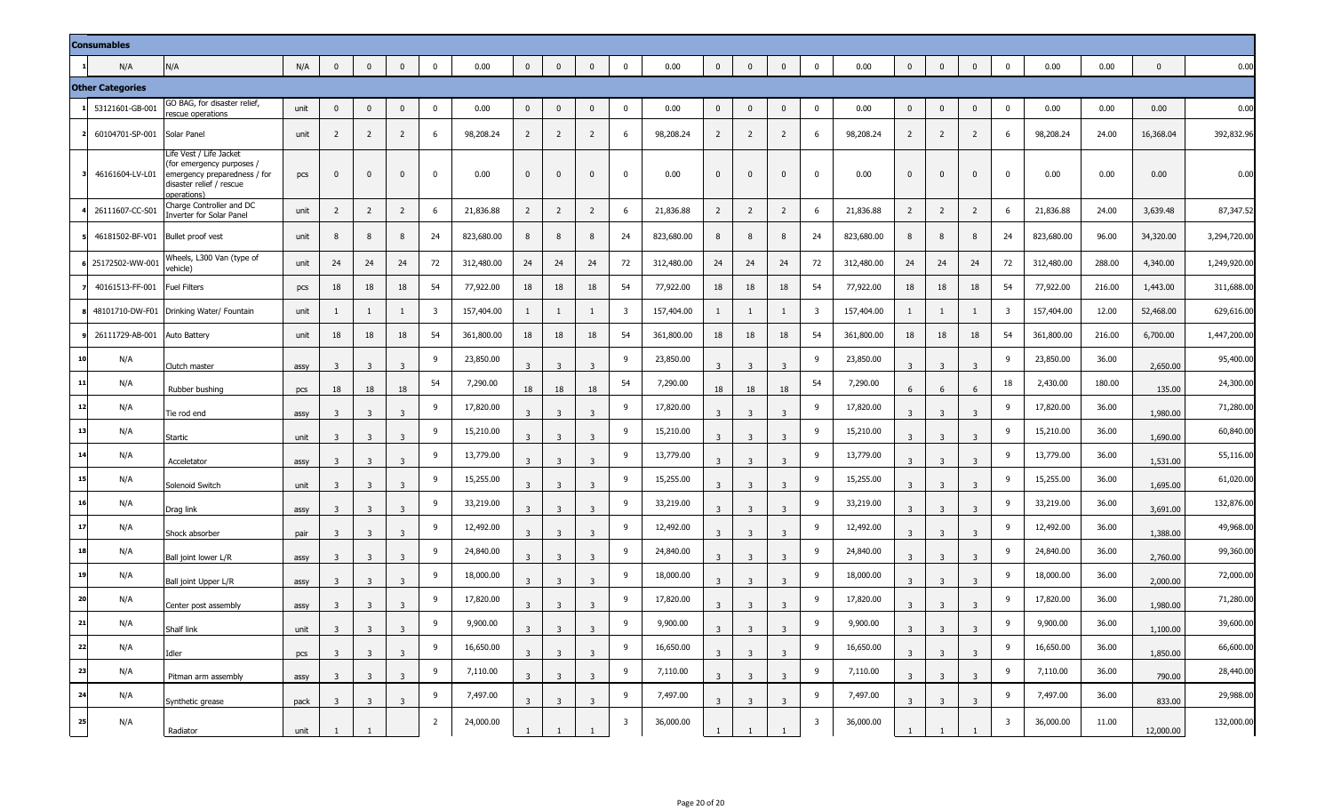| | | | | | | | | | | | | | | | | | | | | | | | | | | | |
|---|---|---|---|---|---|---|---|---|---|---|---|---|---|---|---|---|---|---|---|---|---|---|---|---|---|---|---|
| **Consumables** | | | | | | | | | | | | | | | | | | | | | | | | | | | |
| 1 | N/A | N/A | N/A | 0 | 0 | 0 | 0 | 0.00 | 0 | 0 | 0 | 0 | 0.00 | 0 | 0 | 0 | 0 | 0.00 | 0 | 0 | 0 | 0 | 0.00 | 0.00 | 0 | 0.00 |
| **Other Categories** | | | | | | | | | | | | | | | | | | | | | | | | | | | |
| 1 | 53121601-GB-001 | GO BAG, for disaster relief, rescue operations | unit | 0 | 0 | 0 | 0 | 0.00 | 0 | 0 | 0 | 0 | 0.00 | 0 | 0 | 0 | 0 | 0.00 | 0 | 0 | 0 | 0 | 0.00 | 0.00 | 0.00 | 0.00 |
| 2 | 60104701-SP-001 | Solar Panel | unit | 2 | 2 | 2 | 6 | 98,208.24 | 2 | 2 | 2 | 6 | 98,208.24 | 2 | 2 | 2 | 6 | 98,208.24 | 2 | 2 | 2 | 6 | 98,208.24 | 24.00 | 16,368.04 | 392,832.96 |
| 3 | 46161604-LV-L01 | Life Vest / Life Jacket (for emergency purposes / emergency preparedness / for disaster relief / rescue operations) | pcs | 0 | 0 | 0 | 0 | 0.00 | 0 | 0 | 0 | 0 | 0.00 | 0 | 0 | 0 | 0 | 0.00 | 0 | 0 | 0 | 0 | 0.00 | 0.00 | 0.00 | 0.00 |
| 4 | 26111607-CC-S01 | Charge Controller and DC Inverter for Solar Panel | unit | 2 | 2 | 2 | 6 | 21,836.88 | 2 | 2 | 2 | 6 | 21,836.88 | 2 | 2 | 2 | 6 | 21,836.88 | 2 | 2 | 2 | 6 | 21,836.88 | 24.00 | 3,639.48 | 87,347.52 |
| 5 | 46181502-BF-V01 | Bullet proof vest | unit | 8 | 8 | 8 | 24 | 823,680.00 | 8 | 8 | 8 | 24 | 823,680.00 | 8 | 8 | 8 | 24 | 823,680.00 | 8 | 8 | 8 | 24 | 823,680.00 | 96.00 | 34,320.00 | 3,294,720.00 |
| 6 | 25172502-WW-001 | Wheels, L300 Van (type of vehicle) | unit | 24 | 24 | 24 | 72 | 312,480.00 | 24 | 24 | 24 | 72 | 312,480.00 | 24 | 24 | 24 | 72 | 312,480.00 | 24 | 24 | 24 | 72 | 312,480.00 | 288.00 | 4,340.00 | 1,249,920.00 |
| 7 | 40161513-FF-001 | Fuel Filters | pcs | 18 | 18 | 18 | 54 | 77,922.00 | 18 | 18 | 18 | 54 | 77,922.00 | 18 | 18 | 18 | 54 | 77,922.00 | 18 | 18 | 18 | 54 | 77,922.00 | 216.00 | 1,443.00 | 311,688.00 |
| 8 | 48101710-DW-F01 | Drinking Water/ Fountain | unit | 1 | 1 | 1 | 3 | 157,404.00 | 1 | 1 | 1 | 3 | 157,404.00 | 1 | 1 | 1 | 3 | 157,404.00 | 1 | 1 | 1 | 3 | 157,404.00 | 12.00 | 52,468.00 | 629,616.00 |
| 9 | 26111729-AB-001 | Auto Battery | unit | 18 | 18 | 18 | 54 | 361,800.00 | 18 | 18 | 18 | 54 | 361,800.00 | 18 | 18 | 18 | 54 | 361,800.00 | 18 | 18 | 18 | 54 | 361,800.00 | 216.00 | 6,700.00 | 1,447,200.00 |
| 10 | N/A | Clutch master | assy | 3 | 3 | 3 | 9 | 23,850.00 | 3 | 3 | 3 | 9 | 23,850.00 | 3 | 3 | 3 | 9 | 23,850.00 | 3 | 3 | 3 | 9 | 23,850.00 | 36.00 | 2,650.00 | 95,400.00 |
| 11 | N/A | Rubber bushing | pcs | 18 | 18 | 18 | 54 | 7,290.00 | 18 | 18 | 18 | 54 | 7,290.00 | 18 | 18 | 18 | 54 | 7,290.00 | 6 | 6 | 6 | 18 | 2,430.00 | 180.00 | 135.00 | 24,300.00 |
| 12 | N/A | Tie rod end | assy | 3 | 3 | 3 | 9 | 17,820.00 | 3 | 3 | 3 | 9 | 17,820.00 | 3 | 3 | 3 | 9 | 17,820.00 | 3 | 3 | 3 | 9 | 17,820.00 | 36.00 | 1,980.00 | 71,280.00 |
| 13 | N/A | Startic | unit | 3 | 3 | 3 | 9 | 15,210.00 | 3 | 3 | 3 | 9 | 15,210.00 | 3 | 3 | 3 | 9 | 15,210.00 | 3 | 3 | 3 | 9 | 15,210.00 | 36.00 | 1,690.00 | 60,840.00 |
| 14 | N/A | Acceletator | assy | 3 | 3 | 3 | 9 | 13,779.00 | 3 | 3 | 3 | 9 | 13,779.00 | 3 | 3 | 3 | 9 | 13,779.00 | 3 | 3 | 3 | 9 | 13,779.00 | 36.00 | 1,531.00 | 55,116.00 |
| 15 | N/A | Solenoid Switch | unit | 3 | 3 | 3 | 9 | 15,255.00 | 3 | 3 | 3 | 9 | 15,255.00 | 3 | 3 | 3 | 9 | 15,255.00 | 3 | 3 | 3 | 9 | 15,255.00 | 36.00 | 1,695.00 | 61,020.00 |
| 16 | N/A | Drag link | assy | 3 | 3 | 3 | 9 | 33,219.00 | 3 | 3 | 3 | 9 | 33,219.00 | 3 | 3 | 3 | 9 | 33,219.00 | 3 | 3 | 3 | 9 | 33,219.00 | 36.00 | 3,691.00 | 132,876.00 |
| 17 | N/A | Shock absorber | pair | 3 | 3 | 3 | 9 | 12,492.00 | 3 | 3 | 3 | 9 | 12,492.00 | 3 | 3 | 3 | 9 | 12,492.00 | 3 | 3 | 3 | 9 | 12,492.00 | 36.00 | 1,388.00 | 49,968.00 |
| 18 | N/A | Ball joint lower L/R | assy | 3 | 3 | 3 | 9 | 24,840.00 | 3 | 3 | 3 | 9 | 24,840.00 | 3 | 3 | 3 | 9 | 24,840.00 | 3 | 3 | 3 | 9 | 24,840.00 | 36.00 | 2,760.00 | 99,360.00 |
| 19 | N/A | Ball joint Upper L/R | assy | 3 | 3 | 3 | 9 | 18,000.00 | 3 | 3 | 3 | 9 | 18,000.00 | 3 | 3 | 3 | 9 | 18,000.00 | 3 | 3 | 3 | 9 | 18,000.00 | 36.00 | 2,000.00 | 72,000.00 |
| 20 | N/A | Center post assembly | assy | 3 | 3 | 3 | 9 | 17,820.00 | 3 | 3 | 3 | 9 | 17,820.00 | 3 | 3 | 3 | 9 | 17,820.00 | 3 | 3 | 3 | 9 | 17,820.00 | 36.00 | 1,980.00 | 71,280.00 |
| 21 | N/A | Shalf link | unit | 3 | 3 | 3 | 9 | 9,900.00 | 3 | 3 | 3 | 9 | 9,900.00 | 3 | 3 | 3 | 9 | 9,900.00 | 3 | 3 | 3 | 9 | 9,900.00 | 36.00 | 1,100.00 | 39,600.00 |
| 22 | N/A | Idler | pcs | 3 | 3 | 3 | 9 | 16,650.00 | 3 | 3 | 3 | 9 | 16,650.00 | 3 | 3 | 3 | 9 | 16,650.00 | 3 | 3 | 3 | 9 | 16,650.00 | 36.00 | 1,850.00 | 66,600.00 |
| 23 | N/A | Pitman arm assembly | assy | 3 | 3 | 3 | 9 | 7,110.00 | 3 | 3 | 3 | 9 | 7,110.00 | 3 | 3 | 3 | 9 | 7,110.00 | 3 | 3 | 3 | 9 | 7,110.00 | 36.00 | 790.00 | 28,440.00 |
| 24 | N/A | Synthetic grease | pack | 3 | 3 | 3 | 9 | 7,497.00 | 3 | 3 | 3 | 9 | 7,497.00 | 3 | 3 | 3 | 9 | 7,497.00 | 3 | 3 | 3 | 9 | 7,497.00 | 36.00 | 833.00 | 29,988.00 |
| 25 | N/A | Radiator | unit | 1 | 1 | | 2 | 24,000.00 | 1 | 1 | 1 | 3 | 36,000.00 | 1 | 1 | 1 | 3 | 36,000.00 | 1 | 1 | 1 | 3 | 36,000.00 | 11.00 | 12,000.00 | 132,000.00 |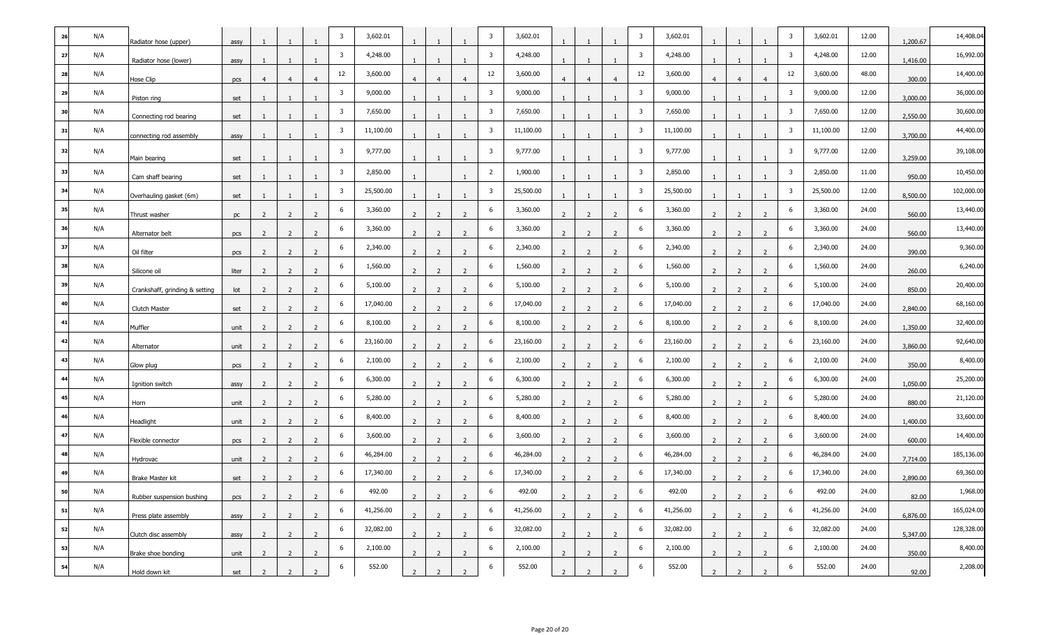| | | | | | | | | | | | | | | | | | | | | | | | | | | |
|---|---|---|---|---|---|---|---|---|---|---|---|---|---|---|---|---|---|---|---|---|---|---|---|---|---|---|
| 26 | N/A | Radiator hose (upper) | assy | 1 | 1 | 1 | 3 | 3,602.01 | 1 | 1 | 1 | 3 | 3,602.01 | 1 | 1 | 1 | 3 | 3,602.01 | 1 | 1 | 1 | 3 | 3,602.01 | 12.00 | 1,200.67 | 14,408.04 |
| 27 | N/A | Radiator hose (lower) | assy | 1 | 1 | 1 | 3 | 4,248.00 | 1 | 1 | 1 | 3 | 4,248.00 | 1 | 1 | 1 | 3 | 4,248.00 | 1 | 1 | 1 | 3 | 4,248.00 | 12.00 | 1,416.00 | 16,992.00 |
| 28 | N/A | Hose Clip | pcs | 4 | 4 | 4 | 12 | 3,600.00 | 4 | 4 | 4 | 12 | 3,600.00 | 4 | 4 | 4 | 12 | 3,600.00 | 4 | 4 | 4 | 12 | 3,600.00 | 48.00 | 300.00 | 14,400.00 |
| 29 | N/A | Piston ring | set | 1 | 1 | 1 | 3 | 9,000.00 | 1 | 1 | 1 | 3 | 9,000.00 | 1 | 1 | 1 | 3 | 9,000.00 | 1 | 1 | 1 | 3 | 9,000.00 | 12.00 | 3,000.00 | 36,000.00 |
| 30 | N/A | Connecting rod bearing | set | 1 | 1 | 1 | 3 | 7,650.00 | 1 | 1 | 1 | 3 | 7,650.00 | 1 | 1 | 1 | 3 | 7,650.00 | 1 | 1 | 1 | 3 | 7,650.00 | 12.00 | 2,550.00 | 30,600.00 |
| 31 | N/A | connecting rod assembly | assy | 1 | 1 | 1 | 3 | 11,100.00 | 1 | 1 | 1 | 3 | 11,100.00 | 1 | 1 | 1 | 3 | 11,100.00 | 1 | 1 | 1 | 3 | 11,100.00 | 12.00 | 3,700.00 | 44,400.00 |
| 32 | N/A | Main bearing | set | 1 | 1 | 1 | 3 | 9,777.00 | 1 | 1 | 1 | 3 | 9,777.00 | 1 | 1 | 1 | 3 | 9,777.00 | 1 | 1 | 1 | 3 | 9,777.00 | 12.00 | 3,259.00 | 39,108.00 |
| 33 | N/A | Cam shaff bearing | set | 1 | 1 | 1 | 3 | 2,850.00 | 1 | | 1 | 2 | 1,900.00 | 1 | 1 | 1 | 3 | 2,850.00 | 1 | 1 | 1 | 3 | 2,850.00 | 11.00 | 950.00 | 10,450.00 |
| 34 | N/A | Overhauling gasket (6m) | set | 1 | 1 | 1 | 3 | 25,500.00 | 1 | 1 | 1 | 3 | 25,500.00 | 1 | 1 | 1 | 3 | 25,500.00 | 1 | 1 | 1 | 3 | 25,500.00 | 12.00 | 8,500.00 | 102,000.00 |
| 35 | N/A | Thrust washer | pc | 2 | 2 | 2 | 6 | 3,360.00 | 2 | 2 | 2 | 6 | 3,360.00 | 2 | 2 | 2 | 6 | 3,360.00 | 2 | 2 | 2 | 6 | 3,360.00 | 24.00 | 560.00 | 13,440.00 |
| 36 | N/A | Alternator belt | pcs | 2 | 2 | 2 | 6 | 3,360.00 | 2 | 2 | 2 | 6 | 3,360.00 | 2 | 2 | 2 | 6 | 3,360.00 | 2 | 2 | 2 | 6 | 3,360.00 | 24.00 | 560.00 | 13,440.00 |
| 37 | N/A | Oil filter | pcs | 2 | 2 | 2 | 6 | 2,340.00 | 2 | 2 | 2 | 6 | 2,340.00 | 2 | 2 | 2 | 6 | 2,340.00 | 2 | 2 | 2 | 6 | 2,340.00 | 24.00 | 390.00 | 9,360.00 |
| 38 | N/A | Silicone oil | liter | 2 | 2 | 2 | 6 | 1,560.00 | 2 | 2 | 2 | 6 | 1,560.00 | 2 | 2 | 2 | 6 | 1,560.00 | 2 | 2 | 2 | 6 | 1,560.00 | 24.00 | 260.00 | 6,240.00 |
| 39 | N/A | Crankshaff, grinding & setting | lot | 2 | 2 | 2 | 6 | 5,100.00 | 2 | 2 | 2 | 6 | 5,100.00 | 2 | 2 | 2 | 6 | 5,100.00 | 2 | 2 | 2 | 6 | 5,100.00 | 24.00 | 850.00 | 20,400.00 |
| 40 | N/A | Clutch Master | set | 2 | 2 | 2 | 6 | 17,040.00 | 2 | 2 | 2 | 6 | 17,040.00 | 2 | 2 | 2 | 6 | 17,040.00 | 2 | 2 | 2 | 6 | 17,040.00 | 24.00 | 2,840.00 | 68,160.00 |
| 41 | N/A | Muffler | unit | 2 | 2 | 2 | 6 | 8,100.00 | 2 | 2 | 2 | 6 | 8,100.00 | 2 | 2 | 2 | 6 | 8,100.00 | 2 | 2 | 2 | 6 | 8,100.00 | 24.00 | 1,350.00 | 32,400.00 |
| 42 | N/A | Alternator | unit | 2 | 2 | 2 | 6 | 23,160.00 | 2 | 2 | 2 | 6 | 23,160.00 | 2 | 2 | 2 | 6 | 23,160.00 | 2 | 2 | 2 | 6 | 23,160.00 | 24.00 | 3,860.00 | 92,640.00 |
| 43 | N/A | Glow plug | pcs | 2 | 2 | 2 | 6 | 2,100.00 | 2 | 2 | 2 | 6 | 2,100.00 | 2 | 2 | 2 | 6 | 2,100.00 | 2 | 2 | 2 | 6 | 2,100.00 | 24.00 | 350.00 | 8,400.00 |
| 44 | N/A | Ignition switch | assy | 2 | 2 | 2 | 6 | 6,300.00 | 2 | 2 | 2 | 6 | 6,300.00 | 2 | 2 | 2 | 6 | 6,300.00 | 2 | 2 | 2 | 6 | 6,300.00 | 24.00 | 1,050.00 | 25,200.00 |
| 45 | N/A | Horn | unit | 2 | 2 | 2 | 6 | 5,280.00 | 2 | 2 | 2 | 6 | 5,280.00 | 2 | 2 | 2 | 6 | 5,280.00 | 2 | 2 | 2 | 6 | 5,280.00 | 24.00 | 880.00 | 21,120.00 |
| 46 | N/A | Headlight | unit | 2 | 2 | 2 | 6 | 8,400.00 | 2 | 2 | 2 | 6 | 8,400.00 | 2 | 2 | 2 | 6 | 8,400.00 | 2 | 2 | 2 | 6 | 8,400.00 | 24.00 | 1,400.00 | 33,600.00 |
| 47 | N/A | Flexible connector | pcs | 2 | 2 | 2 | 6 | 3,600.00 | 2 | 2 | 2 | 6 | 3,600.00 | 2 | 2 | 2 | 6 | 3,600.00 | 2 | 2 | 2 | 6 | 3,600.00 | 24.00 | 600.00 | 14,400.00 |
| 48 | N/A | Hydrovac | unit | 2 | 2 | 2 | 6 | 46,284.00 | 2 | 2 | 2 | 6 | 46,284.00 | 2 | 2 | 2 | 6 | 46,284.00 | 2 | 2 | 2 | 6 | 46,284.00 | 24.00 | 7,714.00 | 185,136.00 |
| 49 | N/A | Brake Master kit | set | 2 | 2 | 2 | 6 | 17,340.00 | 2 | 2 | 2 | 6 | 17,340.00 | 2 | 2 | 2 | 6 | 17,340.00 | 2 | 2 | 2 | 6 | 17,340.00 | 24.00 | 2,890.00 | 69,360.00 |
| 50 | N/A | Rubber suspension bushing | pcs | 2 | 2 | 2 | 6 | 492.00 | 2 | 2 | 2 | 6 | 492.00 | 2 | 2 | 2 | 6 | 492.00 | 2 | 2 | 2 | 6 | 492.00 | 24.00 | 82.00 | 1,968.00 |
| 51 | N/A | Press plate assembly | assy | 2 | 2 | 2 | 6 | 41,256.00 | 2 | 2 | 2 | 6 | 41,256.00 | 2 | 2 | 2 | 6 | 41,256.00 | 2 | 2 | 2 | 6 | 41,256.00 | 24.00 | 6,876.00 | 165,024.00 |
| 52 | N/A | Clutch disc assembly | assy | 2 | 2 | 2 | 6 | 32,082.00 | 2 | 2 | 2 | 6 | 32,082.00 | 2 | 2 | 2 | 6 | 32,082.00 | 2 | 2 | 2 | 6 | 32,082.00 | 24.00 | 5,347.00 | 128,328.00 |
| 53 | N/A | Brake shoe bonding | unit | 2 | 2 | 2 | 6 | 2,100.00 | 2 | 2 | 2 | 6 | 2,100.00 | 2 | 2 | 2 | 6 | 2,100.00 | 2 | 2 | 2 | 6 | 2,100.00 | 24.00 | 350.00 | 8,400.00 |
| 54 | N/A | Hold down kit | set | 2 | 2 | 2 | 6 | 552.00 | 2 | 2 | 2 | 6 | 552.00 | 2 | 2 | 2 | 6 | 552.00 | 2 | 2 | 2 | 6 | 552.00 | 24.00 | 92.00 | 2,208.00 |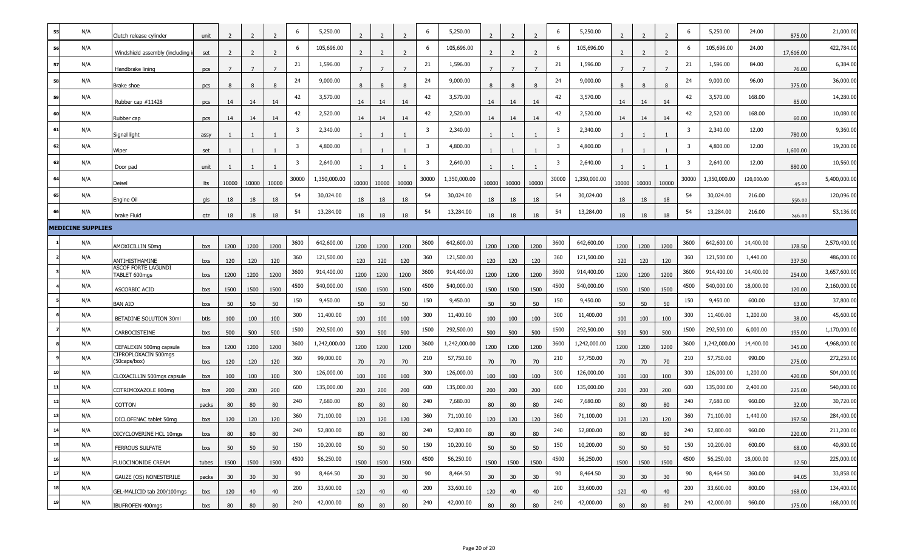| 55 | N/A | Clutch release cylinder | unit | 2 | 2 | 2 | 6 | 5,250.00 | 2 | 2 | 2 | 6 | 5,250.00 | 2 | 2 | 2 | 6 | 5,250.00 | 2 | 2 | 2 | 6 | 5,250.00 | 24.00 | 875.00 | 21,000.00 |
|---|---|---|---|---|---|---|---|---|---|---|---|---|---|---|---|---|---|---|---|---|---|---|---|---|---|---|
| 56 | N/A | Windshield assembly (including i | set | 2 | 2 | 2 | 6 | 105,696.00 | 2 | 2 | 2 | 6 | 105,696.00 | 2 | 2 | 2 | 6 | 105,696.00 | 2 | 2 | 2 | 6 | 105,696.00 | 24.00 | 17,616.00 | 422,784.00 |
| 57 | N/A | Handbrake lining | pcs | 7 | 7 | 7 | 21 | 1,596.00 | 7 | 7 | 7 | 21 | 1,596.00 | 7 | 7 | 7 | 21 | 1,596.00 | 7 | 7 | 7 | 21 | 1,596.00 | 84.00 | 76.00 | 6,384.00 |
| 58 | N/A | Brake shoe | pcs | 8 | 8 | 8 | 24 | 9,000.00 | 8 | 8 | 8 | 24 | 9,000.00 | 8 | 8 | 8 | 24 | 9,000.00 | 8 | 8 | 8 | 24 | 9,000.00 | 96.00 | 375.00 | 36,000.00 |
| 59 | N/A | Rubber cap #11428 | pcs | 14 | 14 | 14 | 42 | 3,570.00 | 14 | 14 | 14 | 42 | 3,570.00 | 14 | 14 | 14 | 42 | 3,570.00 | 14 | 14 | 14 | 42 | 3,570.00 | 168.00 | 85.00 | 14,280.00 |
| 60 | N/A | Rubber cap | pcs | 14 | 14 | 14 | 42 | 2,520.00 | 14 | 14 | 14 | 42 | 2,520.00 | 14 | 14 | 14 | 42 | 2,520.00 | 14 | 14 | 14 | 42 | 2,520.00 | 168.00 | 60.00 | 10,080.00 |
| 61 | N/A | Signal light | assy | 1 | 1 | 1 | 3 | 2,340.00 | 1 | 1 | 1 | 3 | 2,340.00 | 1 | 1 | 1 | 3 | 2,340.00 | 1 | 1 | 1 | 3 | 2,340.00 | 12.00 | 780.00 | 9,360.00 |
| 62 | N/A | Wiper | set | 1 | 1 | 1 | 3 | 4,800.00 | 1 | 1 | 1 | 3 | 4,800.00 | 1 | 1 | 1 | 3 | 4,800.00 | 1 | 1 | 1 | 3 | 4,800.00 | 12.00 | 1,600.00 | 19,200.00 |
| 63 | N/A | Door pad | unit | 1 | 1 | 1 | 3 | 2,640.00 | 1 | 1 | 1 | 3 | 2,640.00 | 1 | 1 | 1 | 3 | 2,640.00 | 1 | 1 | 1 | 3 | 2,640.00 | 12.00 | 880.00 | 10,560.00 |
| 64 | N/A | Deisel | lts | 10000 | 10000 | 10000 | 30000 | 1,350,000.00 | 10000 | 10000 | 10000 | 30000 | 1,350,000.00 | 10000 | 10000 | 10000 | 30000 | 1,350,000.00 | 10000 | 10000 | 10000 | 30000 | 1,350,000.00 | 120,000.00 | 45.00 | 5,400,000.00 |
| 65 | N/A | Engine Oil | gls | 18 | 18 | 18 | 54 | 30,024.00 | 18 | 18 | 18 | 54 | 30,024.00 | 18 | 18 | 18 | 54 | 30,024.00 | 18 | 18 | 18 | 54 | 30,024.00 | 216.00 | 556.00 | 120,096.00 |
| 66 | N/A | brake Fluid | qtz | 18 | 18 | 18 | 54 | 13,284.00 | 18 | 18 | 18 | 54 | 13,284.00 | 18 | 18 | 18 | 54 | 13,284.00 | 18 | 18 | 18 | 54 | 13,284.00 | 216.00 | 246.00 | 53,136.00 |
| **MEDICINE SUPPLIES** | | | | | | | | | | | | | | | | | | | | | | | | | | |
| 1 | N/A | AMOXICILLIN 50mg | bxs | 1200 | 1200 | 1200 | 3600 | 642,600.00 | 1200 | 1200 | 1200 | 3600 | 642,600.00 | 1200 | 1200 | 1200 | 3600 | 642,600.00 | 1200 | 1200 | 1200 | 3600 | 642,600.00 | 14,400.00 | 178.50 | 2,570,400.00 |
| 2 | N/A | ANTIHISTHAMINE | bxs | 120 | 120 | 120 | 360 | 121,500.00 | 120 | 120 | 120 | 360 | 121,500.00 | 120 | 120 | 120 | 360 | 121,500.00 | 120 | 120 | 120 | 360 | 121,500.00 | 1,440.00 | 337.50 | 486,000.00 |
| 3 | N/A | ASCOF FORTE LAGUNDI TABLET 600mgs | bxs | 1200 | 1200 | 1200 | 3600 | 914,400.00 | 1200 | 1200 | 1200 | 3600 | 914,400.00 | 1200 | 1200 | 1200 | 3600 | 914,400.00 | 1200 | 1200 | 1200 | 3600 | 914,400.00 | 14,400.00 | 254.00 | 3,657,600.00 |
| 4 | N/A | ASCORBIC ACID | bxs | 1500 | 1500 | 1500 | 4500 | 540,000.00 | 1500 | 1500 | 1500 | 4500 | 540,000.00 | 1500 | 1500 | 1500 | 4500 | 540,000.00 | 1500 | 1500 | 1500 | 4500 | 540,000.00 | 18,000.00 | 120.00 | 2,160,000.00 |
| 5 | N/A | BAN AID | bxs | 50 | 50 | 50 | 150 | 9,450.00 | 50 | 50 | 50 | 150 | 9,450.00 | 50 | 50 | 50 | 150 | 9,450.00 | 50 | 50 | 50 | 150 | 9,450.00 | 600.00 | 63.00 | 37,800.00 |
| 6 | N/A | BETADINE SOLUTION 30ml | btls | 100 | 100 | 100 | 300 | 11,400.00 | 100 | 100 | 100 | 300 | 11,400.00 | 100 | 100 | 100 | 300 | 11,400.00 | 100 | 100 | 100 | 300 | 11,400.00 | 1,200.00 | 38.00 | 45,600.00 |
| 7 | N/A | CARBOCISTEINE | bxs | 500 | 500 | 500 | 1500 | 292,500.00 | 500 | 500 | 500 | 1500 | 292,500.00 | 500 | 500 | 500 | 1500 | 292,500.00 | 500 | 500 | 500 | 1500 | 292,500.00 | 6,000.00 | 195.00 | 1,170,000.00 |
| 8 | N/A | CEFALEXIN 500mg capsule | bxs | 1200 | 1200 | 1200 | 3600 | 1,242,000.00 | 1200 | 1200 | 1200 | 3600 | 1,242,000.00 | 1200 | 1200 | 1200 | 3600 | 1,242,000.00 | 1200 | 1200 | 1200 | 3600 | 1,242,000.00 | 14,400.00 | 345.00 | 4,968,000.00 |
| 9 | N/A | CIPROPLOXACIN 500mgs (50caps/box) | bxs | 120 | 120 | 120 | 360 | 99,000.00 | 70 | 70 | 70 | 210 | 57,750.00 | 70 | 70 | 70 | 210 | 57,750.00 | 70 | 70 | 70 | 210 | 57,750.00 | 990.00 | 275.00 | 272,250.00 |
| 10 | N/A | CLOXACILLIN 500mgs capsule | bxs | 100 | 100 | 100 | 300 | 126,000.00 | 100 | 100 | 100 | 300 | 126,000.00 | 100 | 100 | 100 | 300 | 126,000.00 | 100 | 100 | 100 | 300 | 126,000.00 | 1,200.00 | 420.00 | 504,000.00 |
| 11 | N/A | COTRIMOXAZOLE 800mg | bxs | 200 | 200 | 200 | 600 | 135,000.00 | 200 | 200 | 200 | 600 | 135,000.00 | 200 | 200 | 200 | 600 | 135,000.00 | 200 | 200 | 200 | 600 | 135,000.00 | 2,400.00 | 225.00 | 540,000.00 |
| 12 | N/A | COTTON | packs | 80 | 80 | 80 | 240 | 7,680.00 | 80 | 80 | 80 | 240 | 7,680.00 | 80 | 80 | 80 | 240 | 7,680.00 | 80 | 80 | 80 | 240 | 7,680.00 | 960.00 | 32.00 | 30,720.00 |
| 13 | N/A | DICLOFENAC tablet 50mg | bxs | 120 | 120 | 120 | 360 | 71,100.00 | 120 | 120 | 120 | 360 | 71,100.00 | 120 | 120 | 120 | 360 | 71,100.00 | 120 | 120 | 120 | 360 | 71,100.00 | 1,440.00 | 197.50 | 284,400.00 |
| 14 | N/A | DICYCLOVERINE HCL 10mgs | bxs | 80 | 80 | 80 | 240 | 52,800.00 | 80 | 80 | 80 | 240 | 52,800.00 | 80 | 80 | 80 | 240 | 52,800.00 | 80 | 80 | 80 | 240 | 52,800.00 | 960.00 | 220.00 | 211,200.00 |
| 15 | N/A | FERROUS SULFATE | bxs | 50 | 50 | 50 | 150 | 10,200.00 | 50 | 50 | 50 | 150 | 10,200.00 | 50 | 50 | 50 | 150 | 10,200.00 | 50 | 50 | 50 | 150 | 10,200.00 | 600.00 | 68.00 | 40,800.00 |
| 16 | N/A | FLUOCINONIDE CREAM | tubes | 1500 | 1500 | 1500 | 4500 | 56,250.00 | 1500 | 1500 | 1500 | 4500 | 56,250.00 | 1500 | 1500 | 1500 | 4500 | 56,250.00 | 1500 | 1500 | 1500 | 4500 | 56,250.00 | 18,000.00 | 12.50 | 225,000.00 |
| 17 | N/A | GAUZE (OS) NONESTERILE | packs | 30 | 30 | 30 | 90 | 8,464.50 | 30 | 30 | 30 | 90 | 8,464.50 | 30 | 30 | 30 | 90 | 8,464.50 | 30 | 30 | 30 | 90 | 8,464.50 | 360.00 | 94.05 | 33,858.00 |
| 18 | N/A | GEL-MALICID tab 200/100mgs | bxs | 120 | 40 | 40 | 200 | 33,600.00 | 120 | 40 | 40 | 200 | 33,600.00 | 120 | 40 | 40 | 200 | 33,600.00 | 120 | 40 | 40 | 200 | 33,600.00 | 800.00 | 168.00 | 134,400.00 |
| 19 | N/A | IBUFROFEN 400mgs | bxs | 80 | 80 | 80 | 240 | 42,000.00 | 80 | 80 | 80 | 240 | 42,000.00 | 80 | 80 | 80 | 240 | 42,000.00 | 80 | 80 | 80 | 240 | 42,000.00 | 960.00 | 175.00 | 168,000.00 |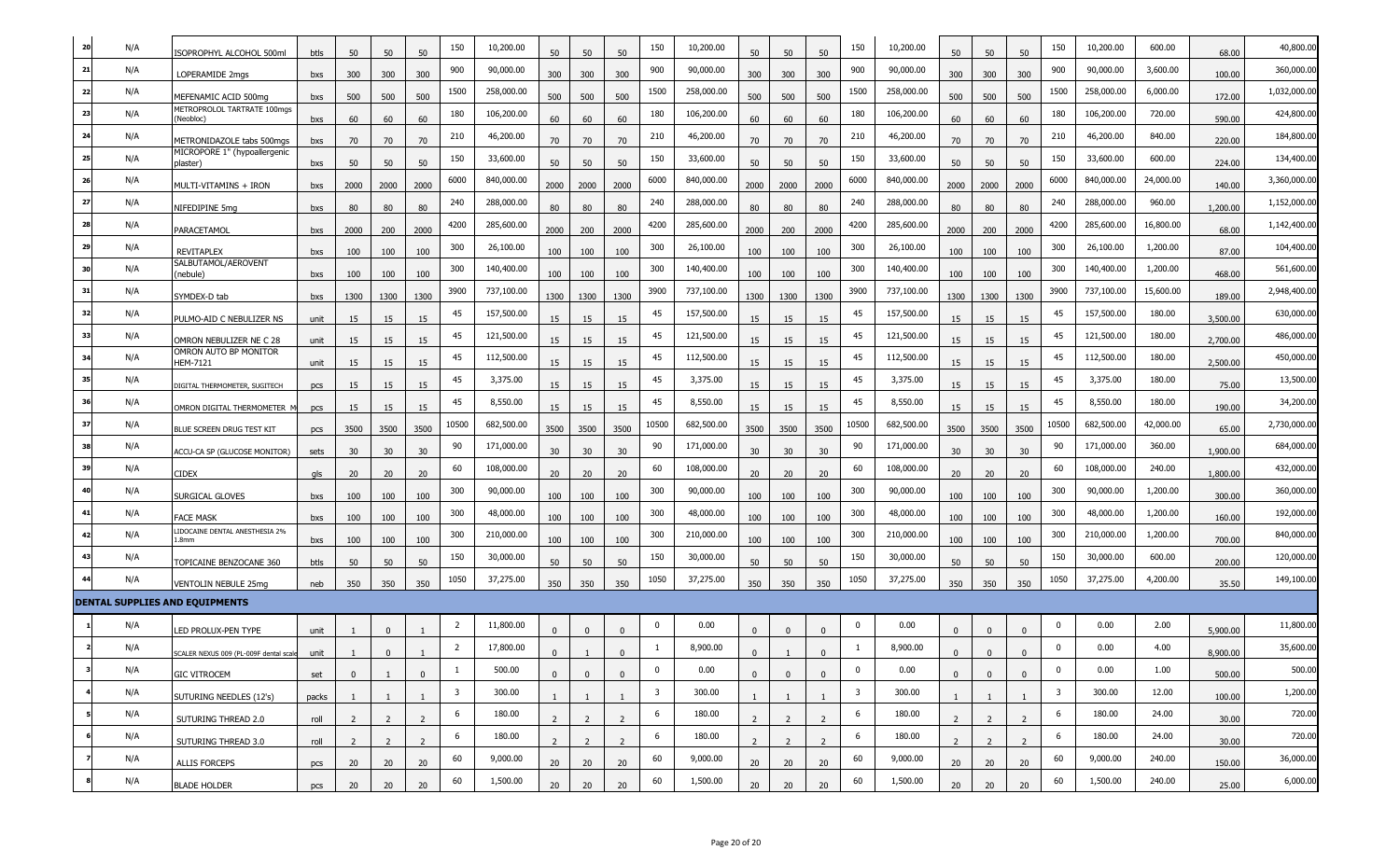| 20 | N/A | ISOPROPHYL ALCOHOL 500ml | btls | 50 | 50 | 50 | 150 | 10,200.00 | 50 | 50 | 50 | 150 | 10,200.00 | 50 | 50 | 50 | 150 | 10,200.00 | 50 | 50 | 50 | 150 | 10,200.00 | 600.00 | 68.00 | 40,800.00 |
|---|---|---|---|---|---|---|---|---|---|---|---|---|---|---|---|---|---|---|---|---|---|---|---|---|---|---|
| 21 | N/A | LOPERAMIDE 2mgs | bxs | 300 | 300 | 300 | 900 | 90,000.00 | 300 | 300 | 300 | 900 | 90,000.00 | 300 | 300 | 300 | 900 | 90,000.00 | 300 | 300 | 300 | 900 | 90,000.00 | 3,600.00 | 100.00 | 360,000.00 |
| 22 | N/A | MEFENAMIC ACID 500mg | bxs | 500 | 500 | 500 | 1500 | 258,000.00 | 500 | 500 | 500 | 1500 | 258,000.00 | 500 | 500 | 500 | 1500 | 258,000.00 | 500 | 500 | 500 | 1500 | 258,000.00 | 6,000.00 | 172.00 | 1,032,000.00 |
| 23 | N/A | METROPROLOL TARTRATE 100mgs (Neobloc) | bxs | 60 | 60 | 60 | 180 | 106,200.00 | 60 | 60 | 60 | 180 | 106,200.00 | 60 | 60 | 60 | 180 | 106,200.00 | 60 | 60 | 60 | 180 | 106,200.00 | 720.00 | 590.00 | 424,800.00 |
| 24 | N/A | METRONIDAZOLE tabs 500mgs | bxs | 70 | 70 | 70 | 210 | 46,200.00 | 70 | 70 | 70 | 210 | 46,200.00 | 70 | 70 | 70 | 210 | 46,200.00 | 70 | 70 | 70 | 210 | 46,200.00 | 840.00 | 220.00 | 184,800.00 |
| 25 | N/A | MICROPORE 1" (hypoallergenic plaster) | bxs | 50 | 50 | 50 | 150 | 33,600.00 | 50 | 50 | 50 | 150 | 33,600.00 | 50 | 50 | 50 | 150 | 33,600.00 | 50 | 50 | 50 | 150 | 33,600.00 | 600.00 | 224.00 | 134,400.00 |
| 26 | N/A | MULTI-VITAMINS + IRON | bxs | 2000 | 2000 | 2000 | 6000 | 840,000.00 | 2000 | 2000 | 2000 | 6000 | 840,000.00 | 2000 | 2000 | 2000 | 6000 | 840,000.00 | 2000 | 2000 | 2000 | 6000 | 840,000.00 | 24,000.00 | 140.00 | 3,360,000.00 |
| 27 | N/A | NIFEDIPINE 5mg | bxs | 80 | 80 | 80 | 240 | 288,000.00 | 80 | 80 | 80 | 240 | 288,000.00 | 80 | 80 | 80 | 240 | 288,000.00 | 80 | 80 | 80 | 240 | 288,000.00 | 960.00 | 1,200.00 | 1,152,000.00 |
| 28 | N/A | PARACETAMOL | bxs | 2000 | 200 | 2000 | 4200 | 285,600.00 | 2000 | 200 | 2000 | 4200 | 285,600.00 | 2000 | 200 | 2000 | 4200 | 285,600.00 | 2000 | 200 | 2000 | 4200 | 285,600.00 | 16,800.00 | 68.00 | 1,142,400.00 |
| 29 | N/A | REVITAPLEX | bxs | 100 | 100 | 100 | 300 | 26,100.00 | 100 | 100 | 100 | 300 | 26,100.00 | 100 | 100 | 100 | 300 | 26,100.00 | 100 | 100 | 100 | 300 | 26,100.00 | 1,200.00 | 87.00 | 104,400.00 |
| 30 | N/A | SALBUTAMOL/AEROVENT (nebule) | bxs | 100 | 100 | 100 | 300 | 140,400.00 | 100 | 100 | 100 | 300 | 140,400.00 | 100 | 100 | 100 | 300 | 140,400.00 | 100 | 100 | 100 | 300 | 140,400.00 | 1,200.00 | 468.00 | 561,600.00 |
| 31 | N/A | SYMDEX-D tab | bxs | 1300 | 1300 | 1300 | 3900 | 737,100.00 | 1300 | 1300 | 1300 | 3900 | 737,100.00 | 1300 | 1300 | 1300 | 3900 | 737,100.00 | 1300 | 1300 | 1300 | 3900 | 737,100.00 | 15,600.00 | 189.00 | 2,948,400.00 |
| 32 | N/A | PULMO-AID C NEBULIZER NS | unit | 15 | 15 | 15 | 45 | 157,500.00 | 15 | 15 | 15 | 45 | 157,500.00 | 15 | 15 | 15 | 45 | 157,500.00 | 15 | 15 | 15 | 45 | 157,500.00 | 180.00 | 3,500.00 | 630,000.00 |
| 33 | N/A | OMRON NEBULIZER NE C 28 | unit | 15 | 15 | 15 | 45 | 121,500.00 | 15 | 15 | 15 | 45 | 121,500.00 | 15 | 15 | 15 | 45 | 121,500.00 | 15 | 15 | 15 | 45 | 121,500.00 | 180.00 | 2,700.00 | 486,000.00 |
| 34 | N/A | OMRON AUTO BP MONITOR HEM-7121 | unit | 15 | 15 | 15 | 45 | 112,500.00 | 15 | 15 | 15 | 45 | 112,500.00 | 15 | 15 | 15 | 45 | 112,500.00 | 15 | 15 | 15 | 45 | 112,500.00 | 180.00 | 2,500.00 | 450,000.00 |
| 35 | N/A | DIGITAL THERMOMETER, SUGITECH | pcs | 15 | 15 | 15 | 45 | 3,375.00 | 15 | 15 | 15 | 45 | 3,375.00 | 15 | 15 | 15 | 45 | 3,375.00 | 15 | 15 | 15 | 45 | 3,375.00 | 180.00 | 75.00 | 13,500.00 |
| 36 | N/A | OMRON DIGITAL THERMOMETER M | pcs | 15 | 15 | 15 | 45 | 8,550.00 | 15 | 15 | 15 | 45 | 8,550.00 | 15 | 15 | 15 | 45 | 8,550.00 | 15 | 15 | 15 | 45 | 8,550.00 | 180.00 | 190.00 | 34,200.00 |
| 37 | N/A | BLUE SCREEN DRUG TEST KIT | pcs | 3500 | 3500 | 3500 | 10500 | 682,500.00 | 3500 | 3500 | 3500 | 10500 | 682,500.00 | 3500 | 3500 | 3500 | 10500 | 682,500.00 | 3500 | 3500 | 3500 | 10500 | 682,500.00 | 42,000.00 | 65.00 | 2,730,000.00 |
| 38 | N/A | ACCU-CA SP (GLUCOSE MONITOR) | sets | 30 | 30 | 30 | 90 | 171,000.00 | 30 | 30 | 30 | 90 | 171,000.00 | 30 | 30 | 30 | 90 | 171,000.00 | 30 | 30 | 30 | 90 | 171,000.00 | 360.00 | 1,900.00 | 684,000.00 |
| 39 | N/A | CIDEX | gls | 20 | 20 | 20 | 60 | 108,000.00 | 20 | 20 | 20 | 60 | 108,000.00 | 20 | 20 | 20 | 60 | 108,000.00 | 20 | 20 | 20 | 60 | 108,000.00 | 240.00 | 1,800.00 | 432,000.00 |
| 40 | N/A | SURGICAL GLOVES | bxs | 100 | 100 | 100 | 300 | 90,000.00 | 100 | 100 | 100 | 300 | 90,000.00 | 100 | 100 | 100 | 300 | 90,000.00 | 100 | 100 | 100 | 300 | 90,000.00 | 1,200.00 | 300.00 | 360,000.00 |
| 41 | N/A | FACE MASK | bxs | 100 | 100 | 100 | 300 | 48,000.00 | 100 | 100 | 100 | 300 | 48,000.00 | 100 | 100 | 100 | 300 | 48,000.00 | 100 | 100 | 100 | 300 | 48,000.00 | 1,200.00 | 160.00 | 192,000.00 |
| 42 | N/A | LIDOCAINE DENTAL ANESTHESIA 2% 1.8mm | bxs | 100 | 100 | 100 | 300 | 210,000.00 | 100 | 100 | 100 | 300 | 210,000.00 | 100 | 100 | 100 | 300 | 210,000.00 | 100 | 100 | 100 | 300 | 210,000.00 | 1,200.00 | 700.00 | 840,000.00 |
| 43 | N/A | TOPICAINE BENZOCANE 360 | btls | 50 | 50 | 50 | 150 | 30,000.00 | 50 | 50 | 50 | 150 | 30,000.00 | 50 | 50 | 50 | 150 | 30,000.00 | 50 | 50 | 50 | 150 | 30,000.00 | 600.00 | 200.00 | 120,000.00 |
| 44 | N/A | VENTOLIN NEBULE 25mg | neb | 350 | 350 | 350 | 1050 | 37,275.00 | 350 | 350 | 350 | 1050 | 37,275.00 | 350 | 350 | 350 | 1050 | 37,275.00 | 350 | 350 | 350 | 1050 | 37,275.00 | 4,200.00 | 35.50 | 149,100.00 |
| **DENTAL SUPPLIES AND EQUIPMENTS** | | | | | | | | | | | | | | | | | | | | | | | | | | |
| 1 | N/A | LED PROLUX-PEN TYPE | unit | 1 | 0 | 1 | 2 | 11,800.00 | 0 | 0 | 0 | 0 | 0.00 | 0 | 0 | 0 | 0 | 0.00 | 0 | 0 | 0 | 0 | 0.00 | 2.00 | 5,900.00 | 11,800.00 |
| 2 | N/A | SCALER NEXUS 009 (PL-009F dental scale | unit | 1 | 0 | 1 | 2 | 17,800.00 | 0 | 1 | 0 | 1 | 8,900.00 | 0 | 1 | 0 | 1 | 8,900.00 | 0 | 0 | 0 | 0 | 0.00 | 4.00 | 8,900.00 | 35,600.00 |
| 3 | N/A | GIC VITROCEM | set | 0 | 1 | 0 | 1 | 500.00 | 0 | 0 | 0 | 0 | 0.00 | 0 | 0 | 0 | 0 | 0.00 | 0 | 0 | 0 | 0 | 0.00 | 1.00 | 500.00 | 500.00 |
| 4 | N/A | SUTURING NEEDLES (12's) | packs | 1 | 1 | 1 | 3 | 300.00 | 1 | 1 | 1 | 3 | 300.00 | 1 | 1 | 1 | 3 | 300.00 | 1 | 1 | 1 | 3 | 300.00 | 12.00 | 100.00 | 1,200.00 |
| 5 | N/A | SUTURING THREAD 2.0 | roll | 2 | 2 | 2 | 6 | 180.00 | 2 | 2 | 2 | 6 | 180.00 | 2 | 2 | 2 | 6 | 180.00 | 2 | 2 | 2 | 6 | 180.00 | 24.00 | 30.00 | 720.00 |
| 6 | N/A | SUTURING THREAD 3.0 | roll | 2 | 2 | 2 | 6 | 180.00 | 2 | 2 | 2 | 6 | 180.00 | 2 | 2 | 2 | 6 | 180.00 | 2 | 2 | 2 | 6 | 180.00 | 24.00 | 30.00 | 720.00 |
| 7 | N/A | ALLIS FORCEPS | pcs | 20 | 20 | 20 | 60 | 9,000.00 | 20 | 20 | 20 | 60 | 9,000.00 | 20 | 20 | 20 | 60 | 9,000.00 | 20 | 20 | 20 | 60 | 9,000.00 | 240.00 | 150.00 | 36,000.00 |
| 8 | N/A | BLADE HOLDER | pcs | 20 | 20 | 20 | 60 | 1,500.00 | 20 | 20 | 20 | 60 | 1,500.00 | 20 | 20 | 20 | 60 | 1,500.00 | 20 | 20 | 20 | 60 | 1,500.00 | 240.00 | 25.00 | 6,000.00 |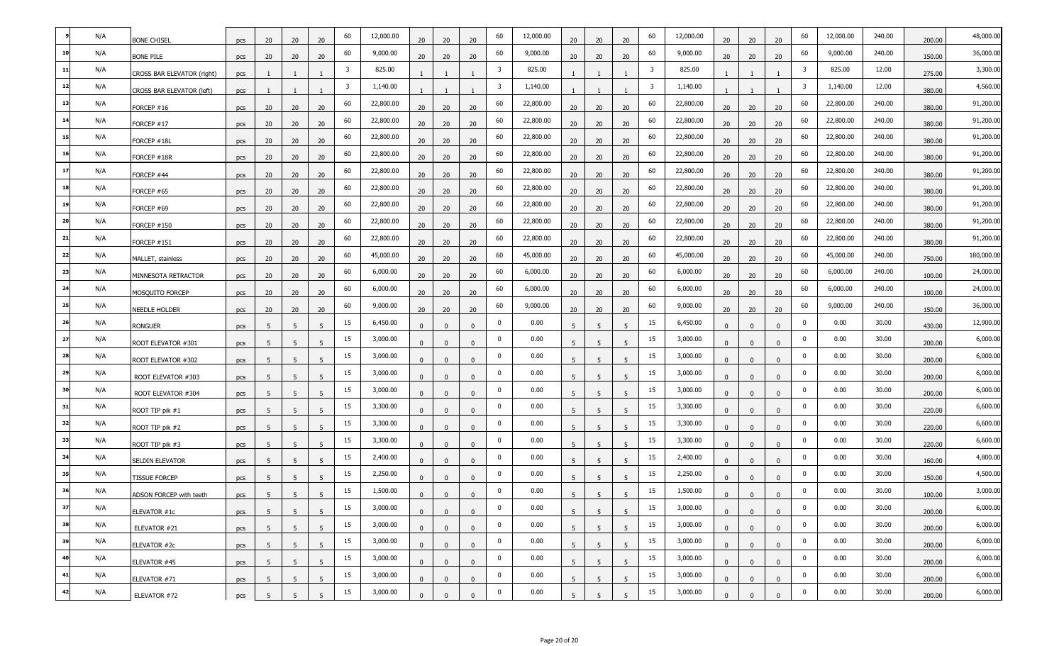| 9 | N/A | BONE CHISEL | pcs | 20 | 20 | 20 | 60 | 12,000.00 | 20 | 20 | 20 | 60 | 12,000.00 | 20 | 20 | 20 | 60 | 12,000.00 | 20 | 20 | 20 | 60 | 12,000.00 | 240.00 | 200.00 | 48,000.00 |
|---|---|---|---|---|---|---|---|---|---|---|---|---|---|---|---|---|---|---|---|---|---|---|---|---|---|---|
| 10 | N/A | BONE FILE | pcs | 20 | 20 | 20 | 60 | 9,000.00 | 20 | 20 | 20 | 60 | 9,000.00 | 20 | 20 | 20 | 60 | 9,000.00 | 20 | 20 | 20 | 60 | 9,000.00 | 240.00 | 150.00 | 36,000.00 |
| 11 | N/A | CROSS BAR ELEVATOR (right) | pcs | 1 | 1 | 1 | 3 | 825.00 | 1 | 1 | 1 | 3 | 825.00 | 1 | 1 | 1 | 3 | 825.00 | 1 | 1 | 1 | 3 | 825.00 | 12.00 | 275.00 | 3,300.00 |
| 12 | N/A | CROSS BAR ELEVATOR (left) | pcs | 1 | 1 | 1 | 3 | 1,140.00 | 1 | 1 | 1 | 3 | 1,140.00 | 1 | 1 | 1 | 3 | 1,140.00 | 1 | 1 | 1 | 3 | 1,140.00 | 12.00 | 380.00 | 4,560.00 |
| 13 | N/A | FORCEP #16 | pcs | 20 | 20 | 20 | 60 | 22,800.00 | 20 | 20 | 20 | 60 | 22,800.00 | 20 | 20 | 20 | 60 | 22,800.00 | 20 | 20 | 20 | 60 | 22,800.00 | 240.00 | 380.00 | 91,200.00 |
| 14 | N/A | FORCEP #17 | pcs | 20 | 20 | 20 | 60 | 22,800.00 | 20 | 20 | 20 | 60 | 22,800.00 | 20 | 20 | 20 | 60 | 22,800.00 | 20 | 20 | 20 | 60 | 22,800.00 | 240.00 | 380.00 | 91,200.00 |
| 15 | N/A | FORCEP #18L | pcs | 20 | 20 | 20 | 60 | 22,800.00 | 20 | 20 | 20 | 60 | 22,800.00 | 20 | 20 | 20 | 60 | 22,800.00 | 20 | 20 | 20 | 60 | 22,800.00 | 240.00 | 380.00 | 91,200.00 |
| 16 | N/A | FORCEP #18R | pcs | 20 | 20 | 20 | 60 | 22,800.00 | 20 | 20 | 20 | 60 | 22,800.00 | 20 | 20 | 20 | 60 | 22,800.00 | 20 | 20 | 20 | 60 | 22,800.00 | 240.00 | 380.00 | 91,200.00 |
| 17 | N/A | FORCEP #44 | pcs | 20 | 20 | 20 | 60 | 22,800.00 | 20 | 20 | 20 | 60 | 22,800.00 | 20 | 20 | 20 | 60 | 22,800.00 | 20 | 20 | 20 | 60 | 22,800.00 | 240.00 | 380.00 | 91,200.00 |
| 18 | N/A | FORCEP #65 | pcs | 20 | 20 | 20 | 60 | 22,800.00 | 20 | 20 | 20 | 60 | 22,800.00 | 20 | 20 | 20 | 60 | 22,800.00 | 20 | 20 | 20 | 60 | 22,800.00 | 240.00 | 380.00 | 91,200.00 |
| 19 | N/A | FORCEP #69 | pcs | 20 | 20 | 20 | 60 | 22,800.00 | 20 | 20 | 20 | 60 | 22,800.00 | 20 | 20 | 20 | 60 | 22,800.00 | 20 | 20 | 20 | 60 | 22,800.00 | 240.00 | 380.00 | 91,200.00 |
| 20 | N/A | FORCEP #150 | pcs | 20 | 20 | 20 | 60 | 22,800.00 | 20 | 20 | 20 | 60 | 22,800.00 | 20 | 20 | 20 | 60 | 22,800.00 | 20 | 20 | 20 | 60 | 22,800.00 | 240.00 | 380.00 | 91,200.00 |
| 21 | N/A | FORCEP #151 | pcs | 20 | 20 | 20 | 60 | 22,800.00 | 20 | 20 | 20 | 60 | 22,800.00 | 20 | 20 | 20 | 60 | 22,800.00 | 20 | 20 | 20 | 60 | 22,800.00 | 240.00 | 380.00 | 91,200.00 |
| 22 | N/A | MALLET, stainless | pcs | 20 | 20 | 20 | 60 | 45,000.00 | 20 | 20 | 20 | 60 | 45,000.00 | 20 | 20 | 20 | 60 | 45,000.00 | 20 | 20 | 20 | 60 | 45,000.00 | 240.00 | 750.00 | 180,000.00 |
| 23 | N/A | MINNESOTA RETRACTOR | pcs | 20 | 20 | 20 | 60 | 6,000.00 | 20 | 20 | 20 | 60 | 6,000.00 | 20 | 20 | 20 | 60 | 6,000.00 | 20 | 20 | 20 | 60 | 6,000.00 | 240.00 | 100.00 | 24,000.00 |
| 24 | N/A | MOSQUITO FORCEP | pcs | 20 | 20 | 20 | 60 | 6,000.00 | 20 | 20 | 20 | 60 | 6,000.00 | 20 | 20 | 20 | 60 | 6,000.00 | 20 | 20 | 20 | 60 | 6,000.00 | 240.00 | 100.00 | 24,000.00 |
| 25 | N/A | NEEDLE HOLDER | pcs | 20 | 20 | 20 | 60 | 9,000.00 | 20 | 20 | 20 | 60 | 9,000.00 | 20 | 20 | 20 | 60 | 9,000.00 | 20 | 20 | 20 | 60 | 9,000.00 | 240.00 | 150.00 | 36,000.00 |
| 26 | N/A | RONGUER | pcs | 5 | 5 | 5 | 15 | 6,450.00 | 0 | 0 | 0 | 0 | 0.00 | 5 | 5 | 5 | 15 | 6,450.00 | 0 | 0 | 0 | 0 | 0.00 | 30.00 | 430.00 | 12,900.00 |
| 27 | N/A | ROOT ELEVATOR #301 | pcs | 5 | 5 | 5 | 15 | 3,000.00 | 0 | 0 | 0 | 0 | 0.00 | 5 | 5 | 5 | 15 | 3,000.00 | 0 | 0 | 0 | 0 | 0.00 | 30.00 | 200.00 | 6,000.00 |
| 28 | N/A | ROOT ELEVATOR #302 | pcs | 5 | 5 | 5 | 15 | 3,000.00 | 0 | 0 | 0 | 0 | 0.00 | 5 | 5 | 5 | 15 | 3,000.00 | 0 | 0 | 0 | 0 | 0.00 | 30.00 | 200.00 | 6,000.00 |
| 29 | N/A | ROOT ELEVATOR #303 | pcs | 5 | 5 | 5 | 15 | 3,000.00 | 0 | 0 | 0 | 0 | 0.00 | 5 | 5 | 5 | 15 | 3,000.00 | 0 | 0 | 0 | 0 | 0.00 | 30.00 | 200.00 | 6,000.00 |
| 30 | N/A | ROOT ELEVATOR #304 | pcs | 5 | 5 | 5 | 15 | 3,000.00 | 0 | 0 | 0 | 0 | 0.00 | 5 | 5 | 5 | 15 | 3,000.00 | 0 | 0 | 0 | 0 | 0.00 | 30.00 | 200.00 | 6,000.00 |
| 31 | N/A | ROOT TIP pik #1 | pcs | 5 | 5 | 5 | 15 | 3,300.00 | 0 | 0 | 0 | 0 | 0.00 | 5 | 5 | 5 | 15 | 3,300.00 | 0 | 0 | 0 | 0 | 0.00 | 30.00 | 220.00 | 6,600.00 |
| 32 | N/A | ROOT TIP pik #2 | pcs | 5 | 5 | 5 | 15 | 3,300.00 | 0 | 0 | 0 | 0 | 0.00 | 5 | 5 | 5 | 15 | 3,300.00 | 0 | 0 | 0 | 0 | 0.00 | 30.00 | 220.00 | 6,600.00 |
| 33 | N/A | ROOT TIP pik #3 | pcs | 5 | 5 | 5 | 15 | 3,300.00 | 0 | 0 | 0 | 0 | 0.00 | 5 | 5 | 5 | 15 | 3,300.00 | 0 | 0 | 0 | 0 | 0.00 | 30.00 | 220.00 | 6,600.00 |
| 34 | N/A | SELDIN ELEVATOR | pcs | 5 | 5 | 5 | 15 | 2,400.00 | 0 | 0 | 0 | 0 | 0.00 | 5 | 5 | 5 | 15 | 2,400.00 | 0 | 0 | 0 | 0 | 0.00 | 30.00 | 160.00 | 4,800.00 |
| 35 | N/A | TISSUE FORCEP | pcs | 5 | 5 | 5 | 15 | 2,250.00 | 0 | 0 | 0 | 0 | 0.00 | 5 | 5 | 5 | 15 | 2,250.00 | 0 | 0 | 0 | 0 | 0.00 | 30.00 | 150.00 | 4,500.00 |
| 36 | N/A | ADSON FORCEP with teeth | pcs | 5 | 5 | 5 | 15 | 1,500.00 | 0 | 0 | 0 | 0 | 0.00 | 5 | 5 | 5 | 15 | 1,500.00 | 0 | 0 | 0 | 0 | 0.00 | 30.00 | 100.00 | 3,000.00 |
| 37 | N/A | ELEVATOR #1c | pcs | 5 | 5 | 5 | 15 | 3,000.00 | 0 | 0 | 0 | 0 | 0.00 | 5 | 5 | 5 | 15 | 3,000.00 | 0 | 0 | 0 | 0 | 0.00 | 30.00 | 200.00 | 6,000.00 |
| 38 | N/A | ELEVATOR #21 | pcs | 5 | 5 | 5 | 15 | 3,000.00 | 0 | 0 | 0 | 0 | 0.00 | 5 | 5 | 5 | 15 | 3,000.00 | 0 | 0 | 0 | 0 | 0.00 | 30.00 | 200.00 | 6,000.00 |
| 39 | N/A | ELEVATOR #2c | pcs | 5 | 5 | 5 | 15 | 3,000.00 | 0 | 0 | 0 | 0 | 0.00 | 5 | 5 | 5 | 15 | 3,000.00 | 0 | 0 | 0 | 0 | 0.00 | 30.00 | 200.00 | 6,000.00 |
| 40 | N/A | ELEVATOR #45 | pcs | 5 | 5 | 5 | 15 | 3,000.00 | 0 | 0 | 0 | 0 | 0.00 | 5 | 5 | 5 | 15 | 3,000.00 | 0 | 0 | 0 | 0 | 0.00 | 30.00 | 200.00 | 6,000.00 |
| 41 | N/A | ELEVATOR #71 | pcs | 5 | 5 | 5 | 15 | 3,000.00 | 0 | 0 | 0 | 0 | 0.00 | 5 | 5 | 5 | 15 | 3,000.00 | 0 | 0 | 0 | 0 | 0.00 | 30.00 | 200.00 | 6,000.00 |
| 42 | N/A | ELEVATOR #72 | pcs | 5 | 5 | 5 | 15 | 3,000.00 | 0 | 0 | 0 | 0 | 0.00 | 5 | 5 | 5 | 15 | 3,000.00 | 0 | 0 | 0 | 0 | 0.00 | 30.00 | 200.00 | 6,000.00 |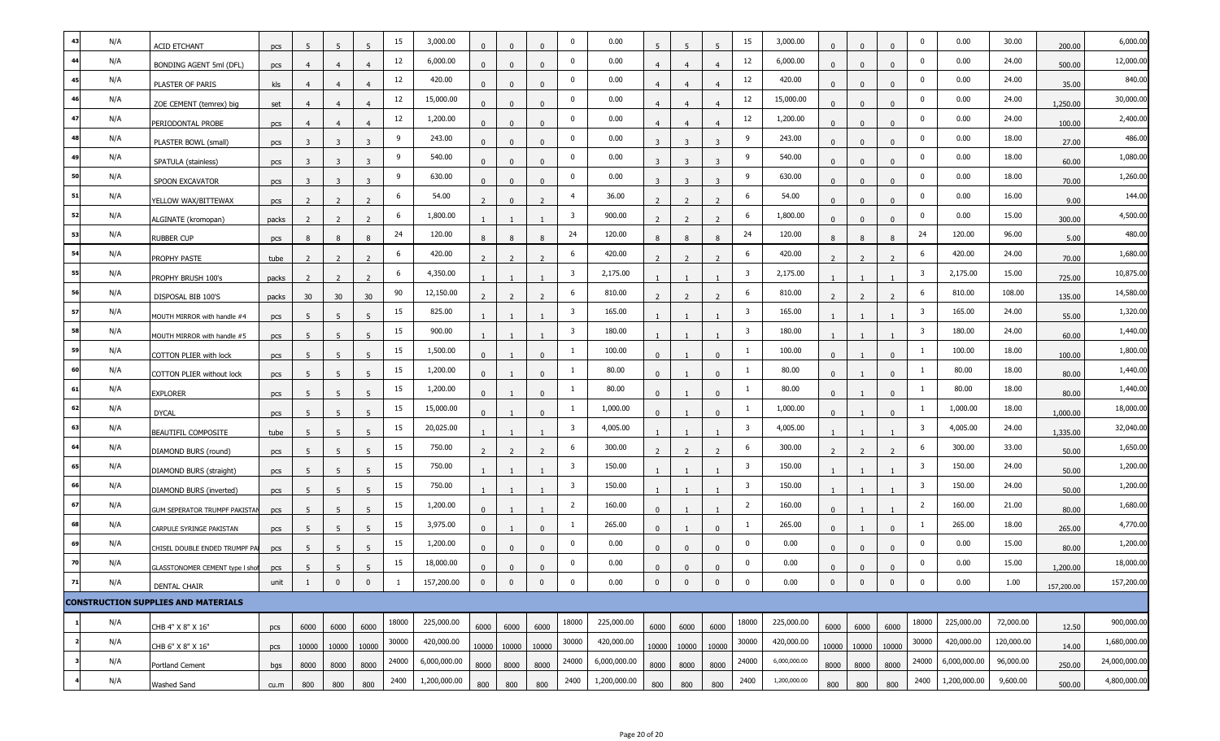| 43 | N/A | ACID ETCHANT | pcs | 5 | 5 | 5 | 15 | 3,000.00 | 0 | 0 | 0 | 0 | 0.00 | 5 | 5 | 5 | 15 | 3,000.00 | 0 | 0 | 0 | 0 | 0.00 | 30.00 | 200.00 | 6,000.00 |
|---|---|---|---|---|---|---|---|---|---|---|---|---|---|---|---|---|---|---|---|---|---|---|---|---|---|---|
| 44 | N/A | BONDING AGENT 5ml (DFL) | pcs | 4 | 4 | 4 | 12 | 6,000.00 | 0 | 0 | 0 | 0 | 0.00 | 4 | 4 | 4 | 12 | 6,000.00 | 0 | 0 | 0 | 0 | 0.00 | 24.00 | 500.00 | 12,000.00 |
| 45 | N/A | PLASTER OF PARIS | kls | 4 | 4 | 4 | 12 | 420.00 | 0 | 0 | 0 | 0 | 0.00 | 4 | 4 | 4 | 12 | 420.00 | 0 | 0 | 0 | 0 | 0.00 | 24.00 | 35.00 | 840.00 |
| 46 | N/A | ZOE CEMENT (temrex) big | set | 4 | 4 | 4 | 12 | 15,000.00 | 0 | 0 | 0 | 0 | 0.00 | 4 | 4 | 4 | 12 | 15,000.00 | 0 | 0 | 0 | 0 | 0.00 | 24.00 | 1,250.00 | 30,000.00 |
| 47 | N/A | PERIODONTAL PROBE | pcs | 4 | 4 | 4 | 12 | 1,200.00 | 0 | 0 | 0 | 0 | 0.00 | 4 | 4 | 4 | 12 | 1,200.00 | 0 | 0 | 0 | 0 | 0.00 | 24.00 | 100.00 | 2,400.00 |
| 48 | N/A | PLASTER BOWL (small) | pcs | 3 | 3 | 3 | 9 | 243.00 | 0 | 0 | 0 | 0 | 0.00 | 3 | 3 | 3 | 9 | 243.00 | 0 | 0 | 0 | 0 | 0.00 | 18.00 | 27.00 | 486.00 |
| 49 | N/A | SPATULA (stainless) | pcs | 3 | 3 | 3 | 9 | 540.00 | 0 | 0 | 0 | 0 | 0.00 | 3 | 3 | 3 | 9 | 540.00 | 0 | 0 | 0 | 0 | 0.00 | 18.00 | 60.00 | 1,080.00 |
| 50 | N/A | SPOON EXCAVATOR | pcs | 3 | 3 | 3 | 9 | 630.00 | 0 | 0 | 0 | 0 | 0.00 | 3 | 3 | 3 | 9 | 630.00 | 0 | 0 | 0 | 0 | 0.00 | 18.00 | 70.00 | 1,260.00 |
| 51 | N/A | YELLOW WAX/BITTEWAX | pcs | 2 | 2 | 2 | 6 | 54.00 | 2 | 0 | 2 | 4 | 36.00 | 2 | 2 | 2 | 6 | 54.00 | 0 | 0 | 0 | 0 | 0.00 | 16.00 | 9.00 | 144.00 |
| 52 | N/A | ALGINATE (kromopan) | packs | 2 | 2 | 2 | 6 | 1,800.00 | 1 | 1 | 1 | 3 | 900.00 | 2 | 2 | 2 | 6 | 1,800.00 | 0 | 0 | 0 | 0 | 0.00 | 15.00 | 300.00 | 4,500.00 |
| 53 | N/A | RUBBER CUP | pcs | 8 | 8 | 8 | 24 | 120.00 | 8 | 8 | 8 | 24 | 120.00 | 8 | 8 | 8 | 24 | 120.00 | 8 | 8 | 8 | 24 | 120.00 | 96.00 | 5.00 | 480.00 |
| 54 | N/A | PROPHY PASTE | tube | 2 | 2 | 2 | 6 | 420.00 | 2 | 2 | 2 | 6 | 420.00 | 2 | 2 | 2 | 6 | 420.00 | 2 | 2 | 2 | 6 | 420.00 | 24.00 | 70.00 | 1,680.00 |
| 55 | N/A | PROPHY BRUSH 100's | packs | 2 | 2 | 2 | 6 | 4,350.00 | 1 | 1 | 1 | 3 | 2,175.00 | 1 | 1 | 1 | 3 | 2,175.00 | 1 | 1 | 1 | 3 | 2,175.00 | 15.00 | 725.00 | 10,875.00 |
| 56 | N/A | DISPOSAL BIB 100'S | packs | 30 | 30 | 30 | 90 | 12,150.00 | 2 | 2 | 2 | 6 | 810.00 | 2 | 2 | 2 | 6 | 810.00 | 2 | 2 | 2 | 6 | 810.00 | 108.00 | 135.00 | 14,580.00 |
| 57 | N/A | MOUTH MIRROR with handle #4 | pcs | 5 | 5 | 5 | 15 | 825.00 | 1 | 1 | 1 | 3 | 165.00 | 1 | 1 | 1 | 3 | 165.00 | 1 | 1 | 1 | 3 | 165.00 | 24.00 | 55.00 | 1,320.00 |
| 58 | N/A | MOUTH MIRROR with handle #5 | pcs | 5 | 5 | 5 | 15 | 900.00 | 1 | 1 | 1 | 3 | 180.00 | 1 | 1 | 1 | 3 | 180.00 | 1 | 1 | 1 | 3 | 180.00 | 24.00 | 60.00 | 1,440.00 |
| 59 | N/A | COTTON PLIER with lock | pcs | 5 | 5 | 5 | 15 | 1,500.00 | 0 | 1 | 0 | 1 | 100.00 | 0 | 1 | 0 | 1 | 100.00 | 0 | 1 | 0 | 1 | 100.00 | 18.00 | 100.00 | 1,800.00 |
| 60 | N/A | COTTON PLIER without lock | pcs | 5 | 5 | 5 | 15 | 1,200.00 | 0 | 1 | 0 | 1 | 80.00 | 0 | 1 | 0 | 1 | 80.00 | 0 | 1 | 0 | 1 | 80.00 | 18.00 | 80.00 | 1,440.00 |
| 61 | N/A | EXPLORER | pcs | 5 | 5 | 5 | 15 | 1,200.00 | 0 | 1 | 0 | 1 | 80.00 | 0 | 1 | 0 | 1 | 80.00 | 0 | 1 | 0 | 1 | 80.00 | 18.00 | 80.00 | 1,440.00 |
| 62 | N/A | DYCAL | pcs | 5 | 5 | 5 | 15 | 15,000.00 | 0 | 1 | 0 | 1 | 1,000.00 | 0 | 1 | 0 | 1 | 1,000.00 | 0 | 1 | 0 | 1 | 1,000.00 | 18.00 | 1,000.00 | 18,000.00 |
| 63 | N/A | BEAUTIFIL COMPOSITE | tube | 5 | 5 | 5 | 15 | 20,025.00 | 1 | 1 | 1 | 3 | 4,005.00 | 1 | 1 | 1 | 3 | 4,005.00 | 1 | 1 | 1 | 3 | 4,005.00 | 24.00 | 1,335.00 | 32,040.00 |
| 64 | N/A | DIAMOND BURS (round) | pcs | 5 | 5 | 5 | 15 | 750.00 | 2 | 2 | 2 | 6 | 300.00 | 2 | 2 | 2 | 6 | 300.00 | 2 | 2 | 2 | 6 | 300.00 | 33.00 | 50.00 | 1,650.00 |
| 65 | N/A | DIAMOND BURS (straight) | pcs | 5 | 5 | 5 | 15 | 750.00 | 1 | 1 | 1 | 3 | 150.00 | 1 | 1 | 1 | 3 | 150.00 | 1 | 1 | 1 | 3 | 150.00 | 24.00 | 50.00 | 1,200.00 |
| 66 | N/A | DIAMOND BURS (inverted) | pcs | 5 | 5 | 5 | 15 | 750.00 | 1 | 1 | 1 | 3 | 150.00 | 1 | 1 | 1 | 3 | 150.00 | 1 | 1 | 1 | 3 | 150.00 | 24.00 | 50.00 | 1,200.00 |
| 67 | N/A | GUM SEPERATOR TRUMPF PAKISTAN | pcs | 5 | 5 | 5 | 15 | 1,200.00 | 0 | 1 | 1 | 2 | 160.00 | 0 | 1 | 1 | 2 | 160.00 | 0 | 1 | 1 | 2 | 160.00 | 21.00 | 80.00 | 1,680.00 |
| 68 | N/A | CARPULE SYRINGE PAKISTAN | pcs | 5 | 5 | 5 | 15 | 3,975.00 | 0 | 1 | 0 | 1 | 265.00 | 0 | 1 | 0 | 1 | 265.00 | 0 | 1 | 0 | 1 | 265.00 | 18.00 | 265.00 | 4,770.00 |
| 69 | N/A | CHISEL DOUBLE ENDED TRUMPF PA | pcs | 5 | 5 | 5 | 15 | 1,200.00 | 0 | 0 | 0 | 0 | 0.00 | 0 | 0 | 0 | 0 | 0.00 | 0 | 0 | 0 | 0 | 0.00 | 15.00 | 80.00 | 1,200.00 |
| 70 | N/A | GLASSTONOMER CEMENT type I shot | pcs | 5 | 5 | 5 | 15 | 18,000.00 | 0 | 0 | 0 | 0 | 0.00 | 0 | 0 | 0 | 0 | 0.00 | 0 | 0 | 0 | 0 | 0.00 | 15.00 | 1,200.00 | 18,000.00 |
| 71 | N/A | DENTAL CHAIR | unit | 1 | 0 | 0 | 1 | 157,200.00 | 0 | 0 | 0 | 0 | 0.00 | 0 | 0 | 0 | 0 | 0.00 | 0 | 0 | 0 | 0 | 0.00 | 1.00 | 157,200.00 | 157,200.00 |
| | | **CONSTRUCTION SUPPLIES AND MATERIALS** | | | | | | | | | | | | | | | | | | | | | | | | |
| 1 | N/A | CHB 4" X 8" X 16" | pcs | 6000 | 6000 | 6000 | 18000 | 225,000.00 | 6000 | 6000 | 6000 | 18000 | 225,000.00 | 6000 | 6000 | 6000 | 18000 | 225,000.00 | 6000 | 6000 | 6000 | 18000 | 225,000.00 | 72,000.00 | 12.50 | 900,000.00 |
| 2 | N/A | CHB 6" X 8" X 16" | pcs | 10000 | 10000 | 10000 | 30000 | 420,000.00 | 10000 | 10000 | 10000 | 30000 | 420,000.00 | 10000 | 10000 | 10000 | 30000 | 420,000.00 | 10000 | 10000 | 10000 | 30000 | 420,000.00 | 120,000.00 | 14.00 | 1,680,000.00 |
| 3 | N/A | Portland Cement | bgs | 8000 | 8000 | 8000 | 24000 | 6,000,000.00 | 8000 | 8000 | 8000 | 24000 | 6,000,000.00 | 8000 | 8000 | 8000 | 24000 | 6,000,000.00 | 8000 | 8000 | 8000 | 24000 | 6,000,000.00 | 96,000.00 | 250.00 | 24,000,000.00 |
| 4 | N/A | Washed Sand | cu.m | 800 | 800 | 800 | 2400 | 1,200,000.00 | 800 | 800 | 800 | 2400 | 1,200,000.00 | 800 | 800 | 800 | 2400 | 1,200,000.00 | 800 | 800 | 800 | 2400 | 1,200,000.00 | 9,600.00 | 500.00 | 4,800,000.00 |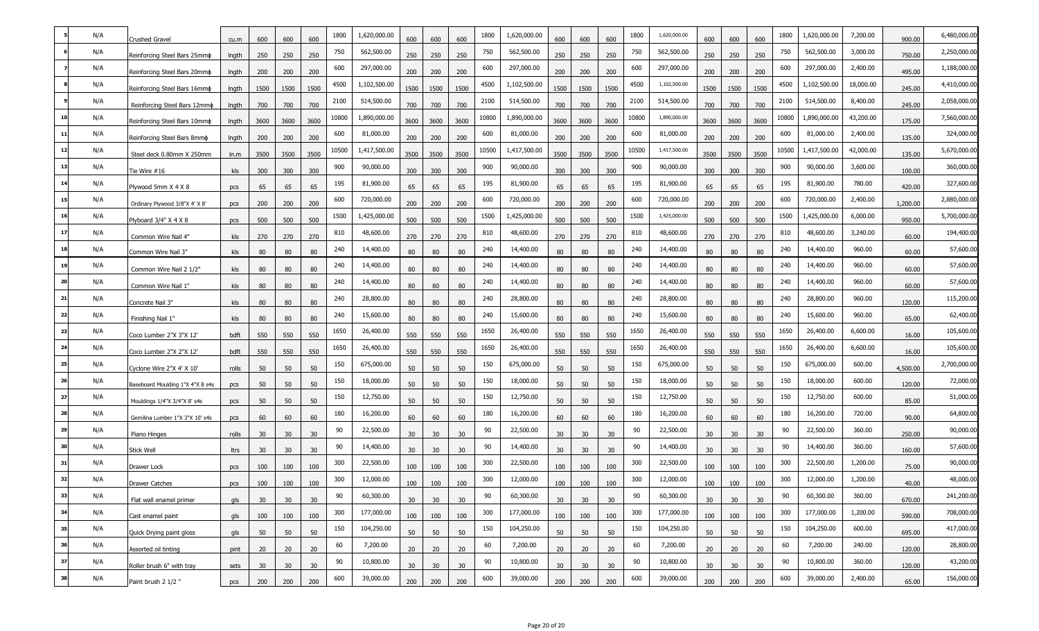| | | | | | | | | | | | | | | | | | | | | | | | | | | | | |
|---|---|---|---|---|---|---|---|---|---|---|---|---|---|---|---|---|---|---|---|---|---|---|---|---|---|---|---|---|
| 5 | N/A | Crushed Gravel | cu.m | 600 | 600 | 600 | 1800 | 1,620,000.00 | 600 | 600 | 600 | 1800 | 1,620,000.00 | 600 | 600 | 600 | 1800 | 1,620,000.00 | 600 | 600 | 600 | 1800 | 1,620,000.00 | 7,200.00 | 900.00 | 6,480,000.00 |
| 6 | N/A | Reinforcing Steel Bars 25mmϕ | lngth | 250 | 250 | 250 | 750 | 562,500.00 | 250 | 250 | 250 | 750 | 562,500.00 | 250 | 250 | 250 | 750 | 562,500.00 | 250 | 250 | 250 | 750 | 562,500.00 | 3,000.00 | 750.00 | 2,250,000.00 |
| 7 | N/A | Reinforcing Steel Bars 20mmϕ | lngth | 200 | 200 | 200 | 600 | 297,000.00 | 200 | 200 | 200 | 600 | 297,000.00 | 200 | 200 | 200 | 600 | 297,000.00 | 200 | 200 | 200 | 600 | 297,000.00 | 2,400.00 | 495.00 | 1,188,000.00 |
| 8 | N/A | Reinforcing Steel Bars 16mmϕ | lngth | 1500 | 1500 | 1500 | 4500 | 1,102,500.00 | 1500 | 1500 | 1500 | 4500 | 1,102,500.00 | 1500 | 1500 | 1500 | 4500 | 1,102,500.00 | 1500 | 1500 | 1500 | 4500 | 1,102,500.00 | 18,000.00 | 245.00 | 4,410,000.00 |
| 9 | N/A | Reinforcing Steel Bars 12mmϕ | lngth | 700 | 700 | 700 | 2100 | 514,500.00 | 700 | 700 | 700 | 2100 | 514,500.00 | 700 | 700 | 700 | 2100 | 514,500.00 | 700 | 700 | 700 | 2100 | 514,500.00 | 8,400.00 | 245.00 | 2,058,000.00 |
| 10 | N/A | Reinforcing Steel Bars 10mmϕ | lngth | 3600 | 3600 | 3600 | 10800 | 1,890,000.00 | 3600 | 3600 | 3600 | 10800 | 1,890,000.00 | 3600 | 3600 | 3600 | 10800 | 1,890,000.00 | 3600 | 3600 | 3600 | 10800 | 1,890,000.00 | 43,200.00 | 175.00 | 7,560,000.00 |
| 11 | N/A | Reinforcing Steel Bars 8mmϕ | lngth | 200 | 200 | 200 | 600 | 81,000.00 | 200 | 200 | 200 | 600 | 81,000.00 | 200 | 200 | 200 | 600 | 81,000.00 | 200 | 200 | 200 | 600 | 81,000.00 | 2,400.00 | 135.00 | 324,000.00 |
| 12 | N/A | Steel deck 0.80mm X 250mm | ln.m | 3500 | 3500 | 3500 | 10500 | 1,417,500.00 | 3500 | 3500 | 3500 | 10500 | 1,417,500.00 | 3500 | 3500 | 3500 | 10500 | 1,417,500.00 | 3500 | 3500 | 3500 | 10500 | 1,417,500.00 | 42,000.00 | 135.00 | 5,670,000.00 |
| 13 | N/A | Tie Wire #16 | kls | 300 | 300 | 300 | 900 | 90,000.00 | 300 | 300 | 300 | 900 | 90,000.00 | 300 | 300 | 300 | 900 | 90,000.00 | 300 | 300 | 300 | 900 | 90,000.00 | 3,600.00 | 100.00 | 360,000.00 |
| 14 | N/A | Plywood 5mm X 4 X 8 | pcs | 65 | 65 | 65 | 195 | 81,900.00 | 65 | 65 | 65 | 195 | 81,900.00 | 65 | 65 | 65 | 195 | 81,900.00 | 65 | 65 | 65 | 195 | 81,900.00 | 780.00 | 420.00 | 327,600.00 |
| 15 | N/A | Ordinary Plywood 3/8"X 4' X 8' | pcs | 200 | 200 | 200 | 600 | 720,000.00 | 200 | 200 | 200 | 600 | 720,000.00 | 200 | 200 | 200 | 600 | 720,000.00 | 200 | 200 | 200 | 600 | 720,000.00 | 2,400.00 | 1,200.00 | 2,880,000.00 |
| 16 | N/A | Plyboard 3/4" X 4 X 8 | pcs | 500 | 500 | 500 | 1500 | 1,425,000.00 | 500 | 500 | 500 | 1500 | 1,425,000.00 | 500 | 500 | 500 | 1500 | 1,425,000.00 | 500 | 500 | 500 | 1500 | 1,425,000.00 | 6,000.00 | 950.00 | 5,700,000.00 |
| 17 | N/A | Common Wire Nail 4" | kls | 270 | 270 | 270 | 810 | 48,600.00 | 270 | 270 | 270 | 810 | 48,600.00 | 270 | 270 | 270 | 810 | 48,600.00 | 270 | 270 | 270 | 810 | 48,600.00 | 3,240.00 | 60.00 | 194,400.00 |
| 18 | N/A | Common Wire Nail 3" | kls | 80 | 80 | 80 | 240 | 14,400.00 | 80 | 80 | 80 | 240 | 14,400.00 | 80 | 80 | 80 | 240 | 14,400.00 | 80 | 80 | 80 | 240 | 14,400.00 | 960.00 | 60.00 | 57,600.00 |
| 19 | N/A | Common Wire Nail 2 1/2" | kls | 80 | 80 | 80 | 240 | 14,400.00 | 80 | 80 | 80 | 240 | 14,400.00 | 80 | 80 | 80 | 240 | 14,400.00 | 80 | 80 | 80 | 240 | 14,400.00 | 960.00 | 60.00 | 57,600.00 |
| 20 | N/A | Common Wire Nail 1" | kls | 80 | 80 | 80 | 240 | 14,400.00 | 80 | 80 | 80 | 240 | 14,400.00 | 80 | 80 | 80 | 240 | 14,400.00 | 80 | 80 | 80 | 240 | 14,400.00 | 960.00 | 60.00 | 57,600.00 |
| 21 | N/A | Concrete Nail 3" | kls | 80 | 80 | 80 | 240 | 28,800.00 | 80 | 80 | 80 | 240 | 28,800.00 | 80 | 80 | 80 | 240 | 28,800.00 | 80 | 80 | 80 | 240 | 28,800.00 | 960.00 | 120.00 | 115,200.00 |
| 22 | N/A | Finishing Nail 1" | kls | 80 | 80 | 80 | 240 | 15,600.00 | 80 | 80 | 80 | 240 | 15,600.00 | 80 | 80 | 80 | 240 | 15,600.00 | 80 | 80 | 80 | 240 | 15,600.00 | 960.00 | 65.00 | 62,400.00 |
| 23 | N/A | Coco Lumber 2"X 3"X 12' | bdft | 550 | 550 | 550 | 1650 | 26,400.00 | 550 | 550 | 550 | 1650 | 26,400.00 | 550 | 550 | 550 | 1650 | 26,400.00 | 550 | 550 | 550 | 1650 | 26,400.00 | 6,600.00 | 16.00 | 105,600.00 |
| 24 | N/A | Coco Lumber 2"X 2"X 12' | bdft | 550 | 550 | 550 | 1650 | 26,400.00 | 550 | 550 | 550 | 1650 | 26,400.00 | 550 | 550 | 550 | 1650 | 26,400.00 | 550 | 550 | 550 | 1650 | 26,400.00 | 6,600.00 | 16.00 | 105,600.00 |
| 25 | N/A | Cyclone Wire 2"X 4' X 10' | rolls | 50 | 50 | 50 | 150 | 675,000.00 | 50 | 50 | 50 | 150 | 675,000.00 | 50 | 50 | 50 | 150 | 675,000.00 | 50 | 50 | 50 | 150 | 675,000.00 | 600.00 | 4,500.00 | 2,700,000.00 |
| 26 | N/A | Baseboard Moulding 1"X 4"X 8 s4s | pcs | 50 | 50 | 50 | 150 | 18,000.00 | 50 | 50 | 50 | 150 | 18,000.00 | 50 | 50 | 50 | 150 | 18,000.00 | 50 | 50 | 50 | 150 | 18,000.00 | 600.00 | 120.00 | 72,000.00 |
| 27 | N/A | Mouldings 1/4"X 3/4"X 8' s4s | pcs | 50 | 50 | 50 | 150 | 12,750.00 | 50 | 50 | 50 | 150 | 12,750.00 | 50 | 50 | 50 | 150 | 12,750.00 | 50 | 50 | 50 | 150 | 12,750.00 | 600.00 | 85.00 | 51,000.00 |
| 28 | N/A | Gemilina Lumber 1"X 3"X 10' s4s | pcs | 60 | 60 | 60 | 180 | 16,200.00 | 60 | 60 | 60 | 180 | 16,200.00 | 60 | 60 | 60 | 180 | 16,200.00 | 60 | 60 | 60 | 180 | 16,200.00 | 720.00 | 90.00 | 64,800.00 |
| 29 | N/A | Piano Hinges | rolls | 30 | 30 | 30 | 90 | 22,500.00 | 30 | 30 | 30 | 90 | 22,500.00 | 30 | 30 | 30 | 90 | 22,500.00 | 30 | 30 | 30 | 90 | 22,500.00 | 360.00 | 250.00 | 90,000.00 |
| 30 | N/A | Stick Well | ltrs | 30 | 30 | 30 | 90 | 14,400.00 | 30 | 30 | 30 | 90 | 14,400.00 | 30 | 30 | 30 | 90 | 14,400.00 | 30 | 30 | 30 | 90 | 14,400.00 | 360.00 | 160.00 | 57,600.00 |
| 31 | N/A | Drawer Lock | pcs | 100 | 100 | 100 | 300 | 22,500.00 | 100 | 100 | 100 | 300 | 22,500.00 | 100 | 100 | 100 | 300 | 22,500.00 | 100 | 100 | 100 | 300 | 22,500.00 | 1,200.00 | 75.00 | 90,000.00 |
| 32 | N/A | Drawer Catches | pcs | 100 | 100 | 100 | 300 | 12,000.00 | 100 | 100 | 100 | 300 | 12,000.00 | 100 | 100 | 100 | 300 | 12,000.00 | 100 | 100 | 100 | 300 | 12,000.00 | 1,200.00 | 40.00 | 48,000.00 |
| 33 | N/A | Flat wall enamel primer | gls | 30 | 30 | 30 | 90 | 60,300.00 | 30 | 30 | 30 | 90 | 60,300.00 | 30 | 30 | 30 | 90 | 60,300.00 | 30 | 30 | 30 | 90 | 60,300.00 | 360.00 | 670.00 | 241,200.00 |
| 34 | N/A | Cast enamel paint | gls | 100 | 100 | 100 | 300 | 177,000.00 | 100 | 100 | 100 | 300 | 177,000.00 | 100 | 100 | 100 | 300 | 177,000.00 | 100 | 100 | 100 | 300 | 177,000.00 | 1,200.00 | 590.00 | 708,000.00 |
| 35 | N/A | Quick Drying paint gloss | gls | 50 | 50 | 50 | 150 | 104,250.00 | 50 | 50 | 50 | 150 | 104,250.00 | 50 | 50 | 50 | 150 | 104,250.00 | 50 | 50 | 50 | 150 | 104,250.00 | 600.00 | 695.00 | 417,000.00 |
| 36 | N/A | Assorted oil tinting | pint | 20 | 20 | 20 | 60 | 7,200.00 | 20 | 20 | 20 | 60 | 7,200.00 | 20 | 20 | 20 | 60 | 7,200.00 | 20 | 20 | 20 | 60 | 7,200.00 | 240.00 | 120.00 | 28,800.00 |
| 37 | N/A | Roller brush 6" with tray | sets | 30 | 30 | 30 | 90 | 10,800.00 | 30 | 30 | 30 | 90 | 10,800.00 | 30 | 30 | 30 | 90 | 10,800.00 | 30 | 30 | 30 | 90 | 10,800.00 | 360.00 | 120.00 | 43,200.00 |
| 38 | N/A | Paint brush 2 1/2 " | pcs | 200 | 200 | 200 | 600 | 39,000.00 | 200 | 200 | 200 | 600 | 39,000.00 | 200 | 200 | 200 | 600 | 39,000.00 | 200 | 200 | 200 | 600 | 39,000.00 | 2,400.00 | 65.00 | 156,000.00 |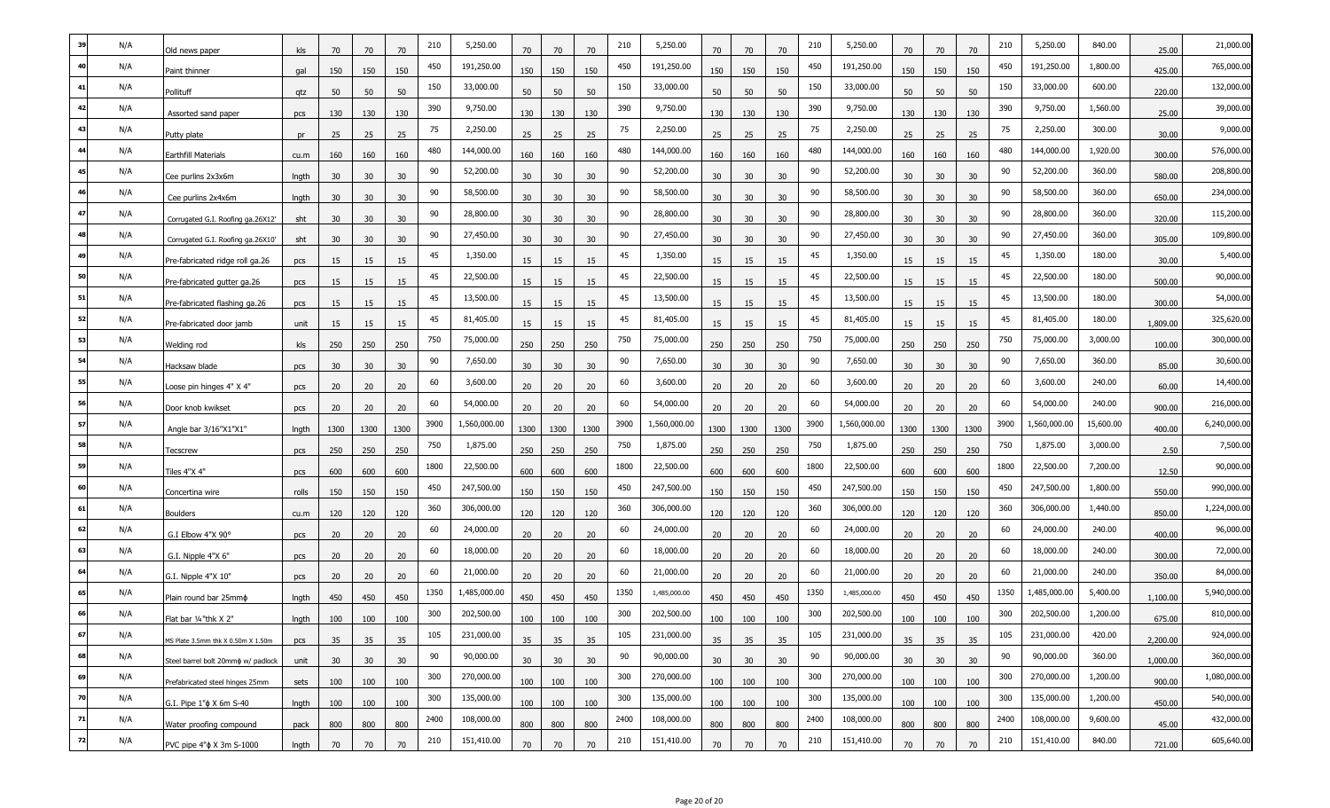| 39 | N/A | Old news paper | kls | 70 | 70 | 70 | 210 | 5,250.00 | 70 | 70 | 70 | 210 | 5,250.00 | 70 | 70 | 70 | 210 | 5,250.00 | 70 | 70 | 70 | 210 | 5,250.00 | 840.00 | 25.00 | 21,000.00 |
|---|---|---|---|---|---|---|---|---|---|---|---|---|---|---|---|---|---|---|---|---|---|---|---|---|---|---|
| 40 | N/A | Paint thinner | gal | 150 | 150 | 150 | 450 | 191,250.00 | 150 | 150 | 150 | 450 | 191,250.00 | 150 | 150 | 150 | 450 | 191,250.00 | 150 | 150 | 150 | 450 | 191,250.00 | 1,800.00 | 425.00 | 765,000.00 |
| 41 | N/A | Pollituff | qtz | 50 | 50 | 50 | 150 | 33,000.00 | 50 | 50 | 50 | 150 | 33,000.00 | 50 | 50 | 50 | 150 | 33,000.00 | 50 | 50 | 50 | 150 | 33,000.00 | 600.00 | 220.00 | 132,000.00 |
| 42 | N/A | Assorted sand paper | pcs | 130 | 130 | 130 | 390 | 9,750.00 | 130 | 130 | 130 | 390 | 9,750.00 | 130 | 130 | 130 | 390 | 9,750.00 | 130 | 130 | 130 | 390 | 9,750.00 | 1,560.00 | 25.00 | 39,000.00 |
| 43 | N/A | Putty plate | pr | 25 | 25 | 25 | 75 | 2,250.00 | 25 | 25 | 25 | 75 | 2,250.00 | 25 | 25 | 25 | 75 | 2,250.00 | 25 | 25 | 25 | 75 | 2,250.00 | 300.00 | 30.00 | 9,000.00 |
| 44 | N/A | Earthfill Materials | cu.m | 160 | 160 | 160 | 480 | 144,000.00 | 160 | 160 | 160 | 480 | 144,000.00 | 160 | 160 | 160 | 480 | 144,000.00 | 160 | 160 | 160 | 480 | 144,000.00 | 1,920.00 | 300.00 | 576,000.00 |
| 45 | N/A | Cee purlins 2x3x6m | lngth | 30 | 30 | 30 | 90 | 52,200.00 | 30 | 30 | 30 | 90 | 52,200.00 | 30 | 30 | 30 | 90 | 52,200.00 | 30 | 30 | 30 | 90 | 52,200.00 | 360.00 | 580.00 | 208,800.00 |
| 46 | N/A | Cee purlins 2x4x6m | lngth | 30 | 30 | 30 | 90 | 58,500.00 | 30 | 30 | 30 | 90 | 58,500.00 | 30 | 30 | 30 | 90 | 58,500.00 | 30 | 30 | 30 | 90 | 58,500.00 | 360.00 | 650.00 | 234,000.00 |
| 47 | N/A | Corrugated G.I. Roofing ga.26X12' | sht | 30 | 30 | 30 | 90 | 28,800.00 | 30 | 30 | 30 | 90 | 28,800.00 | 30 | 30 | 30 | 90 | 28,800.00 | 30 | 30 | 30 | 90 | 28,800.00 | 360.00 | 320.00 | 115,200.00 |
| 48 | N/A | Corrugated G.I. Roofing ga.26X10' | sht | 30 | 30 | 30 | 90 | 27,450.00 | 30 | 30 | 30 | 90 | 27,450.00 | 30 | 30 | 30 | 90 | 27,450.00 | 30 | 30 | 30 | 90 | 27,450.00 | 360.00 | 305.00 | 109,800.00 |
| 49 | N/A | Pre-fabricated ridge roll ga.26 | pcs | 15 | 15 | 15 | 45 | 1,350.00 | 15 | 15 | 15 | 45 | 1,350.00 | 15 | 15 | 15 | 45 | 1,350.00 | 15 | 15 | 15 | 45 | 1,350.00 | 180.00 | 30.00 | 5,400.00 |
| 50 | N/A | Pre-fabricated gutter ga.26 | pcs | 15 | 15 | 15 | 45 | 22,500.00 | 15 | 15 | 15 | 45 | 22,500.00 | 15 | 15 | 15 | 45 | 22,500.00 | 15 | 15 | 15 | 45 | 22,500.00 | 180.00 | 500.00 | 90,000.00 |
| 51 | N/A | Pre-fabricated flashing ga.26 | pcs | 15 | 15 | 15 | 45 | 13,500.00 | 15 | 15 | 15 | 45 | 13,500.00 | 15 | 15 | 15 | 45 | 13,500.00 | 15 | 15 | 15 | 45 | 13,500.00 | 180.00 | 300.00 | 54,000.00 |
| 52 | N/A | Pre-fabricated door jamb | unit | 15 | 15 | 15 | 45 | 81,405.00 | 15 | 15 | 15 | 45 | 81,405.00 | 15 | 15 | 15 | 45 | 81,405.00 | 15 | 15 | 15 | 45 | 81,405.00 | 180.00 | 1,809.00 | 325,620.00 |
| 53 | N/A | Welding rod | kls | 250 | 250 | 250 | 750 | 75,000.00 | 250 | 250 | 250 | 750 | 75,000.00 | 250 | 250 | 250 | 750 | 75,000.00 | 250 | 250 | 250 | 750 | 75,000.00 | 3,000.00 | 100.00 | 300,000.00 |
| 54 | N/A | Hacksaw blade | pcs | 30 | 30 | 30 | 90 | 7,650.00 | 30 | 30 | 30 | 90 | 7,650.00 | 30 | 30 | 30 | 90 | 7,650.00 | 30 | 30 | 30 | 90 | 7,650.00 | 360.00 | 85.00 | 30,600.00 |
| 55 | N/A | Loose pin hinges 4" X 4" | pcs | 20 | 20 | 20 | 60 | 3,600.00 | 20 | 20 | 20 | 60 | 3,600.00 | 20 | 20 | 20 | 60 | 3,600.00 | 20 | 20 | 20 | 60 | 3,600.00 | 240.00 | 60.00 | 14,400.00 |
| 56 | N/A | Door knob kwikset | pcs | 20 | 20 | 20 | 60 | 54,000.00 | 20 | 20 | 20 | 60 | 54,000.00 | 20 | 20 | 20 | 60 | 54,000.00 | 20 | 20 | 20 | 60 | 54,000.00 | 240.00 | 900.00 | 216,000.00 |
| 57 | N/A | Angle bar 3/16"X1"X1" | lngth | 1300 | 1300 | 1300 | 3900 | 1,560,000.00 | 1300 | 1300 | 1300 | 3900 | 1,560,000.00 | 1300 | 1300 | 1300 | 3900 | 1,560,000.00 | 1300 | 1300 | 1300 | 3900 | 1,560,000.00 | 15,600.00 | 400.00 | 6,240,000.00 |
| 58 | N/A | Tecscrew | pcs | 250 | 250 | 250 | 750 | 1,875.00 | 250 | 250 | 250 | 750 | 1,875.00 | 250 | 250 | 250 | 750 | 1,875.00 | 250 | 250 | 250 | 750 | 1,875.00 | 3,000.00 | 2.50 | 7,500.00 |
| 59 | N/A | Tiles 4"X 4" | pcs | 600 | 600 | 600 | 1800 | 22,500.00 | 600 | 600 | 600 | 1800 | 22,500.00 | 600 | 600 | 600 | 1800 | 22,500.00 | 600 | 600 | 600 | 1800 | 22,500.00 | 7,200.00 | 12.50 | 90,000.00 |
| 60 | N/A | Concertina wire | rolls | 150 | 150 | 150 | 450 | 247,500.00 | 150 | 150 | 150 | 450 | 247,500.00 | 150 | 150 | 150 | 450 | 247,500.00 | 150 | 150 | 150 | 450 | 247,500.00 | 1,800.00 | 550.00 | 990,000.00 |
| 61 | N/A | Boulders | cu.m | 120 | 120 | 120 | 360 | 306,000.00 | 120 | 120 | 120 | 360 | 306,000.00 | 120 | 120 | 120 | 360 | 306,000.00 | 120 | 120 | 120 | 360 | 306,000.00 | 1,440.00 | 850.00 | 1,224,000.00 |
| 62 | N/A | G.I Elbow 4"X 90° | pcs | 20 | 20 | 20 | 60 | 24,000.00 | 20 | 20 | 20 | 60 | 24,000.00 | 20 | 20 | 20 | 60 | 24,000.00 | 20 | 20 | 20 | 60 | 24,000.00 | 240.00 | 400.00 | 96,000.00 |
| 63 | N/A | G.I. Nipple 4"X 6" | pcs | 20 | 20 | 20 | 60 | 18,000.00 | 20 | 20 | 20 | 60 | 18,000.00 | 20 | 20 | 20 | 60 | 18,000.00 | 20 | 20 | 20 | 60 | 18,000.00 | 240.00 | 300.00 | 72,000.00 |
| 64 | N/A | G.I. Nipple 4"X 10" | pcs | 20 | 20 | 20 | 60 | 21,000.00 | 20 | 20 | 20 | 60 | 21,000.00 | 20 | 20 | 20 | 60 | 21,000.00 | 20 | 20 | 20 | 60 | 21,000.00 | 240.00 | 350.00 | 84,000.00 |
| 65 | N/A | Plain round bar 25mmϕ | lngth | 450 | 450 | 450 | 1350 | 1,485,000.00 | 450 | 450 | 450 | 1350 | 1,485,000.00 | 450 | 450 | 450 | 1350 | 1,485,000.00 | 450 | 450 | 450 | 1350 | 1,485,000.00 | 5,400.00 | 1,100.00 | 5,940,000.00 |
| 66 | N/A | Flat bar ¼"thk X 2" | lngth | 100 | 100 | 100 | 300 | 202,500.00 | 100 | 100 | 100 | 300 | 202,500.00 | 100 | 100 | 100 | 300 | 202,500.00 | 100 | 100 | 100 | 300 | 202,500.00 | 1,200.00 | 675.00 | 810,000.00 |
| 67 | N/A | MS Plate 3.5mm thk X 0.50m X 1.50m | pcs | 35 | 35 | 35 | 105 | 231,000.00 | 35 | 35 | 35 | 105 | 231,000.00 | 35 | 35 | 35 | 105 | 231,000.00 | 35 | 35 | 35 | 105 | 231,000.00 | 420.00 | 2,200.00 | 924,000.00 |
| 68 | N/A | Steel barrel bolt 20mmϕ w/ padlock | unit | 30 | 30 | 30 | 90 | 90,000.00 | 30 | 30 | 30 | 90 | 90,000.00 | 30 | 30 | 30 | 90 | 90,000.00 | 30 | 30 | 30 | 90 | 90,000.00 | 360.00 | 1,000.00 | 360,000.00 |
| 69 | N/A | Prefabricated steel hinges 25mm | sets | 100 | 100 | 100 | 300 | 270,000.00 | 100 | 100 | 100 | 300 | 270,000.00 | 100 | 100 | 100 | 300 | 270,000.00 | 100 | 100 | 100 | 300 | 270,000.00 | 1,200.00 | 900.00 | 1,080,000.00 |
| 70 | N/A | G.I. Pipe 1"ϕ X 6m S-40 | lngth | 100 | 100 | 100 | 300 | 135,000.00 | 100 | 100 | 100 | 300 | 135,000.00 | 100 | 100 | 100 | 300 | 135,000.00 | 100 | 100 | 100 | 300 | 135,000.00 | 1,200.00 | 450.00 | 540,000.00 |
| 71 | N/A | Water proofing compound | pack | 800 | 800 | 800 | 2400 | 108,000.00 | 800 | 800 | 800 | 2400 | 108,000.00 | 800 | 800 | 800 | 2400 | 108,000.00 | 800 | 800 | 800 | 2400 | 108,000.00 | 9,600.00 | 45.00 | 432,000.00 |
| 72 | N/A | PVC pipe 4"ϕ X 3m S-1000 | lngth | 70 | 70 | 70 | 210 | 151,410.00 | 70 | 70 | 70 | 210 | 151,410.00 | 70 | 70 | 70 | 210 | 151,410.00 | 70 | 70 | 70 | 210 | 151,410.00 | 840.00 | 721.00 | 605,640.00 |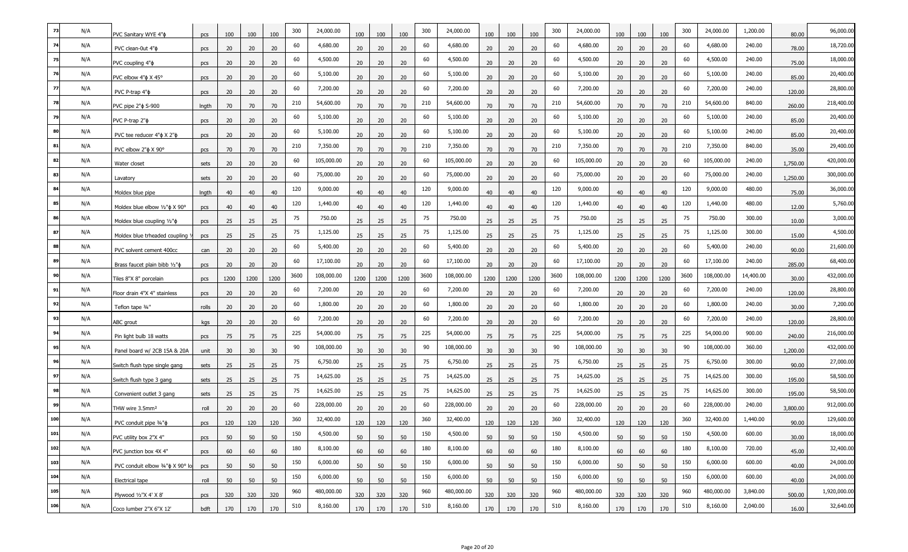| 73 | N/A | PVC Sanitary WYE 4"ϕ | pcs | 100 | 100 | 100 | 300 | 24,000.00 | 100 | 100 | 100 | 300 | 24,000.00 | 100 | 100 | 100 | 300 | 24,000.00 | 100 | 100 | 100 | 300 | 24,000.00 | 1,200.00 | 80.00 | 96,000.00 |
|---|---|---|---|---|---|---|---|---|---|---|---|---|---|---|---|---|---|---|---|---|---|---|---|---|---|---|
| 74 | N/A | PVC clean-0ut 4"ϕ | pcs | 20 | 20 | 20 | 60 | 4,680.00 | 20 | 20 | 20 | 60 | 4,680.00 | 20 | 20 | 20 | 60 | 4,680.00 | 20 | 20 | 20 | 60 | 4,680.00 | 240.00 | 78.00 | 18,720.00 |
| 75 | N/A | PVC coupling 4"ϕ | pcs | 20 | 20 | 20 | 60 | 4,500.00 | 20 | 20 | 20 | 60 | 4,500.00 | 20 | 20 | 20 | 60 | 4,500.00 | 20 | 20 | 20 | 60 | 4,500.00 | 240.00 | 75.00 | 18,000.00 |
| 76 | N/A | PVC elbow 4"ϕ X 45° | pcs | 20 | 20 | 20 | 60 | 5,100.00 | 20 | 20 | 20 | 60 | 5,100.00 | 20 | 20 | 20 | 60 | 5,100.00 | 20 | 20 | 20 | 60 | 5,100.00 | 240.00 | 85.00 | 20,400.00 |
| 77 | N/A | PVC P-trap 4"ϕ | pcs | 20 | 20 | 20 | 60 | 7,200.00 | 20 | 20 | 20 | 60 | 7,200.00 | 20 | 20 | 20 | 60 | 7,200.00 | 20 | 20 | 20 | 60 | 7,200.00 | 240.00 | 120.00 | 28,800.00 |
| 78 | N/A | PVC pipe 2"ϕ S-900 | lngth | 70 | 70 | 70 | 210 | 54,600.00 | 70 | 70 | 70 | 210 | 54,600.00 | 70 | 70 | 70 | 210 | 54,600.00 | 70 | 70 | 70 | 210 | 54,600.00 | 840.00 | 260.00 | 218,400.00 |
| 79 | N/A | PVC P-trap 2"ϕ | pcs | 20 | 20 | 20 | 60 | 5,100.00 | 20 | 20 | 20 | 60 | 5,100.00 | 20 | 20 | 20 | 60 | 5,100.00 | 20 | 20 | 20 | 60 | 5,100.00 | 240.00 | 85.00 | 20,400.00 |
| 80 | N/A | PVC tee reducer 4"ϕ X 2"ϕ | pcs | 20 | 20 | 20 | 60 | 5,100.00 | 20 | 20 | 20 | 60 | 5,100.00 | 20 | 20 | 20 | 60 | 5,100.00 | 20 | 20 | 20 | 60 | 5,100.00 | 240.00 | 85.00 | 20,400.00 |
| 81 | N/A | PVC elbow 2"ϕ X 90° | pcs | 70 | 70 | 70 | 210 | 7,350.00 | 70 | 70 | 70 | 210 | 7,350.00 | 70 | 70 | 70 | 210 | 7,350.00 | 70 | 70 | 70 | 210 | 7,350.00 | 840.00 | 35.00 | 29,400.00 |
| 82 | N/A | Water closet | sets | 20 | 20 | 20 | 60 | 105,000.00 | 20 | 20 | 20 | 60 | 105,000.00 | 20 | 20 | 20 | 60 | 105,000.00 | 20 | 20 | 20 | 60 | 105,000.00 | 240.00 | 1,750.00 | 420,000.00 |
| 83 | N/A | Lavatory | sets | 20 | 20 | 20 | 60 | 75,000.00 | 20 | 20 | 20 | 60 | 75,000.00 | 20 | 20 | 20 | 60 | 75,000.00 | 20 | 20 | 20 | 60 | 75,000.00 | 240.00 | 1,250.00 | 300,000.00 |
| 84 | N/A | Moldex blue pipe | lngth | 40 | 40 | 40 | 120 | 9,000.00 | 40 | 40 | 40 | 120 | 9,000.00 | 40 | 40 | 40 | 120 | 9,000.00 | 40 | 40 | 40 | 120 | 9,000.00 | 480.00 | 75.00 | 36,000.00 |
| 85 | N/A | Moldex blue elbow ½"ϕ X 90° | pcs | 40 | 40 | 40 | 120 | 1,440.00 | 40 | 40 | 40 | 120 | 1,440.00 | 40 | 40 | 40 | 120 | 1,440.00 | 40 | 40 | 40 | 120 | 1,440.00 | 480.00 | 12.00 | 5,760.00 |
| 86 | N/A | Moldex blue coupling ½"ϕ | pcs | 25 | 25 | 25 | 75 | 750.00 | 25 | 25 | 25 | 75 | 750.00 | 25 | 25 | 25 | 75 | 750.00 | 25 | 25 | 25 | 75 | 750.00 | 300.00 | 10.00 | 3,000.00 |
| 87 | N/A | Moldex blue trheaded coupling ½ | pcs | 25 | 25 | 25 | 75 | 1,125.00 | 25 | 25 | 25 | 75 | 1,125.00 | 25 | 25 | 25 | 75 | 1,125.00 | 25 | 25 | 25 | 75 | 1,125.00 | 300.00 | 15.00 | 4,500.00 |
| 88 | N/A | PVC solvent cement 400cc | can | 20 | 20 | 20 | 60 | 5,400.00 | 20 | 20 | 20 | 60 | 5,400.00 | 20 | 20 | 20 | 60 | 5,400.00 | 20 | 20 | 20 | 60 | 5,400.00 | 240.00 | 90.00 | 21,600.00 |
| 89 | N/A | Brass faucet plain bibb ½"ϕ | pcs | 20 | 20 | 20 | 60 | 17,100.00 | 20 | 20 | 20 | 60 | 17,100.00 | 20 | 20 | 20 | 60 | 17,100.00 | 20 | 20 | 20 | 60 | 17,100.00 | 240.00 | 285.00 | 68,400.00 |
| 90 | N/A | Tiles 8"X 8" porcelain | pcs | 1200 | 1200 | 1200 | 3600 | 108,000.00 | 1200 | 1200 | 1200 | 3600 | 108,000.00 | 1200 | 1200 | 1200 | 3600 | 108,000.00 | 1200 | 1200 | 1200 | 3600 | 108,000.00 | 14,400.00 | 30.00 | 432,000.00 |
| 91 | N/A | Floor drain 4"X 4" stainless | pcs | 20 | 20 | 20 | 60 | 7,200.00 | 20 | 20 | 20 | 60 | 7,200.00 | 20 | 20 | 20 | 60 | 7,200.00 | 20 | 20 | 20 | 60 | 7,200.00 | 240.00 | 120.00 | 28,800.00 |
| 92 | N/A | Teflon tape ¾" | rolls | 20 | 20 | 20 | 60 | 1,800.00 | 20 | 20 | 20 | 60 | 1,800.00 | 20 | 20 | 20 | 60 | 1,800.00 | 20 | 20 | 20 | 60 | 1,800.00 | 240.00 | 30.00 | 7,200.00 |
| 93 | N/A | ABC grout | kgs | 20 | 20 | 20 | 60 | 7,200.00 | 20 | 20 | 20 | 60 | 7,200.00 | 20 | 20 | 20 | 60 | 7,200.00 | 20 | 20 | 20 | 60 | 7,200.00 | 240.00 | 120.00 | 28,800.00 |
| 94 | N/A | Pin light bulb 18 watts | pcs | 75 | 75 | 75 | 225 | 54,000.00 | 75 | 75 | 75 | 225 | 54,000.00 | 75 | 75 | 75 | 225 | 54,000.00 | 75 | 75 | 75 | 225 | 54,000.00 | 900.00 | 240.00 | 216,000.00 |
| 95 | N/A | Panel board w/ 2CB 15A & 20A | unit | 30 | 30 | 30 | 90 | 108,000.00 | 30 | 30 | 30 | 90 | 108,000.00 | 30 | 30 | 30 | 90 | 108,000.00 | 30 | 30 | 30 | 90 | 108,000.00 | 360.00 | 1,200.00 | 432,000.00 |
| 96 | N/A | Switch flush type single gang | sets | 25 | 25 | 25 | 75 | 6,750.00 | 25 | 25 | 25 | 75 | 6,750.00 | 25 | 25 | 25 | 75 | 6,750.00 | 25 | 25 | 25 | 75 | 6,750.00 | 300.00 | 90.00 | 27,000.00 |
| 97 | N/A | Switch flush type 3 gang | sets | 25 | 25 | 25 | 75 | 14,625.00 | 25 | 25 | 25 | 75 | 14,625.00 | 25 | 25 | 25 | 75 | 14,625.00 | 25 | 25 | 25 | 75 | 14,625.00 | 300.00 | 195.00 | 58,500.00 |
| 98 | N/A | Convenient outlet 3 gang | sets | 25 | 25 | 25 | 75 | 14,625.00 | 25 | 25 | 25 | 75 | 14,625.00 | 25 | 25 | 25 | 75 | 14,625.00 | 25 | 25 | 25 | 75 | 14,625.00 | 300.00 | 195.00 | 58,500.00 |
| 99 | N/A | THW wire 3.5mm² | roll | 20 | 20 | 20 | 60 | 228,000.00 | 20 | 20 | 20 | 60 | 228,000.00 | 20 | 20 | 20 | 60 | 228,000.00 | 20 | 20 | 20 | 60 | 228,000.00 | 240.00 | 3,800.00 | 912,000.00 |
| 100 | N/A | PVC conduit pipe ¾"ϕ | pcs | 120 | 120 | 120 | 360 | 32,400.00 | 120 | 120 | 120 | 360 | 32,400.00 | 120 | 120 | 120 | 360 | 32,400.00 | 120 | 120 | 120 | 360 | 32,400.00 | 1,440.00 | 90.00 | 129,600.00 |
| 101 | N/A | PVC utility box 2"X 4" | pcs | 50 | 50 | 50 | 150 | 4,500.00 | 50 | 50 | 50 | 150 | 4,500.00 | 50 | 50 | 50 | 150 | 4,500.00 | 50 | 50 | 50 | 150 | 4,500.00 | 600.00 | 30.00 | 18,000.00 |
| 102 | N/A | PVC junction box 4X 4" | pcs | 60 | 60 | 60 | 180 | 8,100.00 | 60 | 60 | 60 | 180 | 8,100.00 | 60 | 60 | 60 | 180 | 8,100.00 | 60 | 60 | 60 | 180 | 8,100.00 | 720.00 | 45.00 | 32,400.00 |
| 103 | N/A | PVC conduit elbow ¾"ϕ X 90° lo | pcs | 50 | 50 | 50 | 150 | 6,000.00 | 50 | 50 | 50 | 150 | 6,000.00 | 50 | 50 | 50 | 150 | 6,000.00 | 50 | 50 | 50 | 150 | 6,000.00 | 600.00 | 40.00 | 24,000.00 |
| 104 | N/A | Electrical tape | roll | 50 | 50 | 50 | 150 | 6,000.00 | 50 | 50 | 50 | 150 | 6,000.00 | 50 | 50 | 50 | 150 | 6,000.00 | 50 | 50 | 50 | 150 | 6,000.00 | 600.00 | 40.00 | 24,000.00 |
| 105 | N/A | Plywood ½"X 4' X 8' | pcs | 320 | 320 | 320 | 960 | 480,000.00 | 320 | 320 | 320 | 960 | 480,000.00 | 320 | 320 | 320 | 960 | 480,000.00 | 320 | 320 | 320 | 960 | 480,000.00 | 3,840.00 | 500.00 | 1,920,000.00 |
| 106 | N/A | Coco lumber 2"X 6"X 12' | bdft | 170 | 170 | 170 | 510 | 8,160.00 | 170 | 170 | 170 | 510 | 8,160.00 | 170 | 170 | 170 | 510 | 8,160.00 | 170 | 170 | 170 | 510 | 8,160.00 | 2,040.00 | 16.00 | 32,640.00 |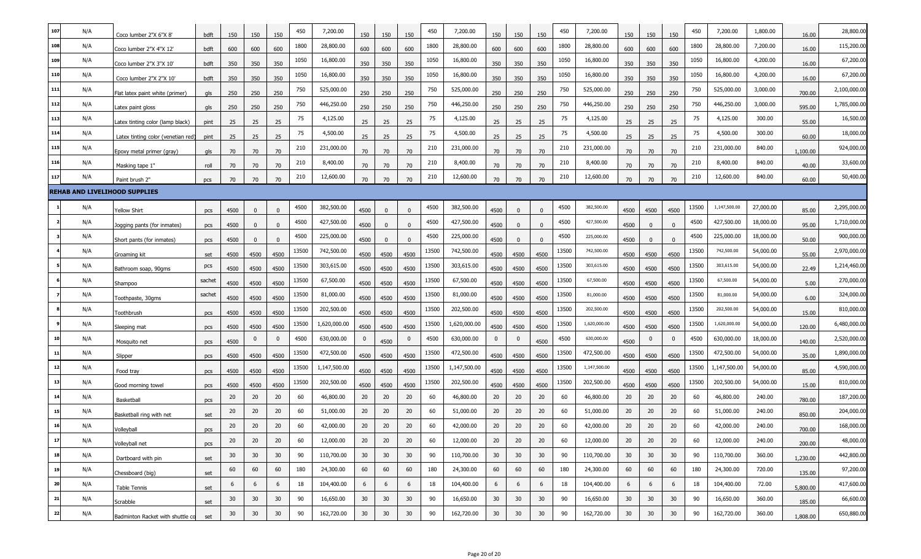| | | | | | | | | | | | | | | | | | | | | | | | | | | | | |
|---|---|---|---|---|---|---|---|---|---|---|---|---|---|---|---|---|---|---|---|---|---|---|---|---|---|---|---|---|
| 107 | N/A | Coco lumber 2"X 6"X 8' | bdft | 150 | 150 | 150 | 450 | 7,200.00 | 150 | 150 | 150 | 450 | 7,200.00 | 150 | 150 | 150 | 450 | 7,200.00 | 150 | 150 | 150 | 450 | 7,200.00 | 1,800.00 | 16.00 | 28,800.00 |
| 108 | N/A | Coco lumber 2"X 4"X 12' | bdft | 600 | 600 | 600 | 1800 | 28,800.00 | 600 | 600 | 600 | 1800 | 28,800.00 | 600 | 600 | 600 | 1800 | 28,800.00 | 600 | 600 | 600 | 1800 | 28,800.00 | 7,200.00 | 16.00 | 115,200.00 |
| 109 | N/A | Coco lumber 2"X 3"X 10' | bdft | 350 | 350 | 350 | 1050 | 16,800.00 | 350 | 350 | 350 | 1050 | 16,800.00 | 350 | 350 | 350 | 1050 | 16,800.00 | 350 | 350 | 350 | 1050 | 16,800.00 | 4,200.00 | 16.00 | 67,200.00 |
| 110 | N/A | Coco lumber 2"X 2"X 10' | bdft | 350 | 350 | 350 | 1050 | 16,800.00 | 350 | 350 | 350 | 1050 | 16,800.00 | 350 | 350 | 350 | 1050 | 16,800.00 | 350 | 350 | 350 | 1050 | 16,800.00 | 4,200.00 | 16.00 | 67,200.00 |
| 111 | N/A | Flat latex paint white (primer) | gls | 250 | 250 | 250 | 750 | 525,000.00 | 250 | 250 | 250 | 750 | 525,000.00 | 250 | 250 | 250 | 750 | 525,000.00 | 250 | 250 | 250 | 750 | 525,000.00 | 3,000.00 | 700.00 | 2,100,000.00 |
| 112 | N/A | Latex paint gloss | gls | 250 | 250 | 250 | 750 | 446,250.00 | 250 | 250 | 250 | 750 | 446,250.00 | 250 | 250 | 250 | 750 | 446,250.00 | 250 | 250 | 250 | 750 | 446,250.00 | 3,000.00 | 595.00 | 1,785,000.00 |
| 113 | N/A | Latex tinting color (lamp black) | pint | 25 | 25 | 25 | 75 | 4,125.00 | 25 | 25 | 25 | 75 | 4,125.00 | 25 | 25 | 25 | 75 | 4,125.00 | 25 | 25 | 25 | 75 | 4,125.00 | 300.00 | 55.00 | 16,500.00 |
| 114 | N/A | Latex tinting color (venetian red) | pint | 25 | 25 | 25 | 75 | 4,500.00 | 25 | 25 | 25 | 75 | 4,500.00 | 25 | 25 | 25 | 75 | 4,500.00 | 25 | 25 | 25 | 75 | 4,500.00 | 300.00 | 60.00 | 18,000.00 |
| 115 | N/A | Epoxy metal primer (gray) | gls | 70 | 70 | 70 | 210 | 231,000.00 | 70 | 70 | 70 | 210 | 231,000.00 | 70 | 70 | 70 | 210 | 231,000.00 | 70 | 70 | 70 | 210 | 231,000.00 | 840.00 | 1,100.00 | 924,000.00 |
| 116 | N/A | Masking tape 1" | roll | 70 | 70 | 70 | 210 | 8,400.00 | 70 | 70 | 70 | 210 | 8,400.00 | 70 | 70 | 70 | 210 | 8,400.00 | 70 | 70 | 70 | 210 | 8,400.00 | 840.00 | 40.00 | 33,600.00 |
| 117 | N/A | Paint brush 2" | pcs | 70 | 70 | 70 | 210 | 12,600.00 | 70 | 70 | 70 | 210 | 12,600.00 | 70 | 70 | 70 | 210 | 12,600.00 | 70 | 70 | 70 | 210 | 12,600.00 | 840.00 | 60.00 | 50,400.00 |
| **REHAB AND LIVELIHOOD SUPPLIES** | | | | | | | | | | | | | | | | | | | | | | | | | | |
| 1 | N/A | Yellow Shirt | pcs | 4500 | 0 | 0 | 4500 | 382,500.00 | 4500 | 0 | 0 | 4500 | 382,500.00 | 4500 | 0 | 0 | 4500 | 382,500.00 | 4500 | 4500 | 4500 | 13500 | 1,147,500.00 | 27,000.00 | 85.00 | 2,295,000.00 |
| 2 | N/A | Jogging pants (for inmates) | pcs | 4500 | 0 | 0 | 4500 | 427,500.00 | 4500 | 0 | 0 | 4500 | 427,500.00 | 4500 | 0 | 0 | 4500 | 427,500.00 | 4500 | 0 | 0 | 4500 | 427,500.00 | 18,000.00 | 95.00 | 1,710,000.00 |
| 3 | N/A | Short pants (for inmates) | pcs | 4500 | 0 | 0 | 4500 | 225,000.00 | 4500 | 0 | 0 | 4500 | 225,000.00 | 4500 | 0 | 0 | 4500 | 225,000.00 | 4500 | 0 | 0 | 4500 | 225,000.00 | 18,000.00 | 50.00 | 900,000.00 |
| 4 | N/A | Groaming kit | set | 4500 | 4500 | 4500 | 13500 | 742,500.00 | 4500 | 4500 | 4500 | 13500 | 742,500.00 | 4500 | 4500 | 4500 | 13500 | 742,500.00 | 4500 | 4500 | 4500 | 13500 | 742,500.00 | 54,000.00 | 55.00 | 2,970,000.00 |
| 5 | N/A | Bathroom soap, 90gms | pcs | 4500 | 4500 | 4500 | 13500 | 303,615.00 | 4500 | 4500 | 4500 | 13500 | 303,615.00 | 4500 | 4500 | 4500 | 13500 | 303,615.00 | 4500 | 4500 | 4500 | 13500 | 303,615.00 | 54,000.00 | 22.49 | 1,214,460.00 |
| 6 | N/A | Shampoo | sachet | 4500 | 4500 | 4500 | 13500 | 67,500.00 | 4500 | 4500 | 4500 | 13500 | 67,500.00 | 4500 | 4500 | 4500 | 13500 | 67,500.00 | 4500 | 4500 | 4500 | 13500 | 67,500.00 | 54,000.00 | 5.00 | 270,000.00 |
| 7 | N/A | Toothpaste, 30gms | sachet | 4500 | 4500 | 4500 | 13500 | 81,000.00 | 4500 | 4500 | 4500 | 13500 | 81,000.00 | 4500 | 4500 | 4500 | 13500 | 81,000.00 | 4500 | 4500 | 4500 | 13500 | 81,000.00 | 54,000.00 | 6.00 | 324,000.00 |
| 8 | N/A | Toothbrush | pcs | 4500 | 4500 | 4500 | 13500 | 202,500.00 | 4500 | 4500 | 4500 | 13500 | 202,500.00 | 4500 | 4500 | 4500 | 13500 | 202,500.00 | 4500 | 4500 | 4500 | 13500 | 202,500.00 | 54,000.00 | 15.00 | 810,000.00 |
| 9 | N/A | Sleeping mat | pcs | 4500 | 4500 | 4500 | 13500 | 1,620,000.00 | 4500 | 4500 | 4500 | 13500 | 1,620,000.00 | 4500 | 4500 | 4500 | 13500 | 1,620,000.00 | 4500 | 4500 | 4500 | 13500 | 1,620,000.00 | 54,000.00 | 120.00 | 6,480,000.00 |
| 10 | N/A | Mosquito net | pcs | 4500 | 0 | 0 | 4500 | 630,000.00 | 0 | 4500 | 0 | 4500 | 630,000.00 | 0 | 0 | 4500 | 4500 | 630,000.00 | 4500 | 0 | 0 | 4500 | 630,000.00 | 18,000.00 | 140.00 | 2,520,000.00 |
| 11 | N/A | Slipper | pcs | 4500 | 4500 | 4500 | 13500 | 472,500.00 | 4500 | 4500 | 4500 | 13500 | 472,500.00 | 4500 | 4500 | 4500 | 13500 | 472,500.00 | 4500 | 4500 | 4500 | 13500 | 472,500.00 | 54,000.00 | 35.00 | 1,890,000.00 |
| 12 | N/A | Food tray | pcs | 4500 | 4500 | 4500 | 13500 | 1,147,500.00 | 4500 | 4500 | 4500 | 13500 | 1,147,500.00 | 4500 | 4500 | 4500 | 13500 | 1,147,500.00 | 4500 | 4500 | 4500 | 13500 | 1,147,500.00 | 54,000.00 | 85.00 | 4,590,000.00 |
| 13 | N/A | Good morning towel | pcs | 4500 | 4500 | 4500 | 13500 | 202,500.00 | 4500 | 4500 | 4500 | 13500 | 202,500.00 | 4500 | 4500 | 4500 | 13500 | 202,500.00 | 4500 | 4500 | 4500 | 13500 | 202,500.00 | 54,000.00 | 15.00 | 810,000.00 |
| 14 | N/A | Basketball | pcs | 20 | 20 | 20 | 60 | 46,800.00 | 20 | 20 | 20 | 60 | 46,800.00 | 20 | 20 | 20 | 60 | 46,800.00 | 20 | 20 | 20 | 60 | 46,800.00 | 240.00 | 780.00 | 187,200.00 |
| 15 | N/A | Basketball ring with net | set | 20 | 20 | 20 | 60 | 51,000.00 | 20 | 20 | 20 | 60 | 51,000.00 | 20 | 20 | 20 | 60 | 51,000.00 | 20 | 20 | 20 | 60 | 51,000.00 | 240.00 | 850.00 | 204,000.00 |
| 16 | N/A | Volleyball | pcs | 20 | 20 | 20 | 60 | 42,000.00 | 20 | 20 | 20 | 60 | 42,000.00 | 20 | 20 | 20 | 60 | 42,000.00 | 20 | 20 | 20 | 60 | 42,000.00 | 240.00 | 700.00 | 168,000.00 |
| 17 | N/A | Volleyball net | pcs | 20 | 20 | 20 | 60 | 12,000.00 | 20 | 20 | 20 | 60 | 12,000.00 | 20 | 20 | 20 | 60 | 12,000.00 | 20 | 20 | 20 | 60 | 12,000.00 | 240.00 | 200.00 | 48,000.00 |
| 18 | N/A | Dartboard with pin | set | 30 | 30 | 30 | 90 | 110,700.00 | 30 | 30 | 30 | 90 | 110,700.00 | 30 | 30 | 30 | 90 | 110,700.00 | 30 | 30 | 30 | 90 | 110,700.00 | 360.00 | 1,230.00 | 442,800.00 |
| 19 | N/A | Chessboard (big) | set | 60 | 60 | 60 | 180 | 24,300.00 | 60 | 60 | 60 | 180 | 24,300.00 | 60 | 60 | 60 | 180 | 24,300.00 | 60 | 60 | 60 | 180 | 24,300.00 | 720.00 | 135.00 | 97,200.00 |
| 20 | N/A | Table Tennis | set | 6 | 6 | 6 | 18 | 104,400.00 | 6 | 6 | 6 | 18 | 104,400.00 | 6 | 6 | 6 | 18 | 104,400.00 | 6 | 6 | 6 | 18 | 104,400.00 | 72.00 | 5,800.00 | 417,600.00 |
| 21 | N/A | Scrabble | set | 30 | 30 | 30 | 90 | 16,650.00 | 30 | 30 | 30 | 90 | 16,650.00 | 30 | 30 | 30 | 90 | 16,650.00 | 30 | 30 | 30 | 90 | 16,650.00 | 360.00 | 185.00 | 66,600.00 |
| 22 | N/A | Badminton Racket with shuttle co | set | 30 | 30 | 30 | 90 | 162,720.00 | 30 | 30 | 30 | 90 | 162,720.00 | 30 | 30 | 30 | 90 | 162,720.00 | 30 | 30 | 30 | 90 | 162,720.00 | 360.00 | 1,808.00 | 650,880.00 |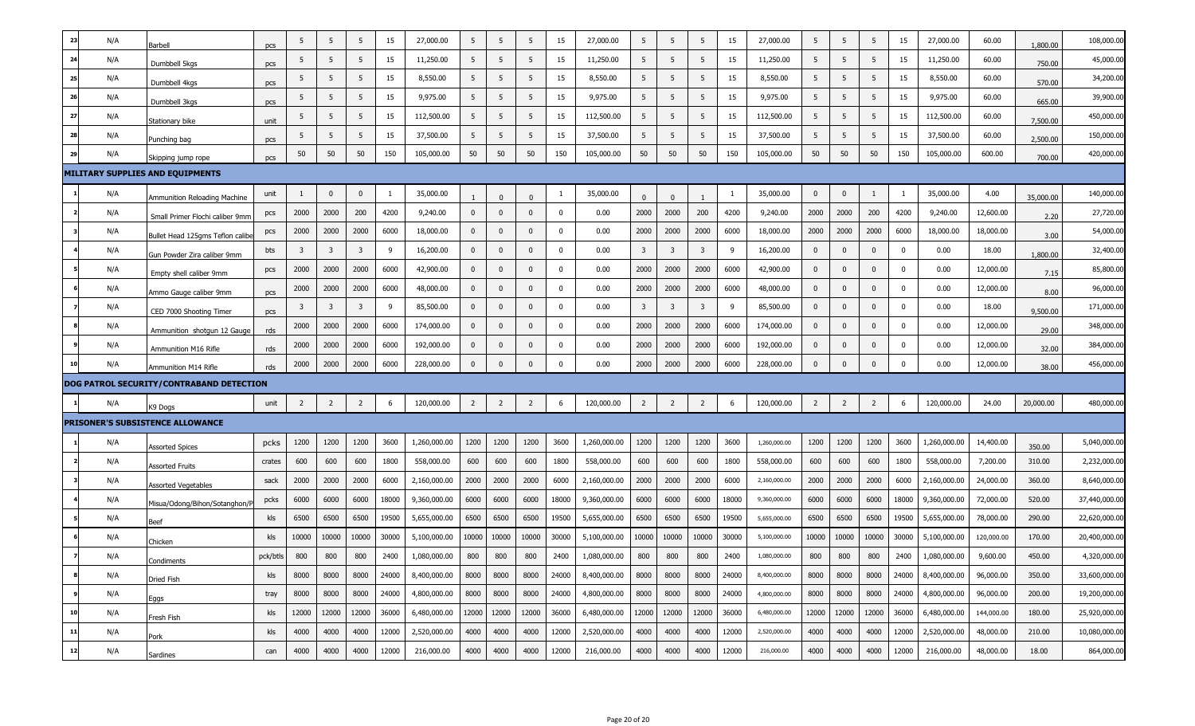| 23 | N/A | Barbell | pcs | 5 | 5 | 5 | 15 | 27,000.00 | 5 | 5 | 5 | 15 | 27,000.00 | 5 | 5 | 5 | 15 | 27,000.00 | 5 | 5 | 5 | 15 | 27,000.00 | 60.00 | 1,800.00 | 108,000.00 |
|---|---|---|---|---|---|---|---|---|---|---|---|---|---|---|---|---|---|---|---|---|---|---|---|---|---|---|
| 24 | N/A | Dumbbell 5kgs | pcs | 5 | 5 | 5 | 15 | 11,250.00 | 5 | 5 | 5 | 15 | 11,250.00 | 5 | 5 | 5 | 15 | 11,250.00 | 5 | 5 | 5 | 15 | 11,250.00 | 60.00 | 750.00 | 45,000.00 |
| 25 | N/A | Dumbbell 4kgs | pcs | 5 | 5 | 5 | 15 | 8,550.00 | 5 | 5 | 5 | 15 | 8,550.00 | 5 | 5 | 5 | 15 | 8,550.00 | 5 | 5 | 5 | 15 | 8,550.00 | 60.00 | 570.00 | 34,200.00 |
| 26 | N/A | Dumbbell 3kgs | pcs | 5 | 5 | 5 | 15 | 9,975.00 | 5 | 5 | 5 | 15 | 9,975.00 | 5 | 5 | 5 | 15 | 9,975.00 | 5 | 5 | 5 | 15 | 9,975.00 | 60.00 | 665.00 | 39,900.00 |
| 27 | N/A | Stationary bike | unit | 5 | 5 | 5 | 15 | 112,500.00 | 5 | 5 | 5 | 15 | 112,500.00 | 5 | 5 | 5 | 15 | 112,500.00 | 5 | 5 | 5 | 15 | 112,500.00 | 60.00 | 7,500.00 | 450,000.00 |
| 28 | N/A | Punching bag | pcs | 5 | 5 | 5 | 15 | 37,500.00 | 5 | 5 | 5 | 15 | 37,500.00 | 5 | 5 | 5 | 15 | 37,500.00 | 5 | 5 | 5 | 15 | 37,500.00 | 60.00 | 2,500.00 | 150,000.00 |
| 29 | N/A | Skipping jump rope | pcs | 50 | 50 | 50 | 150 | 105,000.00 | 50 | 50 | 50 | 150 | 105,000.00 | 50 | 50 | 50 | 150 | 105,000.00 | 50 | 50 | 50 | 150 | 105,000.00 | 600.00 | 700.00 | 420,000.00 |
| **MILITARY SUPPLIES AND EQUIPMENTS** | | | | | | | | | | | | | | | | | | | | | | | | | | |
| 1 | N/A | Ammunition Reloading Machine | unit | 1 | 0 | 0 | 1 | 35,000.00 | 1 | 0 | 0 | 1 | 35,000.00 | 0 | 0 | 1 | 1 | 35,000.00 | 0 | 0 | 1 | 1 | 35,000.00 | 4.00 | 35,000.00 | 140,000.00 |
| 2 | N/A | Small Primer Flochi caliber 9mm | pcs | 2000 | 2000 | 200 | 4200 | 9,240.00 | 0 | 0 | 0 | 0 | 0.00 | 2000 | 2000 | 200 | 4200 | 9,240.00 | 2000 | 2000 | 200 | 4200 | 9,240.00 | 12,600.00 | 2.20 | 27,720.00 |
| 3 | N/A | Bullet Head 125gms Teflon calibe | pcs | 2000 | 2000 | 2000 | 6000 | 18,000.00 | 0 | 0 | 0 | 0 | 0.00 | 2000 | 2000 | 2000 | 6000 | 18,000.00 | 2000 | 2000 | 2000 | 6000 | 18,000.00 | 18,000.00 | 3.00 | 54,000.00 |
| 4 | N/A | Gun Powder Zira caliber 9mm | bts | 3 | 3 | 3 | 9 | 16,200.00 | 0 | 0 | 0 | 0 | 0.00 | 3 | 3 | 3 | 9 | 16,200.00 | 0 | 0 | 0 | 0 | 0.00 | 18.00 | 1,800.00 | 32,400.00 |
| 5 | N/A | Empty shell caliber 9mm | pcs | 2000 | 2000 | 2000 | 6000 | 42,900.00 | 0 | 0 | 0 | 0 | 0.00 | 2000 | 2000 | 2000 | 6000 | 42,900.00 | 0 | 0 | 0 | 0 | 0.00 | 12,000.00 | 7.15 | 85,800.00 |
| 6 | N/A | Ammo Gauge caliber 9mm | pcs | 2000 | 2000 | 2000 | 6000 | 48,000.00 | 0 | 0 | 0 | 0 | 0.00 | 2000 | 2000 | 2000 | 6000 | 48,000.00 | 0 | 0 | 0 | 0 | 0.00 | 12,000.00 | 8.00 | 96,000.00 |
| 7 | N/A | CED 7000 Shooting Timer | pcs | 3 | 3 | 3 | 9 | 85,500.00 | 0 | 0 | 0 | 0 | 0.00 | 3 | 3 | 3 | 9 | 85,500.00 | 0 | 0 | 0 | 0 | 0.00 | 18.00 | 9,500.00 | 171,000.00 |
| 8 | N/A | Ammunition shotgun 12 Gauge | rds | 2000 | 2000 | 2000 | 6000 | 174,000.00 | 0 | 0 | 0 | 0 | 0.00 | 2000 | 2000 | 2000 | 6000 | 174,000.00 | 0 | 0 | 0 | 0 | 0.00 | 12,000.00 | 29.00 | 348,000.00 |
| 9 | N/A | Ammunition M16 Rifle | rds | 2000 | 2000 | 2000 | 6000 | 192,000.00 | 0 | 0 | 0 | 0 | 0.00 | 2000 | 2000 | 2000 | 6000 | 192,000.00 | 0 | 0 | 0 | 0 | 0.00 | 12,000.00 | 32.00 | 384,000.00 |
| 10 | N/A | Ammunition M14 Rifle | rds | 2000 | 2000 | 2000 | 6000 | 228,000.00 | 0 | 0 | 0 | 0 | 0.00 | 2000 | 2000 | 2000 | 6000 | 228,000.00 | 0 | 0 | 0 | 0 | 0.00 | 12,000.00 | 38.00 | 456,000.00 |
| **DOG PATROL SECURITY/CONTRABAND DETECTION** | | | | | | | | | | | | | | | | | | | | | | | | | | |
| 1 | N/A | K9 Dogs | unit | 2 | 2 | 2 | 6 | 120,000.00 | 2 | 2 | 2 | 6 | 120,000.00 | 2 | 2 | 2 | 6 | 120,000.00 | 2 | 2 | 2 | 6 | 120,000.00 | 24.00 | 20,000.00 | 480,000.00 |
| **PRISONER'S SUBSISTENCE ALLOWANCE** | | | | | | | | | | | | | | | | | | | | | | | | | | |
| 1 | N/A | Assorted Spices | pcks | 1200 | 1200 | 1200 | 3600 | 1,260,000.00 | 1200 | 1200 | 1200 | 3600 | 1,260,000.00 | 1200 | 1200 | 1200 | 3600 | 1,260,000.00 | 1200 | 1200 | 1200 | 3600 | 1,260,000.00 | 14,400.00 | 350.00 | 5,040,000.00 |
| 2 | N/A | Assorted Fruits | crates | 600 | 600 | 600 | 1800 | 558,000.00 | 600 | 600 | 600 | 1800 | 558,000.00 | 600 | 600 | 600 | 1800 | 558,000.00 | 600 | 600 | 600 | 1800 | 558,000.00 | 7,200.00 | 310.00 | 2,232,000.00 |
| 3 | N/A | Assorted Vegetables | sack | 2000 | 2000 | 2000 | 6000 | 2,160,000.00 | 2000 | 2000 | 2000 | 6000 | 2,160,000.00 | 2000 | 2000 | 2000 | 6000 | 2,160,000.00 | 2000 | 2000 | 2000 | 6000 | 2,160,000.00 | 24,000.00 | 360.00 | 8,640,000.00 |
| 4 | N/A | Misua/Odong/Bihon/Sotanghon/P | pcks | 6000 | 6000 | 6000 | 18000 | 9,360,000.00 | 6000 | 6000 | 6000 | 18000 | 9,360,000.00 | 6000 | 6000 | 6000 | 18000 | 9,360,000.00 | 6000 | 6000 | 6000 | 18000 | 9,360,000.00 | 72,000.00 | 520.00 | 37,440,000.00 |
| 5 | N/A | Beef | kls | 6500 | 6500 | 6500 | 19500 | 5,655,000.00 | 6500 | 6500 | 6500 | 19500 | 5,655,000.00 | 6500 | 6500 | 6500 | 19500 | 5,655,000.00 | 6500 | 6500 | 6500 | 19500 | 5,655,000.00 | 78,000.00 | 290.00 | 22,620,000.00 |
| 6 | N/A | Chicken | kls | 10000 | 10000 | 10000 | 30000 | 5,100,000.00 | 10000 | 10000 | 10000 | 30000 | 5,100,000.00 | 10000 | 10000 | 10000 | 30000 | 5,100,000.00 | 10000 | 10000 | 10000 | 30000 | 5,100,000.00 | 120,000.00 | 170.00 | 20,400,000.00 |
| 7 | N/A | Condiments | pck/btls | 800 | 800 | 800 | 2400 | 1,080,000.00 | 800 | 800 | 800 | 2400 | 1,080,000.00 | 800 | 800 | 800 | 2400 | 1,080,000.00 | 800 | 800 | 800 | 2400 | 1,080,000.00 | 9,600.00 | 450.00 | 4,320,000.00 |
| 8 | N/A | Dried Fish | kls | 8000 | 8000 | 8000 | 24000 | 8,400,000.00 | 8000 | 8000 | 8000 | 24000 | 8,400,000.00 | 8000 | 8000 | 8000 | 24000 | 8,400,000.00 | 8000 | 8000 | 8000 | 24000 | 8,400,000.00 | 96,000.00 | 350.00 | 33,600,000.00 |
| 9 | N/A | Eggs | tray | 8000 | 8000 | 8000 | 24000 | 4,800,000.00 | 8000 | 8000 | 8000 | 24000 | 4,800,000.00 | 8000 | 8000 | 8000 | 24000 | 4,800,000.00 | 8000 | 8000 | 8000 | 24000 | 4,800,000.00 | 96,000.00 | 200.00 | 19,200,000.00 |
| 10 | N/A | Fresh Fish | kls | 12000 | 12000 | 12000 | 36000 | 6,480,000.00 | 12000 | 12000 | 12000 | 36000 | 6,480,000.00 | 12000 | 12000 | 12000 | 36000 | 6,480,000.00 | 12000 | 12000 | 12000 | 36000 | 6,480,000.00 | 144,000.00 | 180.00 | 25,920,000.00 |
| 11 | N/A | Pork | kls | 4000 | 4000 | 4000 | 12000 | 2,520,000.00 | 4000 | 4000 | 4000 | 12000 | 2,520,000.00 | 4000 | 4000 | 4000 | 12000 | 2,520,000.00 | 4000 | 4000 | 4000 | 12000 | 2,520,000.00 | 48,000.00 | 210.00 | 10,080,000.00 |
| 12 | N/A | Sardines | can | 4000 | 4000 | 4000 | 12000 | 216,000.00 | 4000 | 4000 | 4000 | 12000 | 216,000.00 | 4000 | 4000 | 4000 | 12000 | 216,000.00 | 4000 | 4000 | 4000 | 12000 | 216,000.00 | 48,000.00 | 18.00 | 864,000.00 |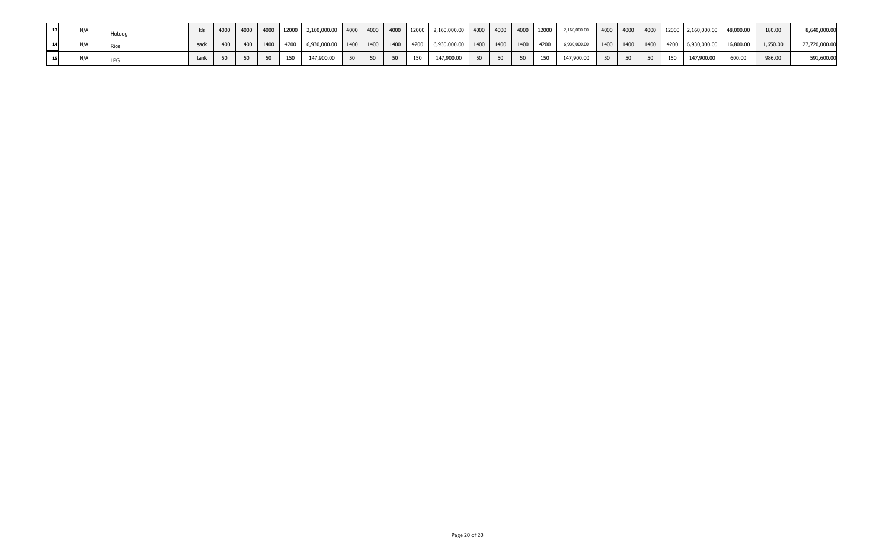| 13 | N/A | Hotdog | kls | 4000 | 4000 | 4000 | 12000 | 2,160,000.00 | 4000 | 4000 | 4000 | 12000 | 2,160,000.00 | 4000 | 4000 | 4000 | 12000 | 2,160,000.00 | 4000 | 4000 | 4000 | 12000 | 2,160,000.00 | 48,000.00 | 180.00 | 8,640,000.00 |
|---|---|---|---|---|---|---|---|---|---|---|---|---|---|---|---|---|---|---|---|---|---|---|---|---|---|---|
| 14 | N/A | Rice | sack | 1400 | 1400 | 1400 | 4200 | 6,930,000.00 | 1400 | 1400 | 1400 | 4200 | 6,930,000.00 | 1400 | 1400 | 1400 | 4200 | 6,930,000.00 | 1400 | 1400 | 1400 | 4200 | 6,930,000.00 | 16,800.00 | 1,650.00 | 27,720,000.00 |
| 15 | N/A | LPG | tank | 50 | 50 | 50 | 150 | 147,900.00 | 50 | 50 | 50 | 150 | 147,900.00 | 50 | 50 | 50 | 150 | 147,900.00 | 50 | 50 | 50 | 150 | 147,900.00 | 600.00 | 986.00 | 591,600.00 |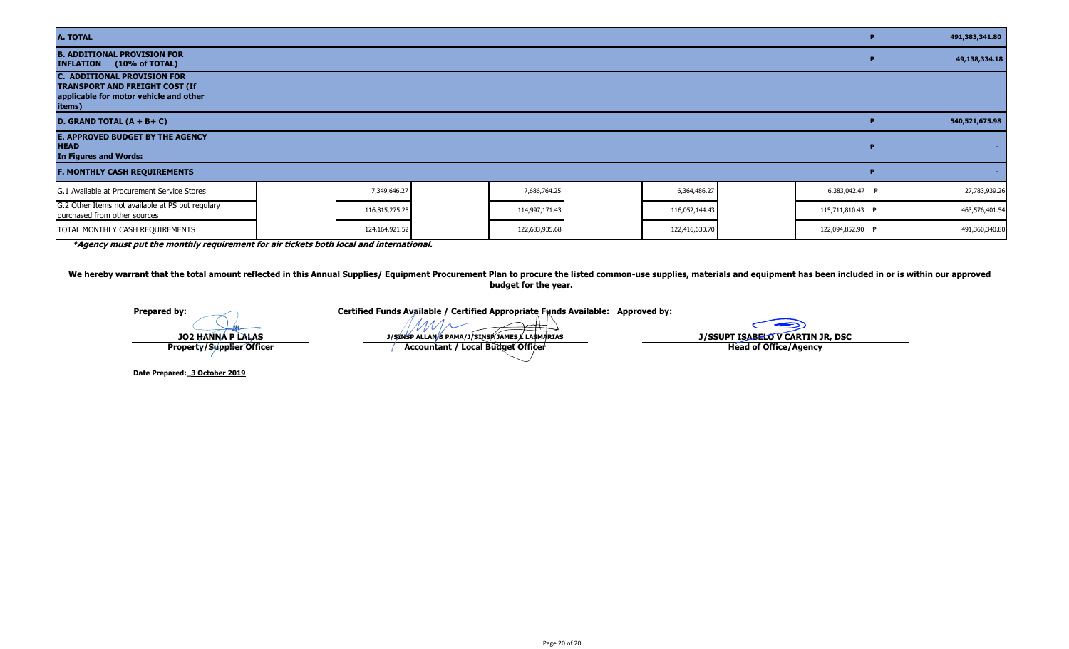| | | | | | | | | | | |
|---|---|---|---|---|---|---|---|---|---|---|
| **A. TOTAL** | | | | | | | | | ₱ | 491,383,341.80 |
| **B. ADDITIONAL PROVISION FOR INFLATION (10% of TOTAL)** | | | | | | | | | ₱ | 49,138,334.18 |
| **C. ADDITIONAL PROVISION FOR TRANSPORT AND FREIGHT COST (If applicable for motor vehicle and other items)** | | | | | | | | | | |
| **D. GRAND TOTAL (A + B+ C)** | | | | | | | | | ₱ | 540,521,675.98 |
| **E. APPROVED BUDGET BY THE AGENCY HEAD In Figures and Words:** | | | | | | | | | ₱ | - |
| **F. MONTHLY CASH REQUIREMENTS** | | | | | | | | | ₱ | - |
| G.1 Available at Procurement Service Stores | | 7,349,646.27 | | 7,686,764.25 | | 6,364,486.27 | | 6,383,042.47 | ₱ | 27,783,939.26 |
| G.2 Other Items not available at PS but regulary purchased from other sources | | 116,815,275.25 | | 114,997,171.43 | | 116,052,144.43 | | 115,711,810.43 | ₱ | 463,576,401.54 |
| TOTAL MONTHLY CASH REQUIREMENTS | | 124,164,921.52 | | 122,683,935.68 | | 122,416,630.70 | | 122,094,852.90 | ₱ | 491,360,340.80 |

***Agency must put the monthly requirement for air tickets both local and international.**

**We hereby warrant that the total amount reflected in this Annual Supplies/ Equipment Procurement Plan to procure the listed common-use supplies, materials and equipment has been included in or is within our approved budget for the year.**

**Prepared by:**

**JO2 HANNA P LALAS**
**Property/Supplier Officer**

**Certified Funds Available / Certified Appropriate Funds Available:**

**J/SINSP ALLAN B PAMA/J/SINSP JAMES L LASMARIAS**
**Accountant / Local Budget Officer**

**Approved by:**

**J/SSUPT ISABELO V CARTIN JR, DSC**
**Head of Office/Agency**

**Date Prepared: 3 October 2019**